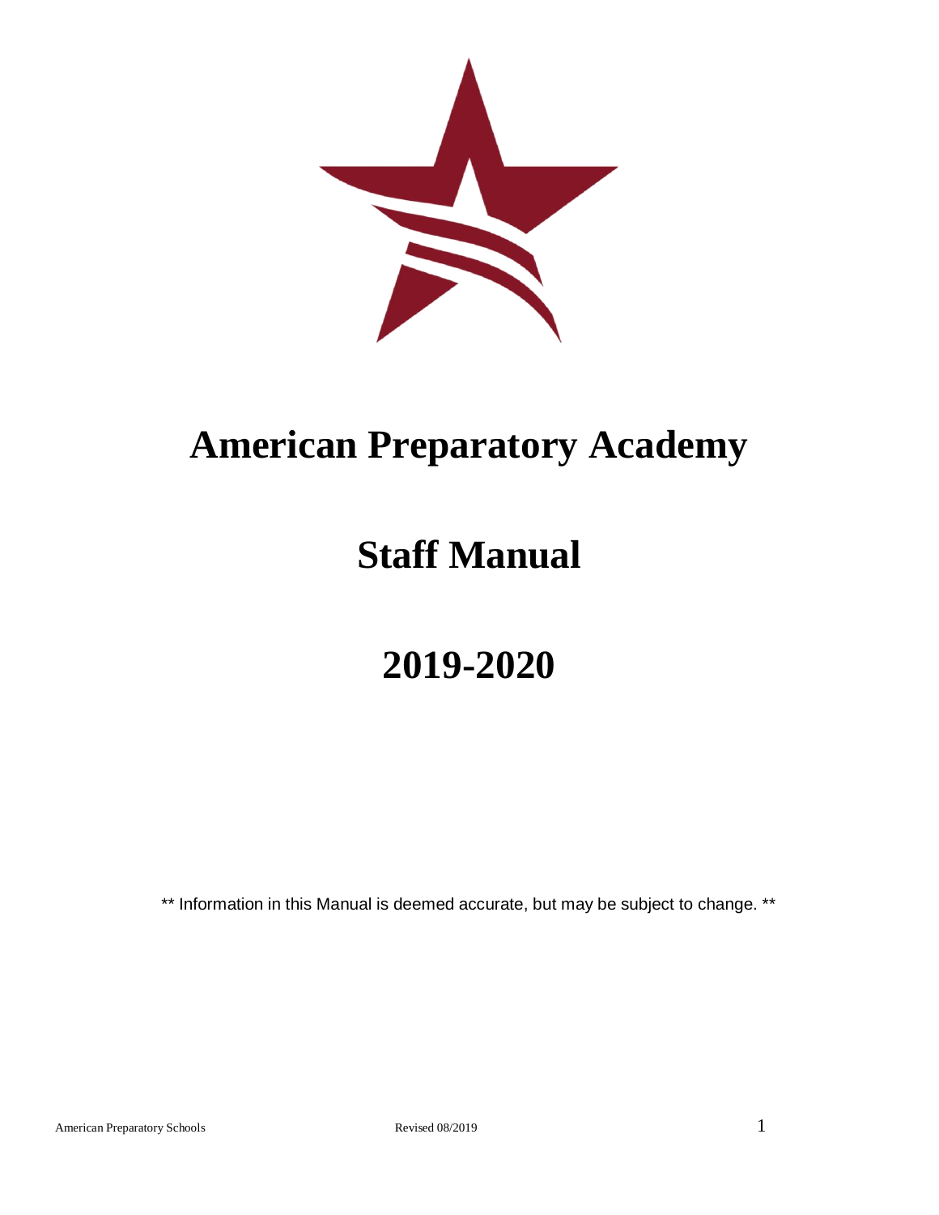# American Preparatory Academy

# Staff Manual

# 2019-2020

** Information in this Manual is deemed accurate, but may be subject to change. **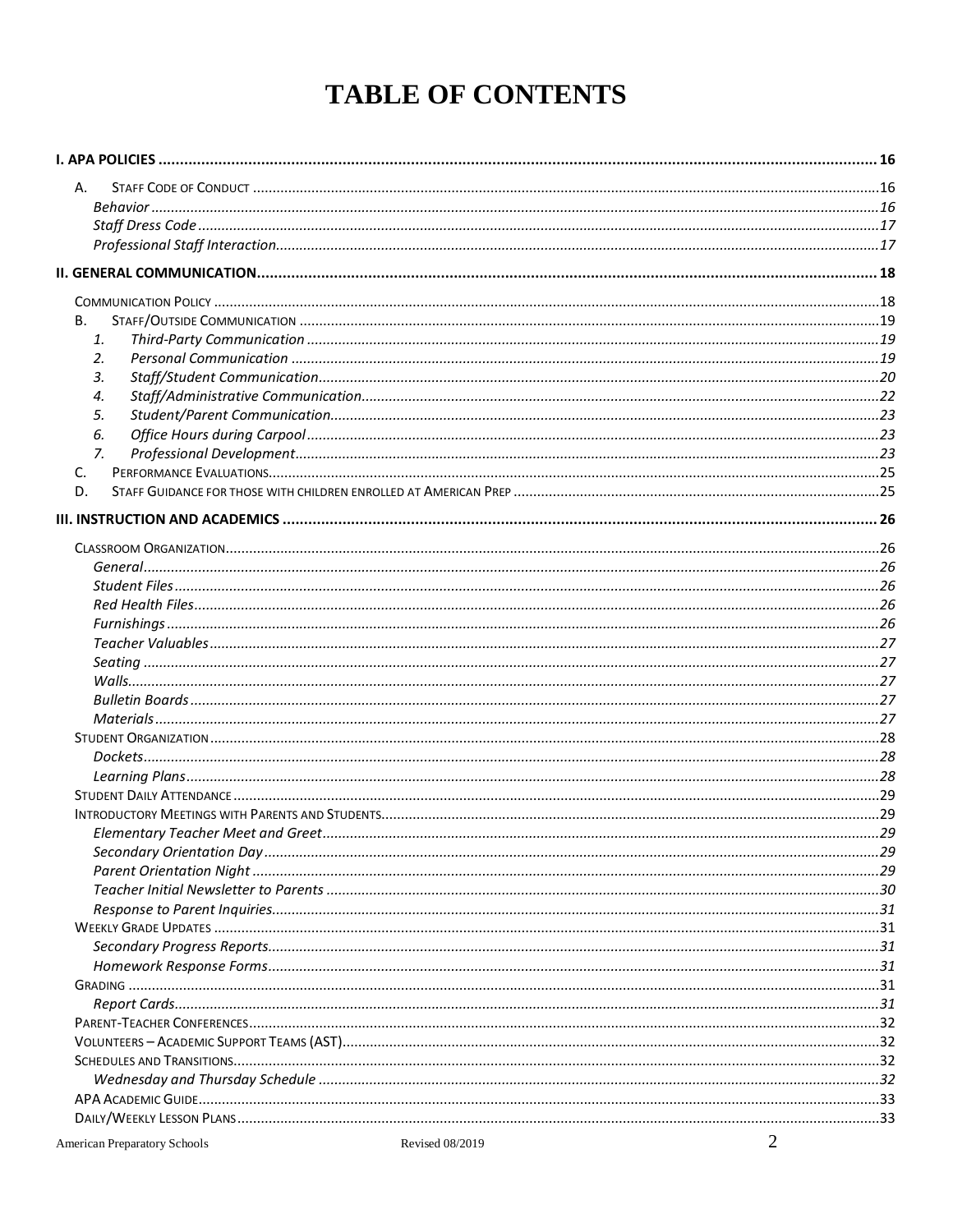# TABLE OF CONTENTS

**I. APA POLICIES** ..... 16

- A. STAFF CODE OF CONDUCT ..... 16
  - *Behavior* ..... 16
  - *Staff Dress Code* ..... 17
  - *Professional Staff Interaction* ..... 17

**II. GENERAL COMMUNICATION** ..... 18

- COMMUNICATION POLICY ..... 18
- B. STAFF/OUTSIDE COMMUNICATION ..... 19
  1. *Third-Party Communication* ..... 19
  2. *Personal Communication* ..... 19
  3. *Staff/Student Communication* ..... 20
  4. *Staff/Administrative Communication* ..... 22
  5. *Student/Parent Communication* ..... 23
  6. *Office Hours during Carpool* ..... 23
  7. *Professional Development* ..... 23
- C. PERFORMANCE EVALUATIONS ..... 25
- D. STAFF GUIDANCE FOR THOSE WITH CHILDREN ENROLLED AT AMERICAN PREP ..... 25

**III. INSTRUCTION AND ACADEMICS** ..... 26

- CLASSROOM ORGANIZATION ..... 26
  - *General* ..... 26
  - *Student Files* ..... 26
  - *Red Health Files* ..... 26
  - *Furnishings* ..... 26
  - *Teacher Valuables* ..... 27
  - *Seating* ..... 27
  - *Walls* ..... 27
  - *Bulletin Boards* ..... 27
  - *Materials* ..... 27
- STUDENT ORGANIZATION ..... 28
  - *Dockets* ..... 28
  - *Learning Plans* ..... 28
- STUDENT DAILY ATTENDANCE ..... 29
- INTRODUCTORY MEETINGS WITH PARENTS AND STUDENTS ..... 29
  - *Elementary Teacher Meet and Greet* ..... 29
  - *Secondary Orientation Day* ..... 29
  - *Parent Orientation Night* ..... 29
  - *Teacher Initial Newsletter to Parents* ..... 30
  - *Response to Parent Inquiries* ..... 31
- WEEKLY GRADE UPDATES ..... 31
  - *Secondary Progress Reports* ..... 31
  - *Homework Response Forms* ..... 31
- GRADING ..... 31
  - *Report Cards* ..... 31
- PARENT-TEACHER CONFERENCES ..... 32
- VOLUNTEERS – ACADEMIC SUPPORT TEAMS (AST) ..... 32
- SCHEDULES AND TRANSITIONS ..... 32
  - *Wednesday and Thursday Schedule* ..... 32
- APA ACADEMIC GUIDE ..... 33
- DAILY/WEEKLY LESSON PLANS ..... 33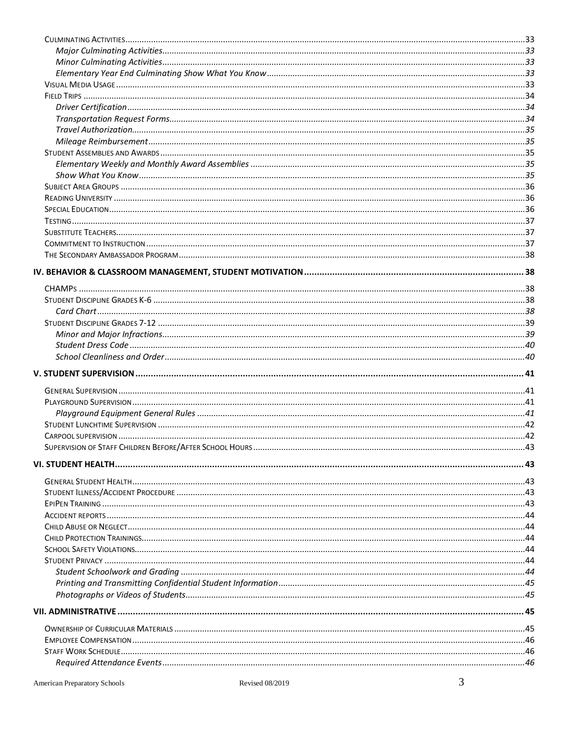Culminating Activities ....33
  *Major Culminating Activities* ....33
  *Minor Culminating Activities* ....33
  *Elementary Year End Culminating Show What You Know* ....33
Visual Media Usage ....33
Field Trips ....34
  *Driver Certification* ....34
  *Transportation Request Forms* ....34
  *Travel Authorization* ....35
  *Mileage Reimbursement* ....35
Student Assemblies and Awards ....35
  *Elementary Weekly and Monthly Award Assemblies* ....35
  *Show What You Know* ....35
Subject Area Groups ....36
Reading University ....36
Special Education ....36
Testing ....37
Substitute Teachers ....37
Commitment to Instruction ....37
The Secondary Ambassador Program ....38

**IV. BEHAVIOR & CLASSROOM MANAGEMENT, STUDENT MOTIVATION ....38**

CHAMPs ....38
Student Discipline Grades K-6 ....38
  *Card Chart* ....38
Student Discipline Grades 7-12 ....39
  *Minor and Major Infractions* ....39
  *Student Dress Code* ....40
  *School Cleanliness and Order* ....40

**V. STUDENT SUPERVISION ....41**

General Supervision ....41
Playground Supervision ....41
  *Playground Equipment General Rules* ....41
Student Lunchtime Supervision ....42
Carpool supervision ....42
Supervision of Staff Children Before/After School Hours ....43

**VI. STUDENT HEALTH ....43**

General Student Health ....43
Student Illness/Accident Procedure ....43
EpiPen Training ....43
Accident reports ....44
Child Abuse or Neglect ....44
Child Protection Trainings ....44
School Safety Violations ....44
Student Privacy ....44
  *Student Schoolwork and Grading* ....44
  *Printing and Transmitting Confidential Student Information* ....45
  *Photographs or Videos of Students* ....45

**VII. ADMINISTRATIVE ....45**

Ownership of Curricular Materials ....45
Employee Compensation ....46
Staff Work Schedule ....46
  *Required Attendance Events* ....46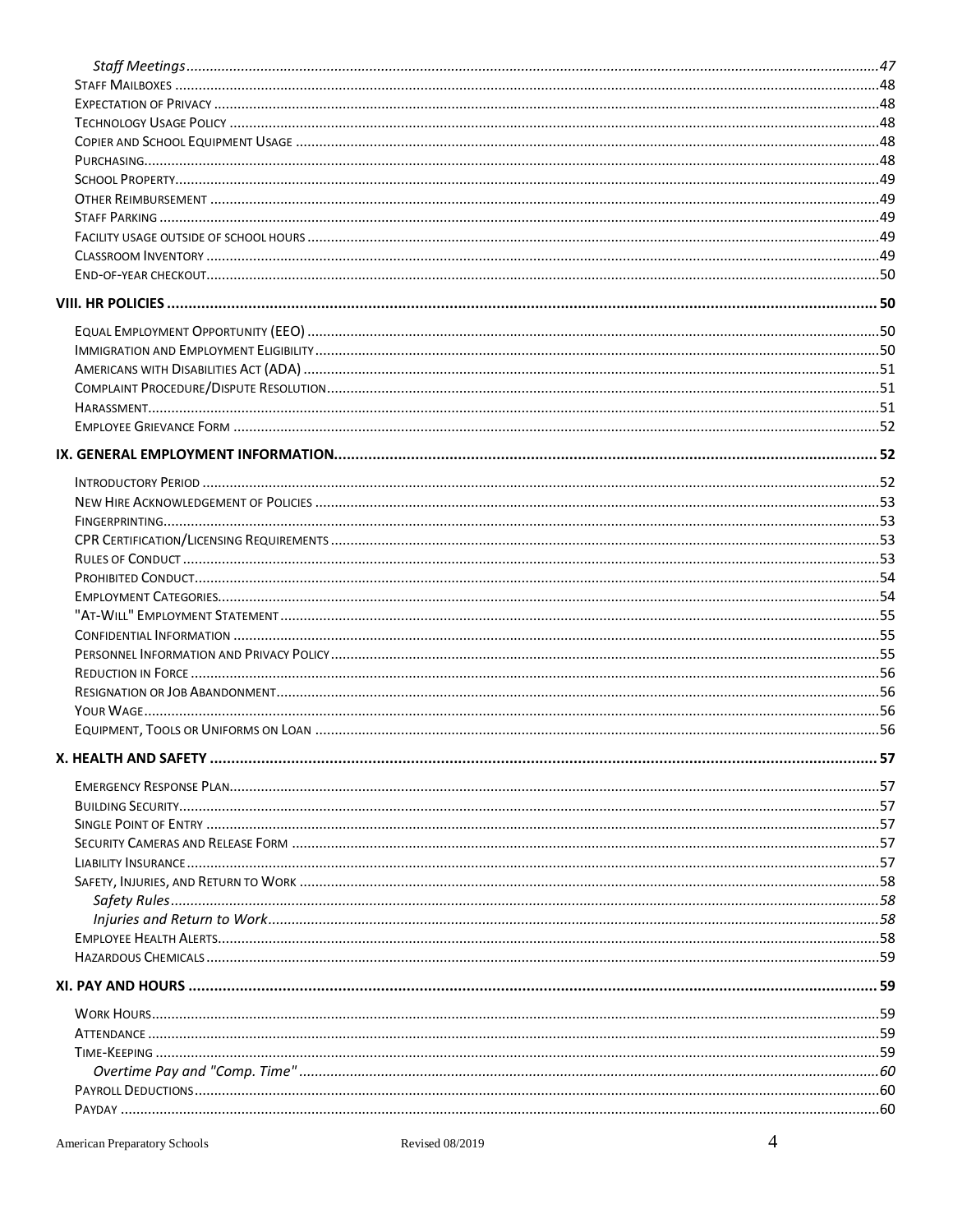*Staff Meetings* ........ 47
Staff Mailboxes ........ 48
Expectation of Privacy ........ 48
Technology Usage Policy ........ 48
Copier and School Equipment Usage ........ 48
Purchasing ........ 48
School Property ........ 49
Other Reimbursement ........ 49
Staff Parking ........ 49
Facility usage outside of school hours ........ 49
Classroom Inventory ........ 49
End-of-year checkout ........ 50

**VIII. HR POLICIES ........ 50**

Equal Employment Opportunity (EEO) ........ 50
Immigration and Employment Eligibility ........ 50
Americans with Disabilities Act (ADA) ........ 51
Complaint Procedure/Dispute Resolution ........ 51
Harassment ........ 51
Employee Grievance Form ........ 52

**IX. GENERAL EMPLOYMENT INFORMATION ........ 52**

Introductory Period ........ 52
New Hire Acknowledgement of Policies ........ 53
Fingerprinting ........ 53
CPR Certification/Licensing Requirements ........ 53
Rules of Conduct ........ 53
Prohibited Conduct ........ 54
Employment Categories ........ 54
"At-Will" Employment Statement ........ 55
Confidential Information ........ 55
Personnel Information and Privacy Policy ........ 55
Reduction in Force ........ 56
Resignation or Job Abandonment ........ 56
Your Wage ........ 56
Equipment, Tools or Uniforms on Loan ........ 56

**X. HEALTH AND SAFETY ........ 57**

Emergency Response Plan ........ 57
Building Security ........ 57
Single Point of Entry ........ 57
Security Cameras and Release Form ........ 57
Liability Insurance ........ 57
Safety, Injuries, and Return to Work ........ 58
*Safety Rules* ........ 58
*Injuries and Return to Work* ........ 58
Employee Health Alerts ........ 58
Hazardous Chemicals ........ 59

**XI. PAY AND HOURS ........ 59**

Work Hours ........ 59
Attendance ........ 59
Time-Keeping ........ 59
*Overtime Pay and "Comp. Time"* ........ 60
Payroll Deductions ........ 60
Payday ........ 60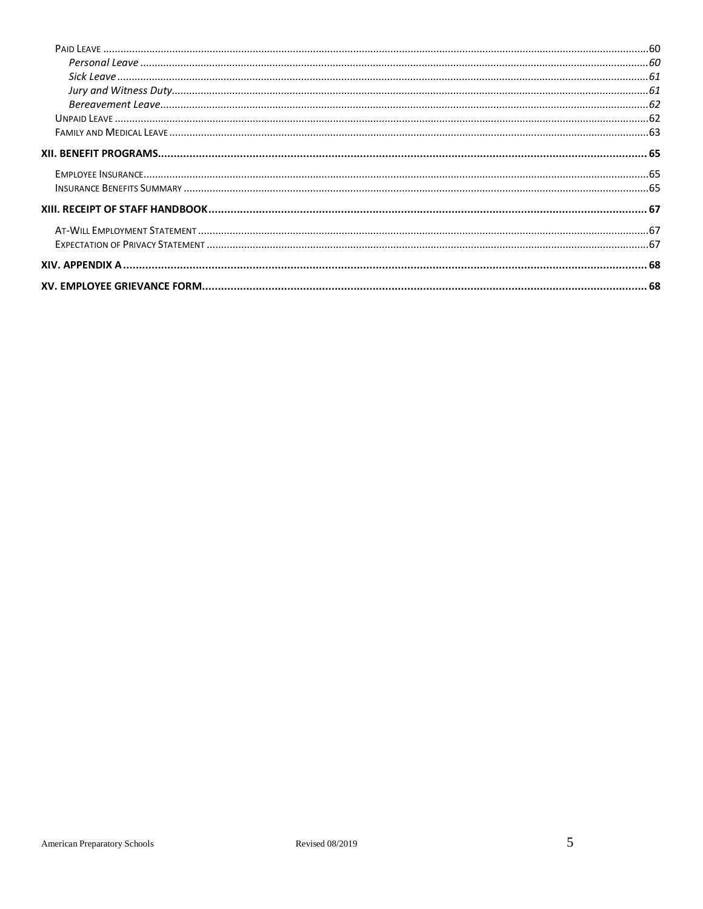Paid Leave ....................................................................................................................................................................60

*Personal Leave ...........................................................................................................................................................60*

*Sick Leave ....................................................................................................................................................................61*

*Jury and Witness Duty..................................................................................................................................................61*

*Bereavement Leave......................................................................................................................................................62*

Unpaid Leave ..................................................................................................................................................................62

Family and Medical Leave ...............................................................................................................................................63

**XII. BENEFIT PROGRAMS............................................................................................................................................ 65**

Employee Insurance.........................................................................................................................................................65

Insurance Benefits Summary ...........................................................................................................................................65

**XIII. RECEIPT OF STAFF HANDBOOK............................................................................................................................ 67**

At-Will Employment Statement .......................................................................................................................................67

Expectation of Privacy Statement ....................................................................................................................................67

**XIV. APPENDIX A........................................................................................................................................................ 68**

**XV. EMPLOYEE GRIEVANCE FORM............................................................................................................................. 68**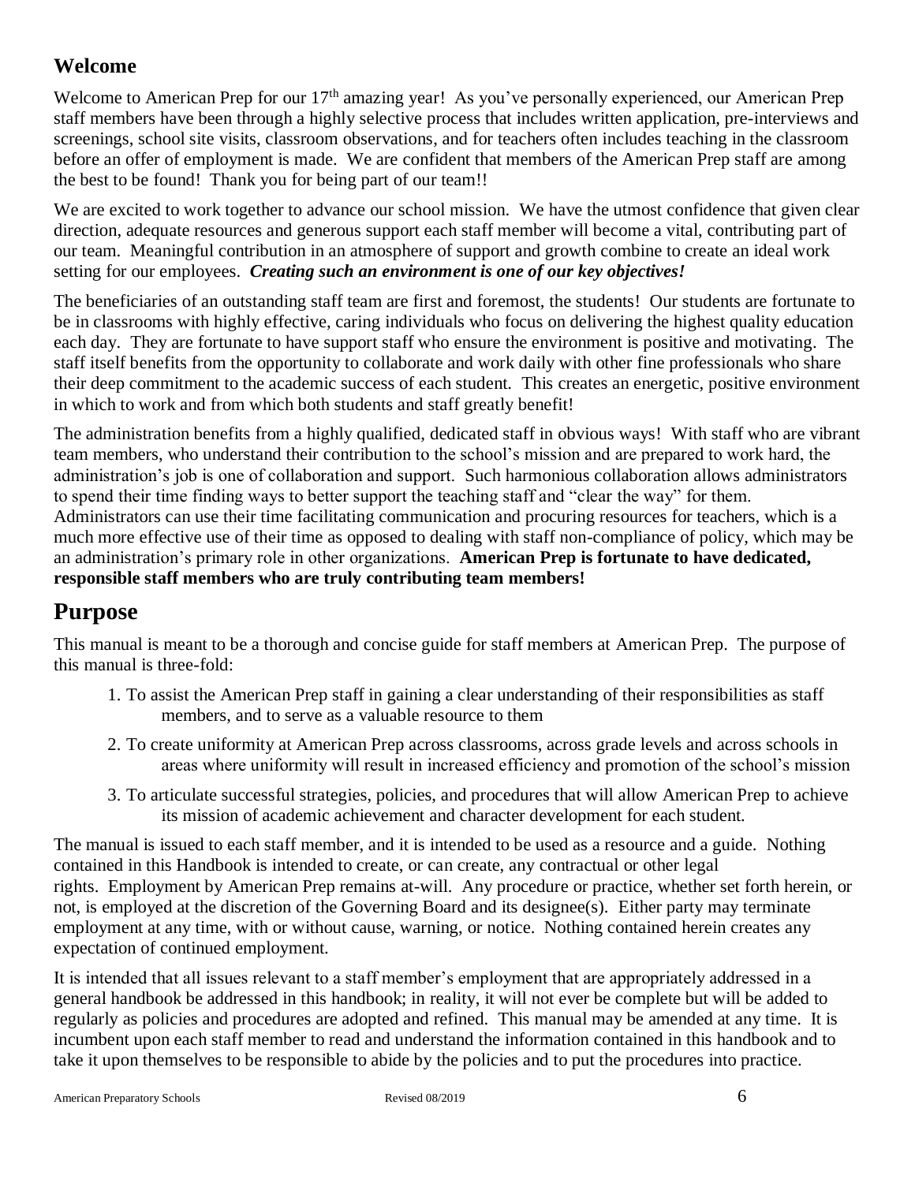## Welcome

Welcome to American Prep for our 17th amazing year! As you've personally experienced, our American Prep staff members have been through a highly selective process that includes written application, pre-interviews and screenings, school site visits, classroom observations, and for teachers often includes teaching in the classroom before an offer of employment is made. We are confident that members of the American Prep staff are among the best to be found! Thank you for being part of our team!!

We are excited to work together to advance our school mission. We have the utmost confidence that given clear direction, adequate resources and generous support each staff member will become a vital, contributing part of our team. Meaningful contribution in an atmosphere of support and growth combine to create an ideal work setting for our employees. ***Creating such an environment is one of our key objectives!***

The beneficiaries of an outstanding staff team are first and foremost, the students! Our students are fortunate to be in classrooms with highly effective, caring individuals who focus on delivering the highest quality education each day. They are fortunate to have support staff who ensure the environment is positive and motivating. The staff itself benefits from the opportunity to collaborate and work daily with other fine professionals who share their deep commitment to the academic success of each student. This creates an energetic, positive environment in which to work and from which both students and staff greatly benefit!

The administration benefits from a highly qualified, dedicated staff in obvious ways! With staff who are vibrant team members, who understand their contribution to the school's mission and are prepared to work hard, the administration's job is one of collaboration and support. Such harmonious collaboration allows administrators to spend their time finding ways to better support the teaching staff and "clear the way" for them. Administrators can use their time facilitating communication and procuring resources for teachers, which is a much more effective use of their time as opposed to dealing with staff non-compliance of policy, which may be an administration's primary role in other organizations. **American Prep is fortunate to have dedicated, responsible staff members who are truly contributing team members!**

# Purpose

This manual is meant to be a thorough and concise guide for staff members at American Prep. The purpose of this manual is three-fold:

1. To assist the American Prep staff in gaining a clear understanding of their responsibilities as staff members, and to serve as a valuable resource to them
2. To create uniformity at American Prep across classrooms, across grade levels and across schools in areas where uniformity will result in increased efficiency and promotion of the school's mission
3. To articulate successful strategies, policies, and procedures that will allow American Prep to achieve its mission of academic achievement and character development for each student.

The manual is issued to each staff member, and it is intended to be used as a resource and a guide. Nothing contained in this Handbook is intended to create, or can create, any contractual or other legal rights. Employment by American Prep remains at-will. Any procedure or practice, whether set forth herein, or not, is employed at the discretion of the Governing Board and its designee(s). Either party may terminate employment at any time, with or without cause, warning, or notice. Nothing contained herein creates any expectation of continued employment.

It is intended that all issues relevant to a staff member's employment that are appropriately addressed in a general handbook be addressed in this handbook; in reality, it will not ever be complete but will be added to regularly as policies and procedures are adopted and refined. This manual may be amended at any time. It is incumbent upon each staff member to read and understand the information contained in this handbook and to take it upon themselves to be responsible to abide by the policies and to put the procedures into practice.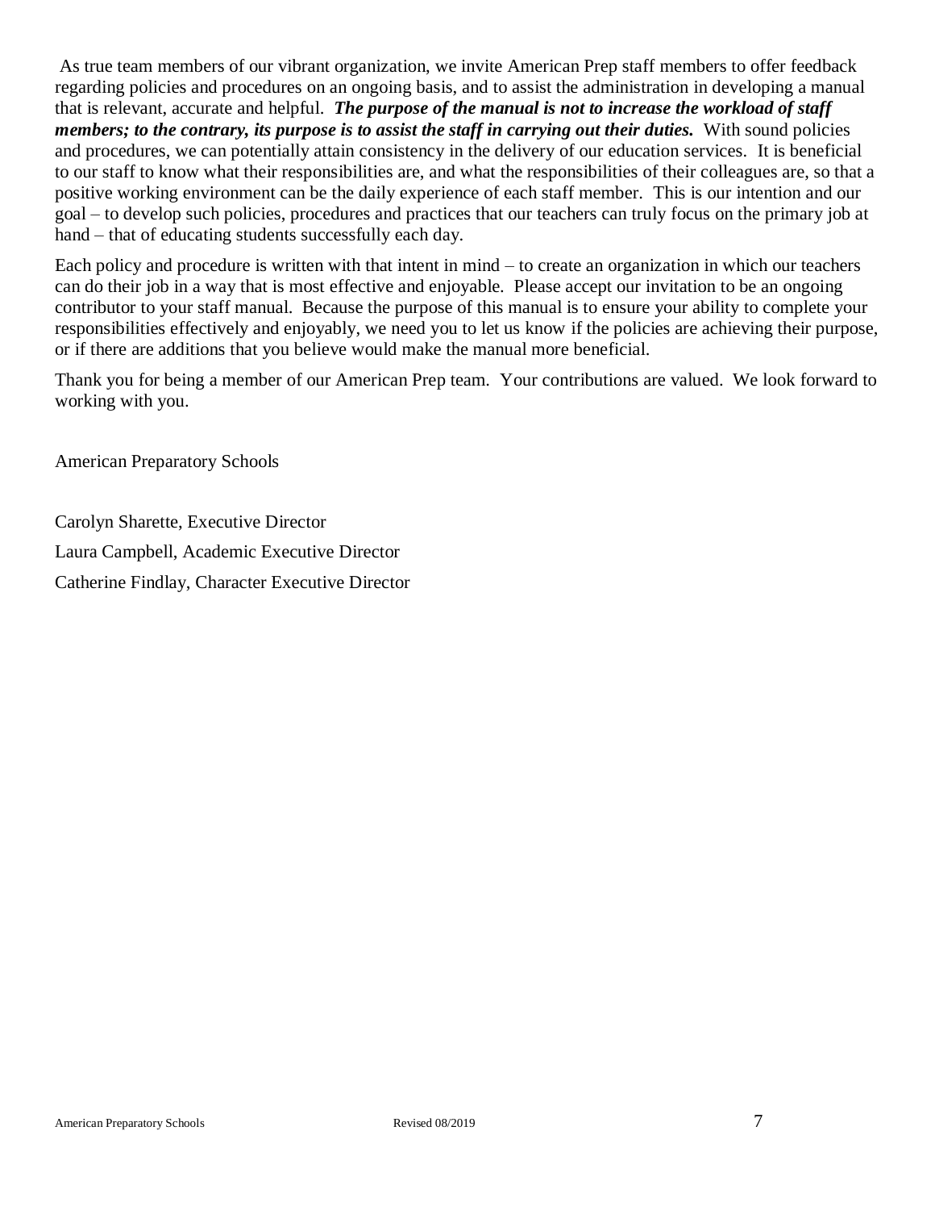As true team members of our vibrant organization, we invite American Prep staff members to offer feedback regarding policies and procedures on an ongoing basis, and to assist the administration in developing a manual that is relevant, accurate and helpful. ***The purpose of the manual is not to increase the workload of staff members; to the contrary, its purpose is to assist the staff in carrying out their duties.*** With sound policies and procedures, we can potentially attain consistency in the delivery of our education services. It is beneficial to our staff to know what their responsibilities are, and what the responsibilities of their colleagues are, so that a positive working environment can be the daily experience of each staff member. This is our intention and our goal – to develop such policies, procedures and practices that our teachers can truly focus on the primary job at hand – that of educating students successfully each day.

Each policy and procedure is written with that intent in mind – to create an organization in which our teachers can do their job in a way that is most effective and enjoyable. Please accept our invitation to be an ongoing contributor to your staff manual. Because the purpose of this manual is to ensure your ability to complete your responsibilities effectively and enjoyably, we need you to let us know if the policies are achieving their purpose, or if there are additions that you believe would make the manual more beneficial.

Thank you for being a member of our American Prep team. Your contributions are valued. We look forward to working with you.

American Preparatory Schools

Carolyn Sharette, Executive Director

Laura Campbell, Academic Executive Director

Catherine Findlay, Character Executive Director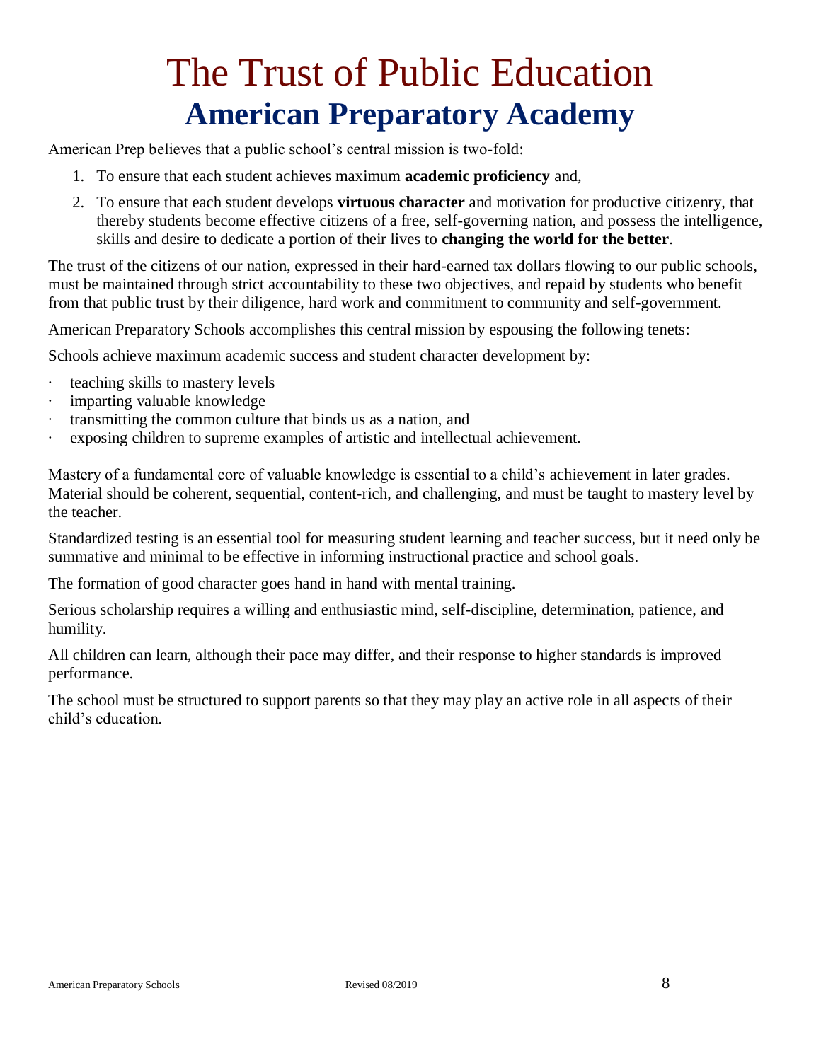# The Trust of Public Education

## American Preparatory Academy

American Prep believes that a public school's central mission is two-fold:

1. To ensure that each student achieves maximum **academic proficiency** and,
2. To ensure that each student develops **virtuous character** and motivation for productive citizenry, that thereby students become effective citizens of a free, self-governing nation, and possess the intelligence, skills and desire to dedicate a portion of their lives to **changing the world for the better**.

The trust of the citizens of our nation, expressed in their hard-earned tax dollars flowing to our public schools, must be maintained through strict accountability to these two objectives, and repaid by students who benefit from that public trust by their diligence, hard work and commitment to community and self-government.

American Preparatory Schools accomplishes this central mission by espousing the following tenets:

Schools achieve maximum academic success and student character development by:

- teaching skills to mastery levels
- imparting valuable knowledge
- transmitting the common culture that binds us as a nation, and
- exposing children to supreme examples of artistic and intellectual achievement.

Mastery of a fundamental core of valuable knowledge is essential to a child's achievement in later grades. Material should be coherent, sequential, content-rich, and challenging, and must be taught to mastery level by the teacher.

Standardized testing is an essential tool for measuring student learning and teacher success, but it need only be summative and minimal to be effective in informing instructional practice and school goals.

The formation of good character goes hand in hand with mental training.

Serious scholarship requires a willing and enthusiastic mind, self-discipline, determination, patience, and humility.

All children can learn, although their pace may differ, and their response to higher standards is improved performance.

The school must be structured to support parents so that they may play an active role in all aspects of their child's education.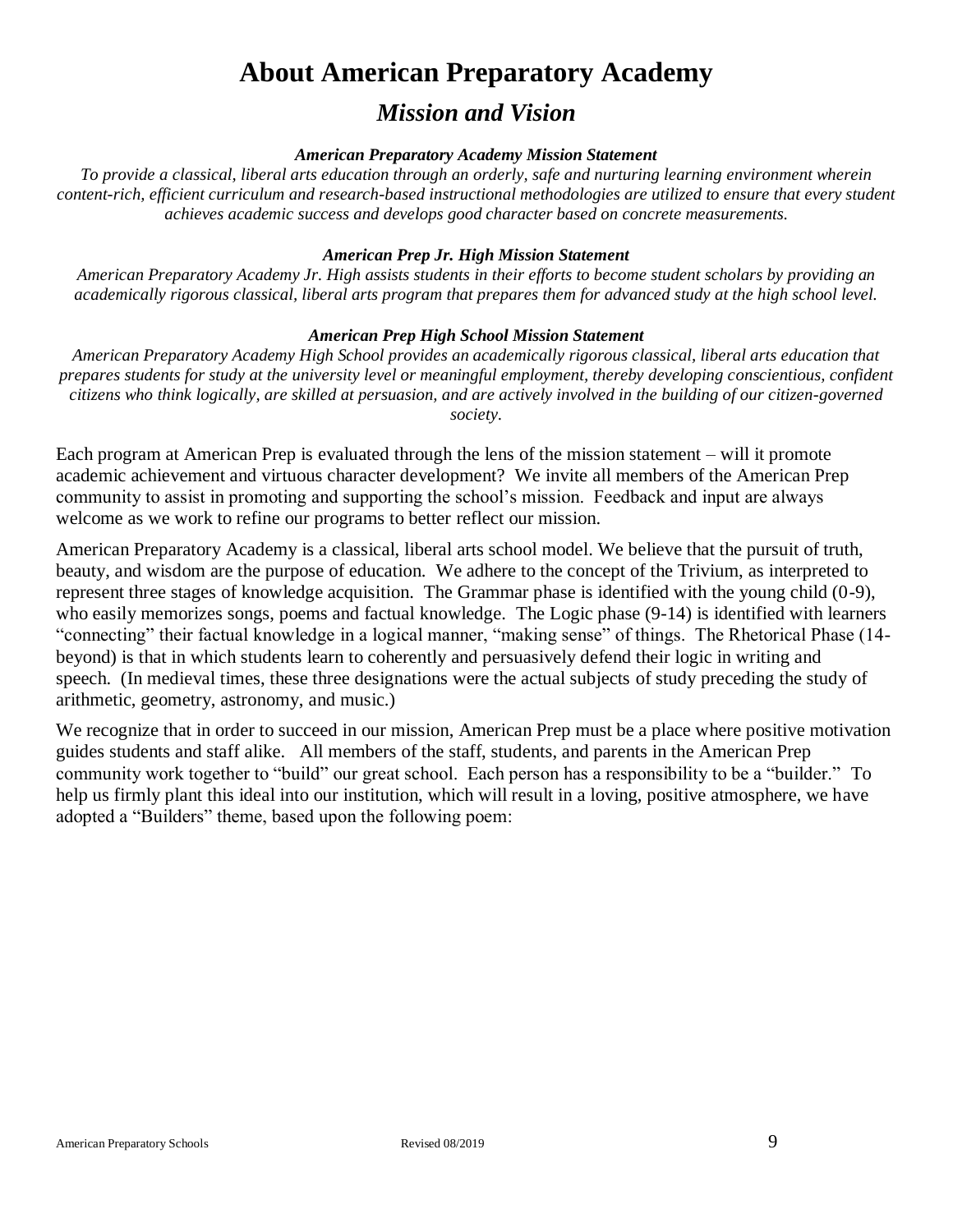# About American Preparatory Academy

## *Mission and Vision*

***American Preparatory Academy Mission Statement***

*To provide a classical, liberal arts education through an orderly, safe and nurturing learning environment wherein content-rich, efficient curriculum and research-based instructional methodologies are utilized to ensure that every student achieves academic success and develops good character based on concrete measurements.*

***American Prep Jr. High Mission Statement***

*American Preparatory Academy Jr. High assists students in their efforts to become student scholars by providing an academically rigorous classical, liberal arts program that prepares them for advanced study at the high school level.*

***American Prep High School Mission Statement***

*American Preparatory Academy High School provides an academically rigorous classical, liberal arts education that prepares students for study at the university level or meaningful employment, thereby developing conscientious, confident citizens who think logically, are skilled at persuasion, and are actively involved in the building of our citizen-governed society.*

Each program at American Prep is evaluated through the lens of the mission statement – will it promote academic achievement and virtuous character development? We invite all members of the American Prep community to assist in promoting and supporting the school's mission. Feedback and input are always welcome as we work to refine our programs to better reflect our mission.

American Preparatory Academy is a classical, liberal arts school model. We believe that the pursuit of truth, beauty, and wisdom are the purpose of education. We adhere to the concept of the Trivium, as interpreted to represent three stages of knowledge acquisition. The Grammar phase is identified with the young child (0-9), who easily memorizes songs, poems and factual knowledge. The Logic phase (9-14) is identified with learners "connecting" their factual knowledge in a logical manner, "making sense" of things. The Rhetorical Phase (14-beyond) is that in which students learn to coherently and persuasively defend their logic in writing and speech. (In medieval times, these three designations were the actual subjects of study preceding the study of arithmetic, geometry, astronomy, and music.)

We recognize that in order to succeed in our mission, American Prep must be a place where positive motivation guides students and staff alike. All members of the staff, students, and parents in the American Prep community work together to "build" our great school. Each person has a responsibility to be a "builder." To help us firmly plant this ideal into our institution, which will result in a loving, positive atmosphere, we have adopted a "Builders" theme, based upon the following poem: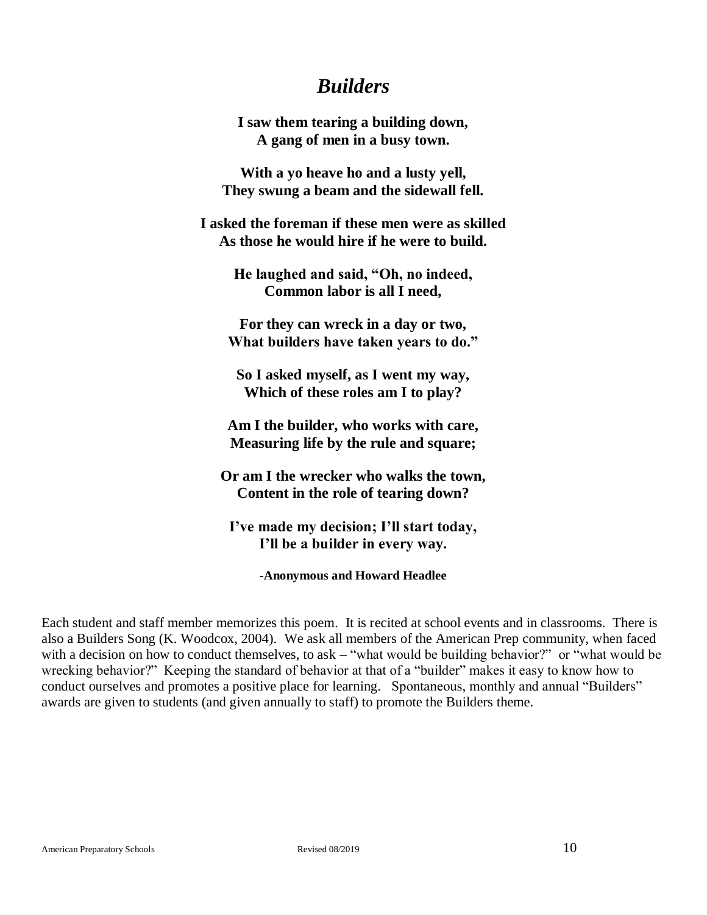# *Builders*

**I saw them tearing a building down,**
**A gang of men in a busy town.**

**With a yo heave ho and a lusty yell,**
**They swung a beam and the sidewall fell.**

**I asked the foreman if these men were as skilled**
**As those he would hire if he were to build.**

**He laughed and said, "Oh, no indeed,**
**Common labor is all I need,**

**For they can wreck in a day or two,**
**What builders have taken years to do."**

**So I asked myself, as I went my way,**
**Which of these roles am I to play?**

**Am I the builder, who works with care,**
**Measuring life by the rule and square;**

**Or am I the wrecker who walks the town,**
**Content in the role of tearing down?**

**I've made my decision; I'll start today,**
**I'll be a builder in every way.**

**-Anonymous and Howard Headlee**

Each student and staff member memorizes this poem. It is recited at school events and in classrooms. There is also a Builders Song (K. Woodcox, 2004). We ask all members of the American Prep community, when faced with a decision on how to conduct themselves, to ask – "what would be building behavior?" or "what would be wrecking behavior?" Keeping the standard of behavior at that of a "builder" makes it easy to know how to conduct ourselves and promotes a positive place for learning. Spontaneous, monthly and annual "Builders" awards are given to students (and given annually to staff) to promote the Builders theme.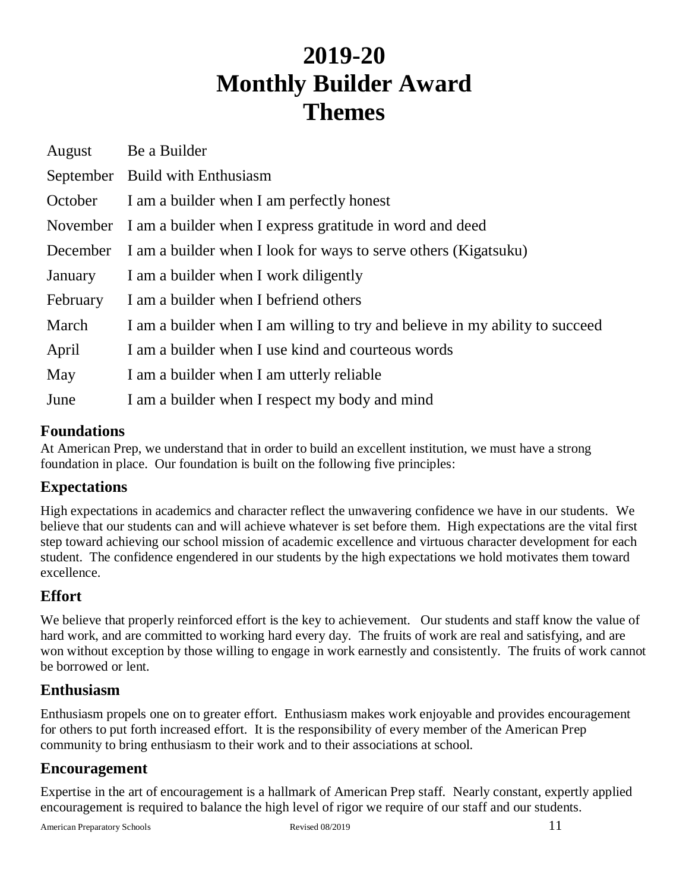# 2019-20
# Monthly Builder Award
# Themes

| | |
|---|---|
| August | Be a Builder |
| September | Build with Enthusiasm |
| October | I am a builder when I am perfectly honest |
| November | I am a builder when I express gratitude in word and deed |
| December | I am a builder when I look for ways to serve others (Kigatsuku) |
| January | I am a builder when I work diligently |
| February | I am a builder when I befriend others |
| March | I am a builder when I am willing to try and believe in my ability to succeed |
| April | I am a builder when I use kind and courteous words |
| May | I am a builder when I am utterly reliable |
| June | I am a builder when I respect my body and mind |

## Foundations

At American Prep, we understand that in order to build an excellent institution, we must have a strong foundation in place. Our foundation is built on the following five principles:

## Expectations

High expectations in academics and character reflect the unwavering confidence we have in our students. We believe that our students can and will achieve whatever is set before them. High expectations are the vital first step toward achieving our school mission of academic excellence and virtuous character development for each student. The confidence engendered in our students by the high expectations we hold motivates them toward excellence.

## Effort

We believe that properly reinforced effort is the key to achievement. Our students and staff know the value of hard work, and are committed to working hard every day. The fruits of work are real and satisfying, and are won without exception by those willing to engage in work earnestly and consistently. The fruits of work cannot be borrowed or lent.

## Enthusiasm

Enthusiasm propels one on to greater effort. Enthusiasm makes work enjoyable and provides encouragement for others to put forth increased effort. It is the responsibility of every member of the American Prep community to bring enthusiasm to their work and to their associations at school.

## Encouragement

Expertise in the art of encouragement is a hallmark of American Prep staff. Nearly constant, expertly applied encouragement is required to balance the high level of rigor we require of our staff and our students.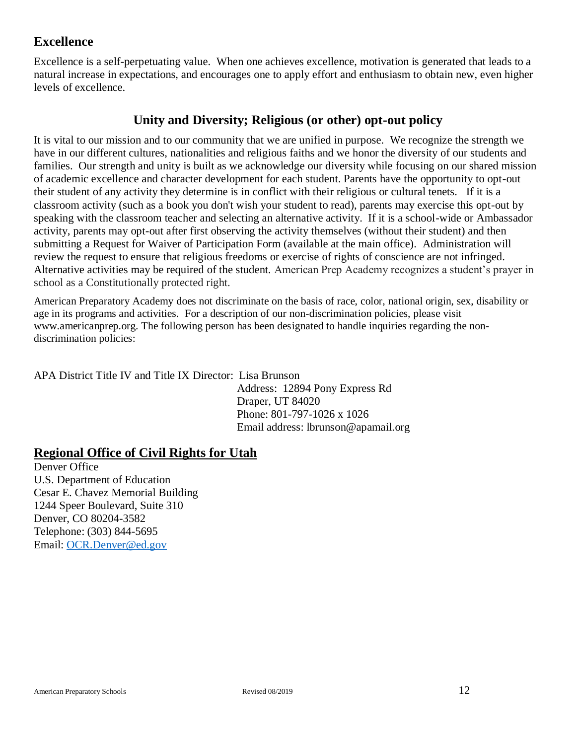## Excellence

Excellence is a self-perpetuating value. When one achieves excellence, motivation is generated that leads to a natural increase in expectations, and encourages one to apply effort and enthusiasm to obtain new, even higher levels of excellence.

## Unity and Diversity; Religious (or other) opt-out policy

It is vital to our mission and to our community that we are unified in purpose. We recognize the strength we have in our different cultures, nationalities and religious faiths and we honor the diversity of our students and families. Our strength and unity is built as we acknowledge our diversity while focusing on our shared mission of academic excellence and character development for each student. Parents have the opportunity to opt-out their student of any activity they determine is in conflict with their religious or cultural tenets. If it is a classroom activity (such as a book you don't wish your student to read), parents may exercise this opt-out by speaking with the classroom teacher and selecting an alternative activity. If it is a school-wide or Ambassador activity, parents may opt-out after first observing the activity themselves (without their student) and then submitting a Request for Waiver of Participation Form (available at the main office). Administration will review the request to ensure that religious freedoms or exercise of rights of conscience are not infringed. Alternative activities may be required of the student. American Prep Academy recognizes a student's prayer in school as a Constitutionally protected right.

American Preparatory Academy does not discriminate on the basis of race, color, national origin, sex, disability or age in its programs and activities. For a description of our non-discrimination policies, please visit www.americanprep.org. The following person has been designated to handle inquiries regarding the non-discrimination policies:

APA District Title IV and Title IX Director: Lisa Brunson
Address: 12894 Pony Express Rd
Draper, UT 84020
Phone: 801-797-1026 x 1026
Email address: lbrunson@apamail.org

## Regional Office of Civil Rights for Utah

Denver Office
U.S. Department of Education
Cesar E. Chavez Memorial Building
1244 Speer Boulevard, Suite 310
Denver, CO 80204-3582
Telephone: (303) 844-5695
Email: OCR.Denver@ed.gov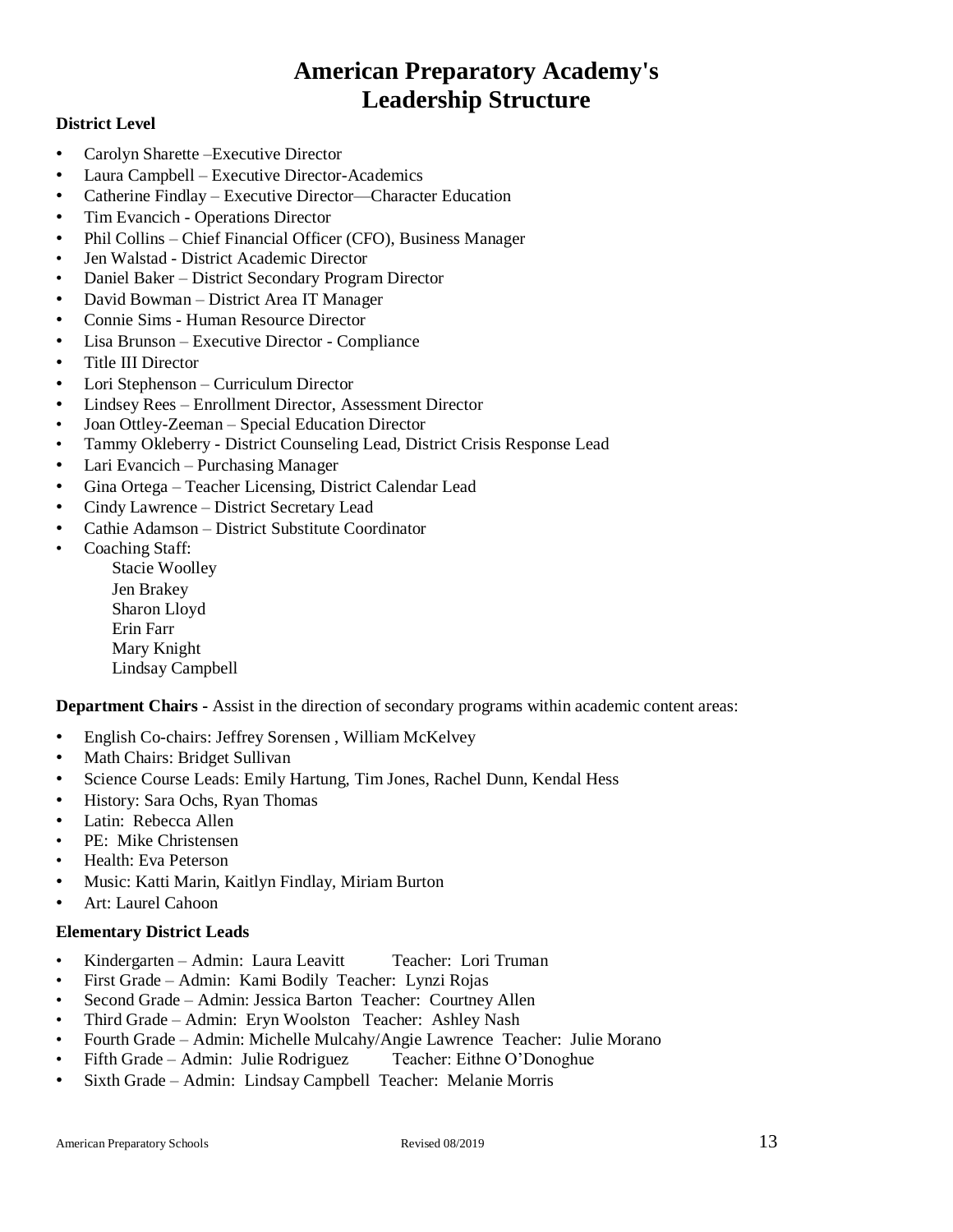# American Preparatory Academy's Leadership Structure

**District Level**

- Carolyn Sharette –Executive Director
- Laura Campbell – Executive Director-Academics
- Catherine Findlay – Executive Director—Character Education
- Tim Evancich - Operations Director
- Phil Collins – Chief Financial Officer (CFO), Business Manager
- Jen Walstad - District Academic Director
- Daniel Baker – District Secondary Program Director
- David Bowman – District Area IT Manager
- Connie Sims - Human Resource Director
- Lisa Brunson – Executive Director - Compliance
- Title III Director
- Lori Stephenson – Curriculum Director
- Lindsey Rees – Enrollment Director, Assessment Director
- Joan Ottley-Zeeman – Special Education Director
- Tammy Okleberry - District Counseling Lead, District Crisis Response Lead
- Lari Evancich – Purchasing Manager
- Gina Ortega – Teacher Licensing, District Calendar Lead
- Cindy Lawrence – District Secretary Lead
- Cathie Adamson – District Substitute Coordinator
- Coaching Staff:
  - Stacie Woolley
  - Jen Brakey
  - Sharon Lloyd
  - Erin Farr
  - Mary Knight
  - Lindsay Campbell

**Department Chairs** - Assist in the direction of secondary programs within academic content areas:

- English Co-chairs: Jeffrey Sorensen , William McKelvey
- Math Chairs: Bridget Sullivan
- Science Course Leads: Emily Hartung, Tim Jones, Rachel Dunn, Kendal Hess
- History: Sara Ochs, Ryan Thomas
- Latin: Rebecca Allen
- PE: Mike Christensen
- Health: Eva Peterson
- Music: Katti Marin, Kaitlyn Findlay, Miriam Burton
- Art: Laurel Cahoon

**Elementary District Leads**

- Kindergarten – Admin: Laura Leavitt Teacher: Lori Truman
- First Grade – Admin: Kami Bodily Teacher: Lynzi Rojas
- Second Grade – Admin: Jessica Barton Teacher: Courtney Allen
- Third Grade – Admin: Eryn Woolston Teacher: Ashley Nash
- Fourth Grade – Admin: Michelle Mulcahy/Angie Lawrence Teacher: Julie Morano
- Fifth Grade – Admin: Julie Rodriguez Teacher: Eithne O'Donoghue
- Sixth Grade – Admin: Lindsay Campbell Teacher: Melanie Morris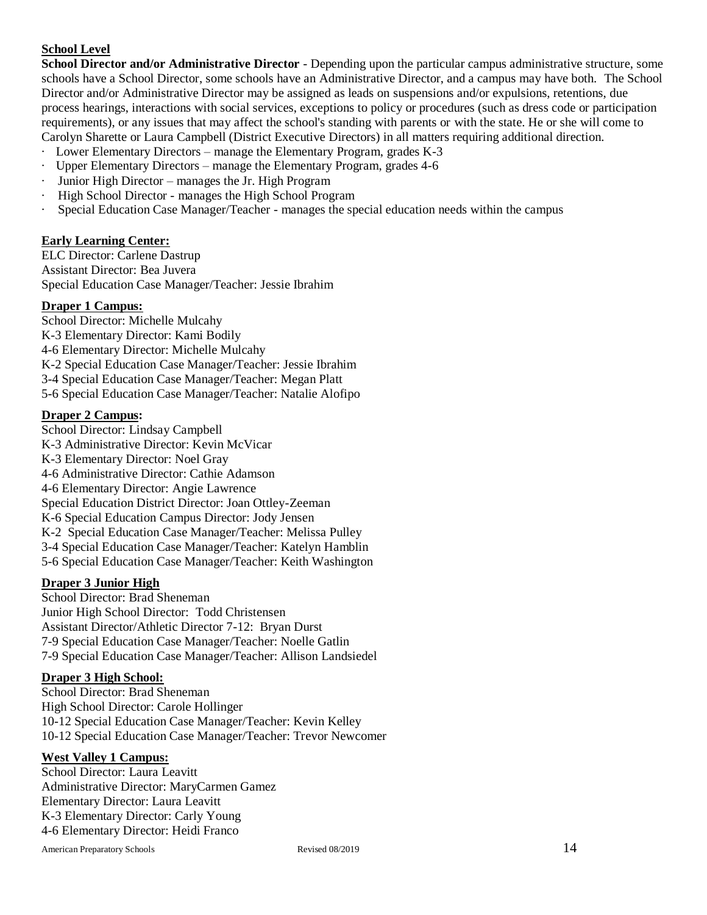**School Level**

**School Director and/or Administrative Director** - Depending upon the particular campus administrative structure, some schools have a School Director, some schools have an Administrative Director, and a campus may have both. The School Director and/or Administrative Director may be assigned as leads on suspensions and/or expulsions, retentions, due process hearings, interactions with social services, exceptions to policy or procedures (such as dress code or participation requirements), or any issues that may affect the school's standing with parents or with the state. He or she will come to Carolyn Sharette or Laura Campbell (District Executive Directors) in all matters requiring additional direction.

- Lower Elementary Directors – manage the Elementary Program, grades K-3
- Upper Elementary Directors – manage the Elementary Program, grades 4-6
- Junior High Director – manages the Jr. High Program
- High School Director - manages the High School Program
- Special Education Case Manager/Teacher - manages the special education needs within the campus

**Early Learning Center:**

ELC Director: Carlene Dastrup
Assistant Director: Bea Juvera
Special Education Case Manager/Teacher: Jessie Ibrahim

**Draper 1 Campus:**

School Director: Michelle Mulcahy
K-3 Elementary Director: Kami Bodily
4-6 Elementary Director: Michelle Mulcahy
K-2 Special Education Case Manager/Teacher: Jessie Ibrahim
3-4 Special Education Case Manager/Teacher: Megan Platt
5-6 Special Education Case Manager/Teacher: Natalie Alofipo

**Draper 2 Campus:**

School Director: Lindsay Campbell
K-3 Administrative Director: Kevin McVicar
K-3 Elementary Director: Noel Gray
4-6 Administrative Director: Cathie Adamson
4-6 Elementary Director: Angie Lawrence
Special Education District Director: Joan Ottley-Zeeman
K-6 Special Education Campus Director: Jody Jensen
K-2 Special Education Case Manager/Teacher: Melissa Pulley
3-4 Special Education Case Manager/Teacher: Katelyn Hamblin
5-6 Special Education Case Manager/Teacher: Keith Washington

**Draper 3 Junior High**

School Director: Brad Sheneman
Junior High School Director: Todd Christensen
Assistant Director/Athletic Director 7-12: Bryan Durst
7-9 Special Education Case Manager/Teacher: Noelle Gatlin
7-9 Special Education Case Manager/Teacher: Allison Landsiedel

**Draper 3 High School:**

School Director: Brad Sheneman
High School Director: Carole Hollinger
10-12 Special Education Case Manager/Teacher: Kevin Kelley
10-12 Special Education Case Manager/Teacher: Trevor Newcomer

**West Valley 1 Campus:**

School Director: Laura Leavitt
Administrative Director: MaryCarmen Gamez
Elementary Director: Laura Leavitt
K-3 Elementary Director: Carly Young
4-6 Elementary Director: Heidi Franco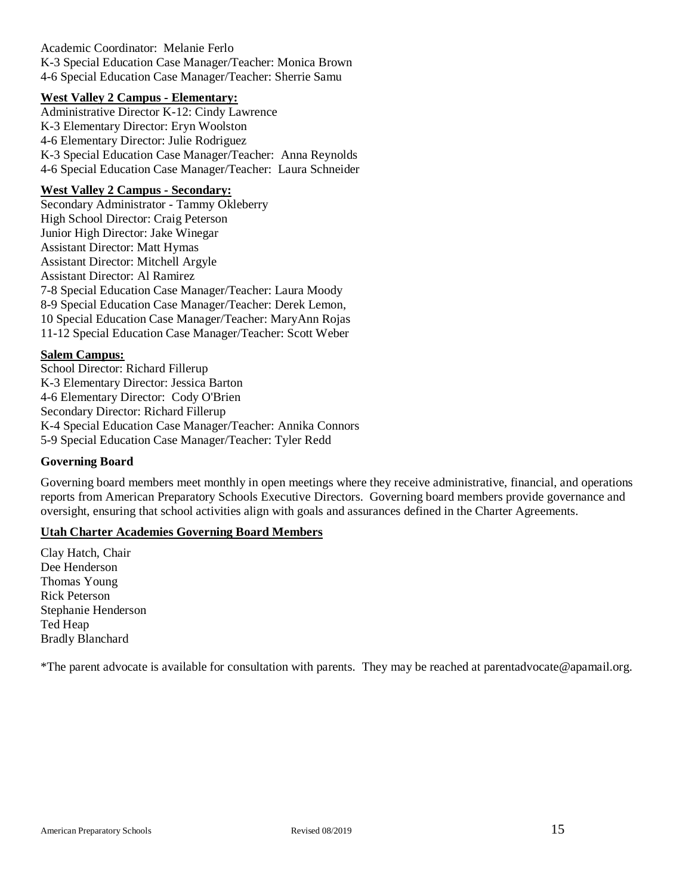Academic Coordinator: Melanie Ferlo  
K-3 Special Education Case Manager/Teacher: Monica Brown  
4-6 Special Education Case Manager/Teacher: Sherrie Samu

**West Valley 2 Campus - Elementary:**

Administrative Director K-12: Cindy Lawrence  
K-3 Elementary Director: Eryn Woolston  
4-6 Elementary Director: Julie Rodriguez  
K-3 Special Education Case Manager/Teacher: Anna Reynolds  
4-6 Special Education Case Manager/Teacher: Laura Schneider

**West Valley 2 Campus - Secondary:**

Secondary Administrator - Tammy Okleberry  
High School Director: Craig Peterson  
Junior High Director: Jake Winegar  
Assistant Director: Matt Hymas  
Assistant Director: Mitchell Argyle  
Assistant Director: Al Ramirez  
7-8 Special Education Case Manager/Teacher: Laura Moody  
8-9 Special Education Case Manager/Teacher: Derek Lemon,  
10 Special Education Case Manager/Teacher: MaryAnn Rojas  
11-12 Special Education Case Manager/Teacher: Scott Weber

**Salem Campus:**

School Director: Richard Fillerup  
K-3 Elementary Director: Jessica Barton  
4-6 Elementary Director: Cody O'Brien  
Secondary Director: Richard Fillerup  
K-4 Special Education Case Manager/Teacher: Annika Connors  
5-9 Special Education Case Manager/Teacher: Tyler Redd

**Governing Board**

Governing board members meet monthly in open meetings where they receive administrative, financial, and operations reports from American Preparatory Schools Executive Directors. Governing board members provide governance and oversight, ensuring that school activities align with goals and assurances defined in the Charter Agreements.

**Utah Charter Academies Governing Board Members**

Clay Hatch, Chair  
Dee Henderson  
Thomas Young  
Rick Peterson  
Stephanie Henderson  
Ted Heap  
Bradly Blanchard

*The parent advocate is available for consultation with parents. They may be reached at parentadvocate@apamail.org.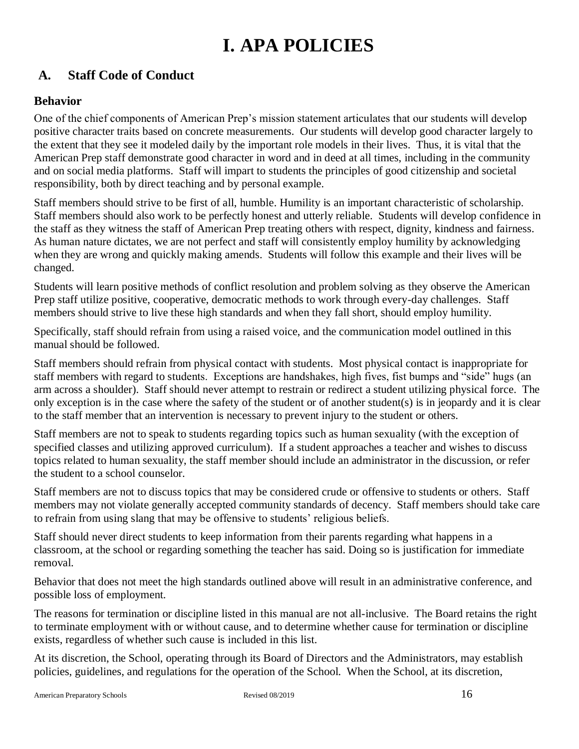# I. APA POLICIES

## A. Staff Code of Conduct

### Behavior

One of the chief components of American Prep's mission statement articulates that our students will develop positive character traits based on concrete measurements. Our students will develop good character largely to the extent that they see it modeled daily by the important role models in their lives. Thus, it is vital that the American Prep staff demonstrate good character in word and in deed at all times, including in the community and on social media platforms. Staff will impart to students the principles of good citizenship and societal responsibility, both by direct teaching and by personal example.

Staff members should strive to be first of all, humble. Humility is an important characteristic of scholarship. Staff members should also work to be perfectly honest and utterly reliable. Students will develop confidence in the staff as they witness the staff of American Prep treating others with respect, dignity, kindness and fairness. As human nature dictates, we are not perfect and staff will consistently employ humility by acknowledging when they are wrong and quickly making amends. Students will follow this example and their lives will be changed.

Students will learn positive methods of conflict resolution and problem solving as they observe the American Prep staff utilize positive, cooperative, democratic methods to work through every-day challenges. Staff members should strive to live these high standards and when they fall short, should employ humility.

Specifically, staff should refrain from using a raised voice, and the communication model outlined in this manual should be followed.

Staff members should refrain from physical contact with students. Most physical contact is inappropriate for staff members with regard to students. Exceptions are handshakes, high fives, fist bumps and "side" hugs (an arm across a shoulder). Staff should never attempt to restrain or redirect a student utilizing physical force. The only exception is in the case where the safety of the student or of another student(s) is in jeopardy and it is clear to the staff member that an intervention is necessary to prevent injury to the student or others.

Staff members are not to speak to students regarding topics such as human sexuality (with the exception of specified classes and utilizing approved curriculum). If a student approaches a teacher and wishes to discuss topics related to human sexuality, the staff member should include an administrator in the discussion, or refer the student to a school counselor.

Staff members are not to discuss topics that may be considered crude or offensive to students or others. Staff members may not violate generally accepted community standards of decency. Staff members should take care to refrain from using slang that may be offensive to students' religious beliefs.

Staff should never direct students to keep information from their parents regarding what happens in a classroom, at the school or regarding something the teacher has said. Doing so is justification for immediate removal.

Behavior that does not meet the high standards outlined above will result in an administrative conference, and possible loss of employment.

The reasons for termination or discipline listed in this manual are not all-inclusive. The Board retains the right to terminate employment with or without cause, and to determine whether cause for termination or discipline exists, regardless of whether such cause is included in this list.

At its discretion, the School, operating through its Board of Directors and the Administrators, may establish policies, guidelines, and regulations for the operation of the School. When the School, at its discretion,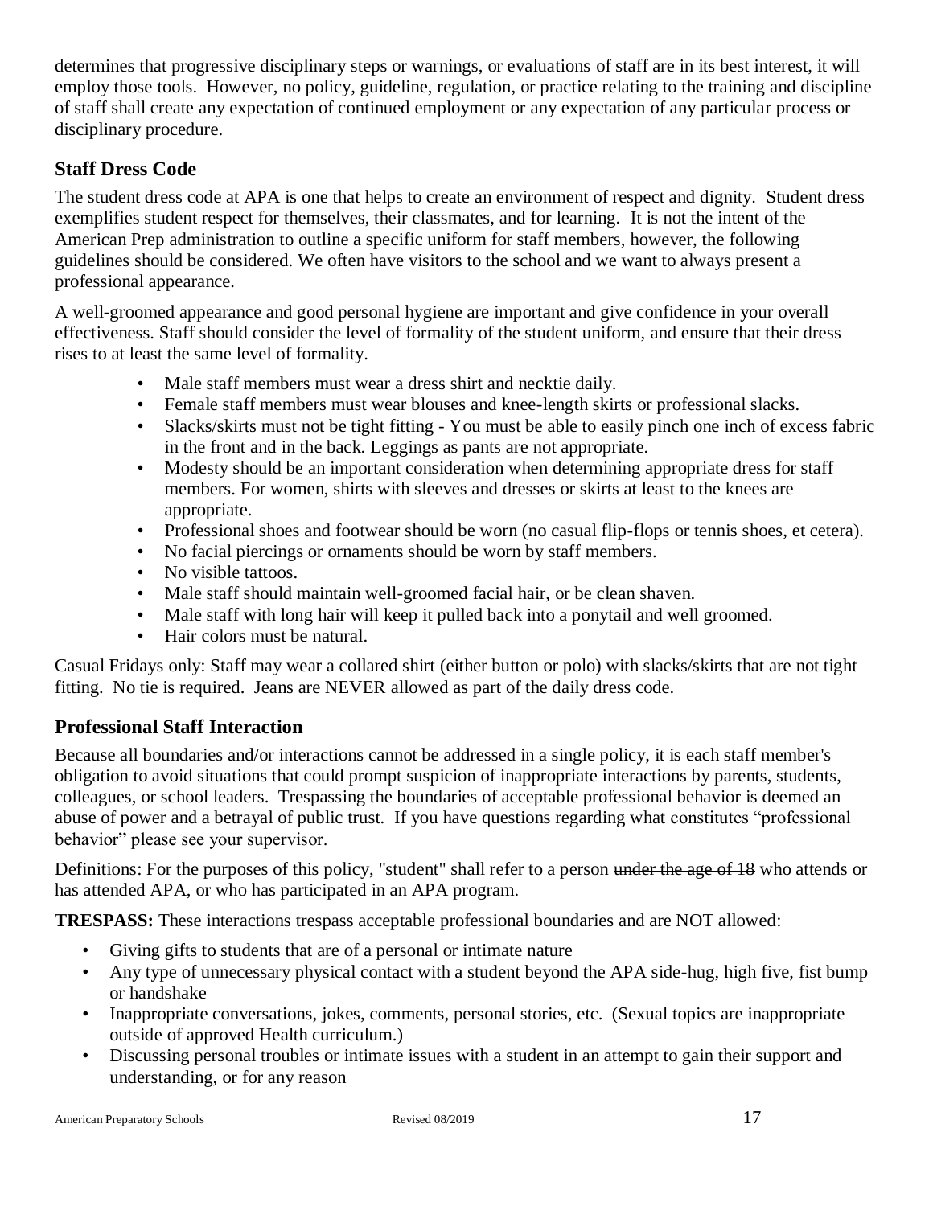determines that progressive disciplinary steps or warnings, or evaluations of staff are in its best interest, it will employ those tools. However, no policy, guideline, regulation, or practice relating to the training and discipline of staff shall create any expectation of continued employment or any expectation of any particular process or disciplinary procedure.

## Staff Dress Code

The student dress code at APA is one that helps to create an environment of respect and dignity. Student dress exemplifies student respect for themselves, their classmates, and for learning. It is not the intent of the American Prep administration to outline a specific uniform for staff members, however, the following guidelines should be considered. We often have visitors to the school and we want to always present a professional appearance.

A well-groomed appearance and good personal hygiene are important and give confidence in your overall effectiveness. Staff should consider the level of formality of the student uniform, and ensure that their dress rises to at least the same level of formality.

- Male staff members must wear a dress shirt and necktie daily.
- Female staff members must wear blouses and knee-length skirts or professional slacks.
- Slacks/skirts must not be tight fitting - You must be able to easily pinch one inch of excess fabric in the front and in the back. Leggings as pants are not appropriate.
- Modesty should be an important consideration when determining appropriate dress for staff members. For women, shirts with sleeves and dresses or skirts at least to the knees are appropriate.
- Professional shoes and footwear should be worn (no casual flip-flops or tennis shoes, et cetera).
- No facial piercings or ornaments should be worn by staff members.
- No visible tattoos.
- Male staff should maintain well-groomed facial hair, or be clean shaven.
- Male staff with long hair will keep it pulled back into a ponytail and well groomed.
- Hair colors must be natural.

Casual Fridays only: Staff may wear a collared shirt (either button or polo) with slacks/skirts that are not tight fitting. No tie is required. Jeans are NEVER allowed as part of the daily dress code.

## Professional Staff Interaction

Because all boundaries and/or interactions cannot be addressed in a single policy, it is each staff member's obligation to avoid situations that could prompt suspicion of inappropriate interactions by parents, students, colleagues, or school leaders. Trespassing the boundaries of acceptable professional behavior is deemed an abuse of power and a betrayal of public trust. If you have questions regarding what constitutes "professional behavior" please see your supervisor.

Definitions: For the purposes of this policy, "student" shall refer to a person ~~under the age of 18~~ who attends or has attended APA, or who has participated in an APA program.

**TRESPASS:** These interactions trespass acceptable professional boundaries and are NOT allowed:

- Giving gifts to students that are of a personal or intimate nature
- Any type of unnecessary physical contact with a student beyond the APA side-hug, high five, fist bump or handshake
- Inappropriate conversations, jokes, comments, personal stories, etc. (Sexual topics are inappropriate outside of approved Health curriculum.)
- Discussing personal troubles or intimate issues with a student in an attempt to gain their support and understanding, or for any reason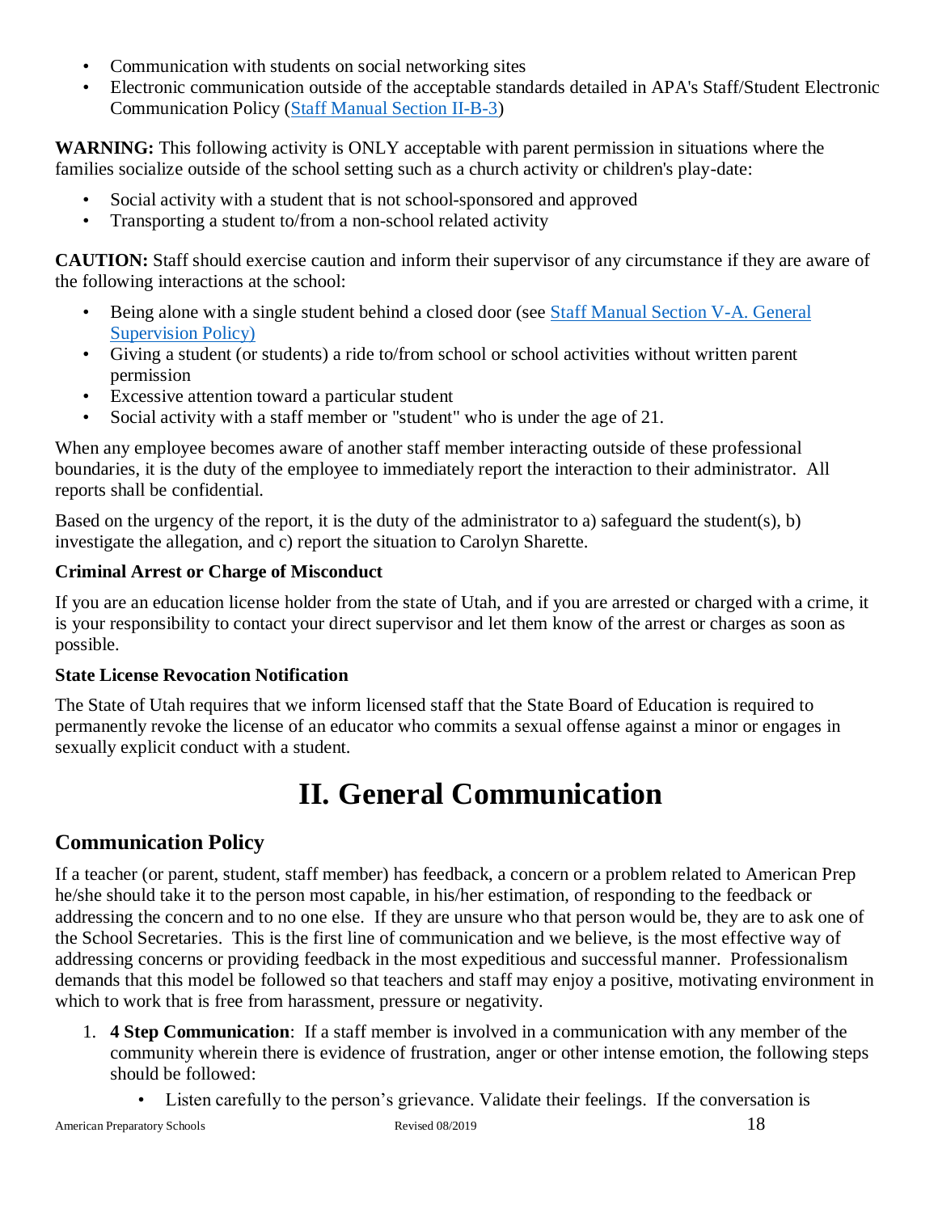- Communication with students on social networking sites
- Electronic communication outside of the acceptable standards detailed in APA's Staff/Student Electronic Communication Policy ([Staff Manual Section II-B-3](#))

**WARNING:** This following activity is ONLY acceptable with parent permission in situations where the families socialize outside of the school setting such as a church activity or children's play-date:

- Social activity with a student that is not school-sponsored and approved
- Transporting a student to/from a non-school related activity

**CAUTION:** Staff should exercise caution and inform their supervisor of any circumstance if they are aware of the following interactions at the school:

- Being alone with a single student behind a closed door (see [Staff Manual Section V-A. General Supervision Policy)](#)
- Giving a student (or students) a ride to/from school or school activities without written parent permission
- Excessive attention toward a particular student
- Social activity with a staff member or "student" who is under the age of 21.

When any employee becomes aware of another staff member interacting outside of these professional boundaries, it is the duty of the employee to immediately report the interaction to their administrator. All reports shall be confidential.

Based on the urgency of the report, it is the duty of the administrator to a) safeguard the student(s), b) investigate the allegation, and c) report the situation to Carolyn Sharette.

**Criminal Arrest or Charge of Misconduct**

If you are an education license holder from the state of Utah, and if you are arrested or charged with a crime, it is your responsibility to contact your direct supervisor and let them know of the arrest or charges as soon as possible.

**State License Revocation Notification**

The State of Utah requires that we inform licensed staff that the State Board of Education is required to permanently revoke the license of an educator who commits a sexual offense against a minor or engages in sexually explicit conduct with a student.

# II. General Communication

## Communication Policy

If a teacher (or parent, student, staff member) has feedback, a concern or a problem related to American Prep he/she should take it to the person most capable, in his/her estimation, of responding to the feedback or addressing the concern and to no one else. If they are unsure who that person would be, they are to ask one of the School Secretaries. This is the first line of communication and we believe, is the most effective way of addressing concerns or providing feedback in the most expeditious and successful manner. Professionalism demands that this model be followed so that teachers and staff may enjoy a positive, motivating environment in which to work that is free from harassment, pressure or negativity.

1. **4 Step Communication**: If a staff member is involved in a communication with any member of the community wherein there is evidence of frustration, anger or other intense emotion, the following steps should be followed:
    - Listen carefully to the person's grievance. Validate their feelings. If the conversation is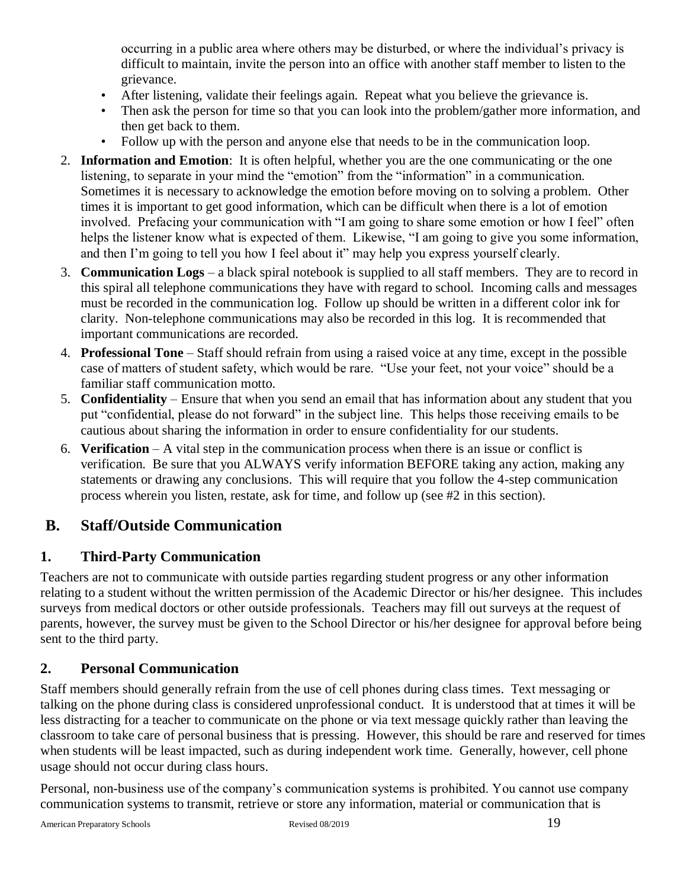occurring in a public area where others may be disturbed, or where the individual's privacy is difficult to maintain, invite the person into an office with another staff member to listen to the grievance.
  - After listening, validate their feelings again. Repeat what you believe the grievance is.
  - Then ask the person for time so that you can look into the problem/gather more information, and then get back to them.
  - Follow up with the person and anyone else that needs to be in the communication loop.

2. **Information and Emotion**: It is often helpful, whether you are the one communicating or the one listening, to separate in your mind the "emotion" from the "information" in a communication. Sometimes it is necessary to acknowledge the emotion before moving on to solving a problem. Other times it is important to get good information, which can be difficult when there is a lot of emotion involved. Prefacing your communication with "I am going to share some emotion or how I feel" often helps the listener know what is expected of them. Likewise, "I am going to give you some information, and then I'm going to tell you how I feel about it" may help you express yourself clearly.
3. **Communication Logs** – a black spiral notebook is supplied to all staff members. They are to record in this spiral all telephone communications they have with regard to school. Incoming calls and messages must be recorded in the communication log. Follow up should be written in a different color ink for clarity. Non-telephone communications may also be recorded in this log. It is recommended that important communications are recorded.
4. **Professional Tone** – Staff should refrain from using a raised voice at any time, except in the possible case of matters of student safety, which would be rare. "Use your feet, not your voice" should be a familiar staff communication motto.
5. **Confidentiality** – Ensure that when you send an email that has information about any student that you put "confidential, please do not forward" in the subject line. This helps those receiving emails to be cautious about sharing the information in order to ensure confidentiality for our students.
6. **Verification** – A vital step in the communication process when there is an issue or conflict is verification. Be sure that you ALWAYS verify information BEFORE taking any action, making any statements or drawing any conclusions. This will require that you follow the 4-step communication process wherein you listen, restate, ask for time, and follow up (see #2 in this section).

## B. Staff/Outside Communication

### 1. Third-Party Communication

Teachers are not to communicate with outside parties regarding student progress or any other information relating to a student without the written permission of the Academic Director or his/her designee. This includes surveys from medical doctors or other outside professionals. Teachers may fill out surveys at the request of parents, however, the survey must be given to the School Director or his/her designee for approval before being sent to the third party.

### 2. Personal Communication

Staff members should generally refrain from the use of cell phones during class times. Text messaging or talking on the phone during class is considered unprofessional conduct. It is understood that at times it will be less distracting for a teacher to communicate on the phone or via text message quickly rather than leaving the classroom to take care of personal business that is pressing. However, this should be rare and reserved for times when students will be least impacted, such as during independent work time. Generally, however, cell phone usage should not occur during class hours.

Personal, non-business use of the company's communication systems is prohibited. You cannot use company communication systems to transmit, retrieve or store any information, material or communication that is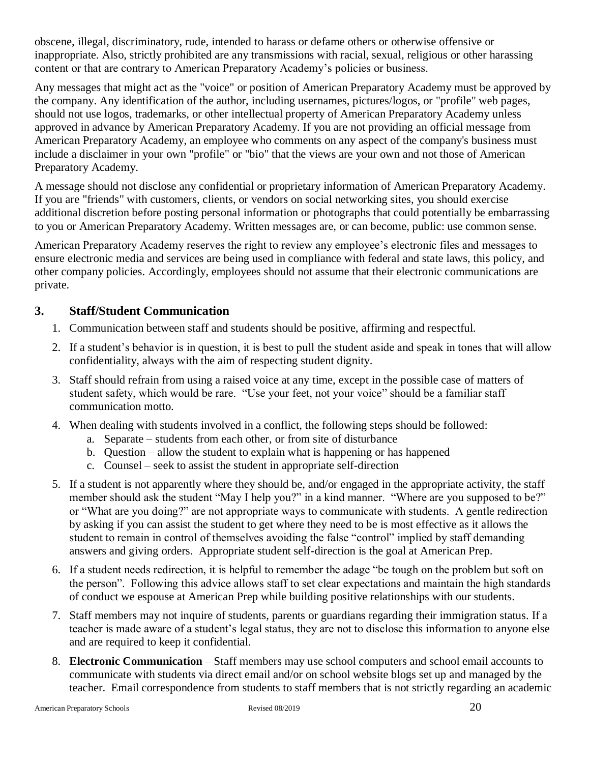obscene, illegal, discriminatory, rude, intended to harass or defame others or otherwise offensive or inappropriate. Also, strictly prohibited are any transmissions with racial, sexual, religious or other harassing content or that are contrary to American Preparatory Academy's policies or business.

Any messages that might act as the "voice" or position of American Preparatory Academy must be approved by the company. Any identification of the author, including usernames, pictures/logos, or "profile" web pages, should not use logos, trademarks, or other intellectual property of American Preparatory Academy unless approved in advance by American Preparatory Academy. If you are not providing an official message from American Preparatory Academy, an employee who comments on any aspect of the company's business must include a disclaimer in your own "profile" or "bio" that the views are your own and not those of American Preparatory Academy.

A message should not disclose any confidential or proprietary information of American Preparatory Academy. If you are "friends" with customers, clients, or vendors on social networking sites, you should exercise additional discretion before posting personal information or photographs that could potentially be embarrassing to you or American Preparatory Academy. Written messages are, or can become, public: use common sense.

American Preparatory Academy reserves the right to review any employee's electronic files and messages to ensure electronic media and services are being used in compliance with federal and state laws, this policy, and other company policies. Accordingly, employees should not assume that their electronic communications are private.

## 3. Staff/Student Communication

1. Communication between staff and students should be positive, affirming and respectful.
2. If a student's behavior is in question, it is best to pull the student aside and speak in tones that will allow confidentiality, always with the aim of respecting student dignity.
3. Staff should refrain from using a raised voice at any time, except in the possible case of matters of student safety, which would be rare. "Use your feet, not your voice" should be a familiar staff communication motto.
4. When dealing with students involved in a conflict, the following steps should be followed:
   a. Separate – students from each other, or from site of disturbance
   b. Question – allow the student to explain what is happening or has happened
   c. Counsel – seek to assist the student in appropriate self-direction
5. If a student is not apparently where they should be, and/or engaged in the appropriate activity, the staff member should ask the student "May I help you?" in a kind manner. "Where are you supposed to be?" or "What are you doing?" are not appropriate ways to communicate with students. A gentle redirection by asking if you can assist the student to get where they need to be is most effective as it allows the student to remain in control of themselves avoiding the false "control" implied by staff demanding answers and giving orders. Appropriate student self-direction is the goal at American Prep.
6. If a student needs redirection, it is helpful to remember the adage "be tough on the problem but soft on the person". Following this advice allows staff to set clear expectations and maintain the high standards of conduct we espouse at American Prep while building positive relationships with our students.
7. Staff members may not inquire of students, parents or guardians regarding their immigration status. If a teacher is made aware of a student's legal status, they are not to disclose this information to anyone else and are required to keep it confidential.
8. **Electronic Communication** – Staff members may use school computers and school email accounts to communicate with students via direct email and/or on school website blogs set up and managed by the teacher. Email correspondence from students to staff members that is not strictly regarding an academic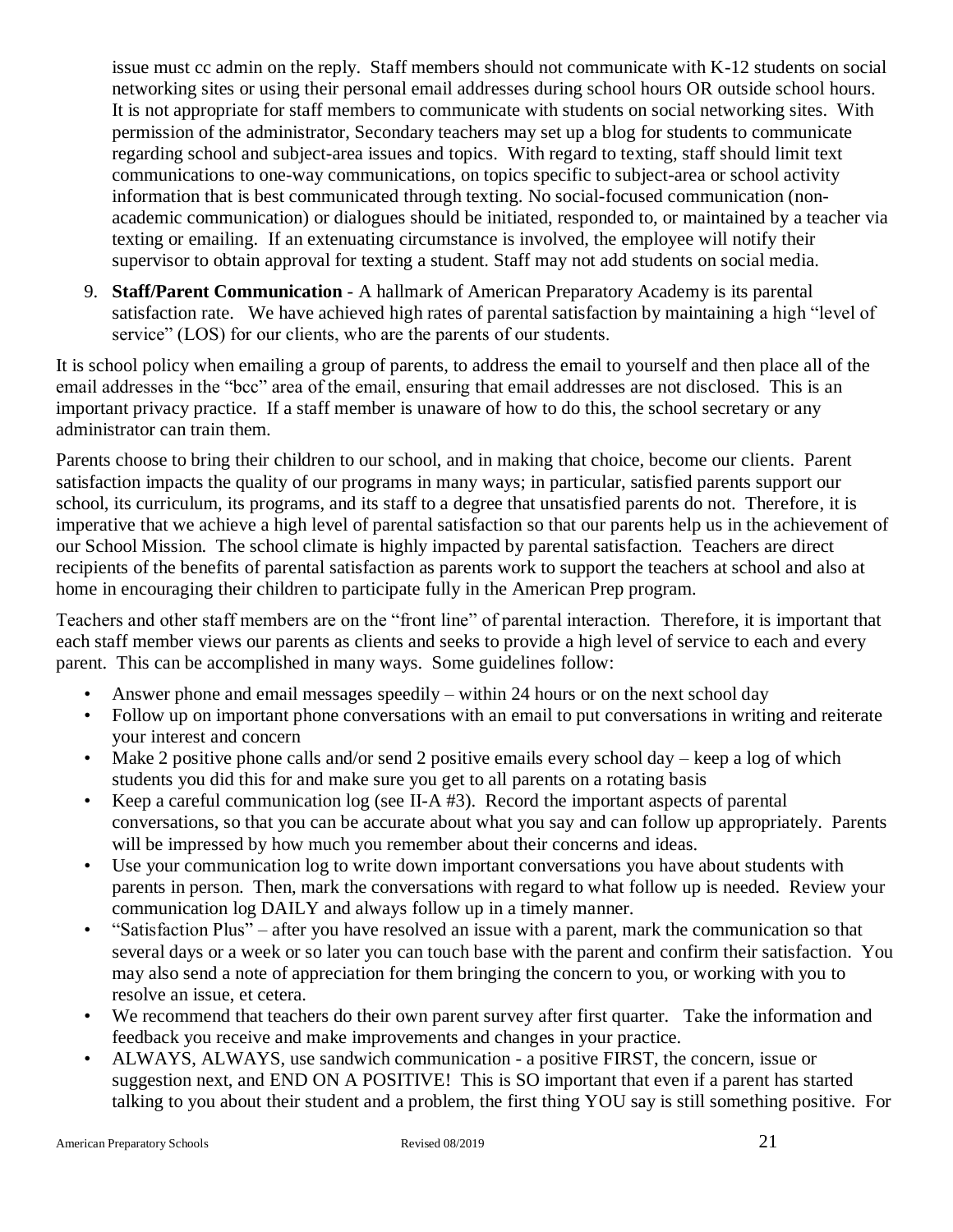issue must cc admin on the reply. Staff members should not communicate with K-12 students on social networking sites or using their personal email addresses during school hours OR outside school hours. It is not appropriate for staff members to communicate with students on social networking sites. With permission of the administrator, Secondary teachers may set up a blog for students to communicate regarding school and subject-area issues and topics. With regard to texting, staff should limit text communications to one-way communications, on topics specific to subject-area or school activity information that is best communicated through texting. No social-focused communication (non-academic communication) or dialogues should be initiated, responded to, or maintained by a teacher via texting or emailing. If an extenuating circumstance is involved, the employee will notify their supervisor to obtain approval for texting a student. Staff may not add students on social media.

9. **Staff/Parent Communication** - A hallmark of American Preparatory Academy is its parental satisfaction rate. We have achieved high rates of parental satisfaction by maintaining a high "level of service" (LOS) for our clients, who are the parents of our students.

It is school policy when emailing a group of parents, to address the email to yourself and then place all of the email addresses in the "bcc" area of the email, ensuring that email addresses are not disclosed. This is an important privacy practice. If a staff member is unaware of how to do this, the school secretary or any administrator can train them.

Parents choose to bring their children to our school, and in making that choice, become our clients. Parent satisfaction impacts the quality of our programs in many ways; in particular, satisfied parents support our school, its curriculum, its programs, and its staff to a degree that unsatisfied parents do not. Therefore, it is imperative that we achieve a high level of parental satisfaction so that our parents help us in the achievement of our School Mission. The school climate is highly impacted by parental satisfaction. Teachers are direct recipients of the benefits of parental satisfaction as parents work to support the teachers at school and also at home in encouraging their children to participate fully in the American Prep program.

Teachers and other staff members are on the "front line" of parental interaction. Therefore, it is important that each staff member views our parents as clients and seeks to provide a high level of service to each and every parent. This can be accomplished in many ways. Some guidelines follow:

- Answer phone and email messages speedily – within 24 hours or on the next school day
- Follow up on important phone conversations with an email to put conversations in writing and reiterate your interest and concern
- Make 2 positive phone calls and/or send 2 positive emails every school day – keep a log of which students you did this for and make sure you get to all parents on a rotating basis
- Keep a careful communication log (see II-A #3). Record the important aspects of parental conversations, so that you can be accurate about what you say and can follow up appropriately. Parents will be impressed by how much you remember about their concerns and ideas.
- Use your communication log to write down important conversations you have about students with parents in person. Then, mark the conversations with regard to what follow up is needed. Review your communication log DAILY and always follow up in a timely manner.
- "Satisfaction Plus" – after you have resolved an issue with a parent, mark the communication so that several days or a week or so later you can touch base with the parent and confirm their satisfaction. You may also send a note of appreciation for them bringing the concern to you, or working with you to resolve an issue, et cetera.
- We recommend that teachers do their own parent survey after first quarter. Take the information and feedback you receive and make improvements and changes in your practice.
- ALWAYS, ALWAYS, use sandwich communication - a positive FIRST, the concern, issue or suggestion next, and END ON A POSITIVE! This is SO important that even if a parent has started talking to you about their student and a problem, the first thing YOU say is still something positive. For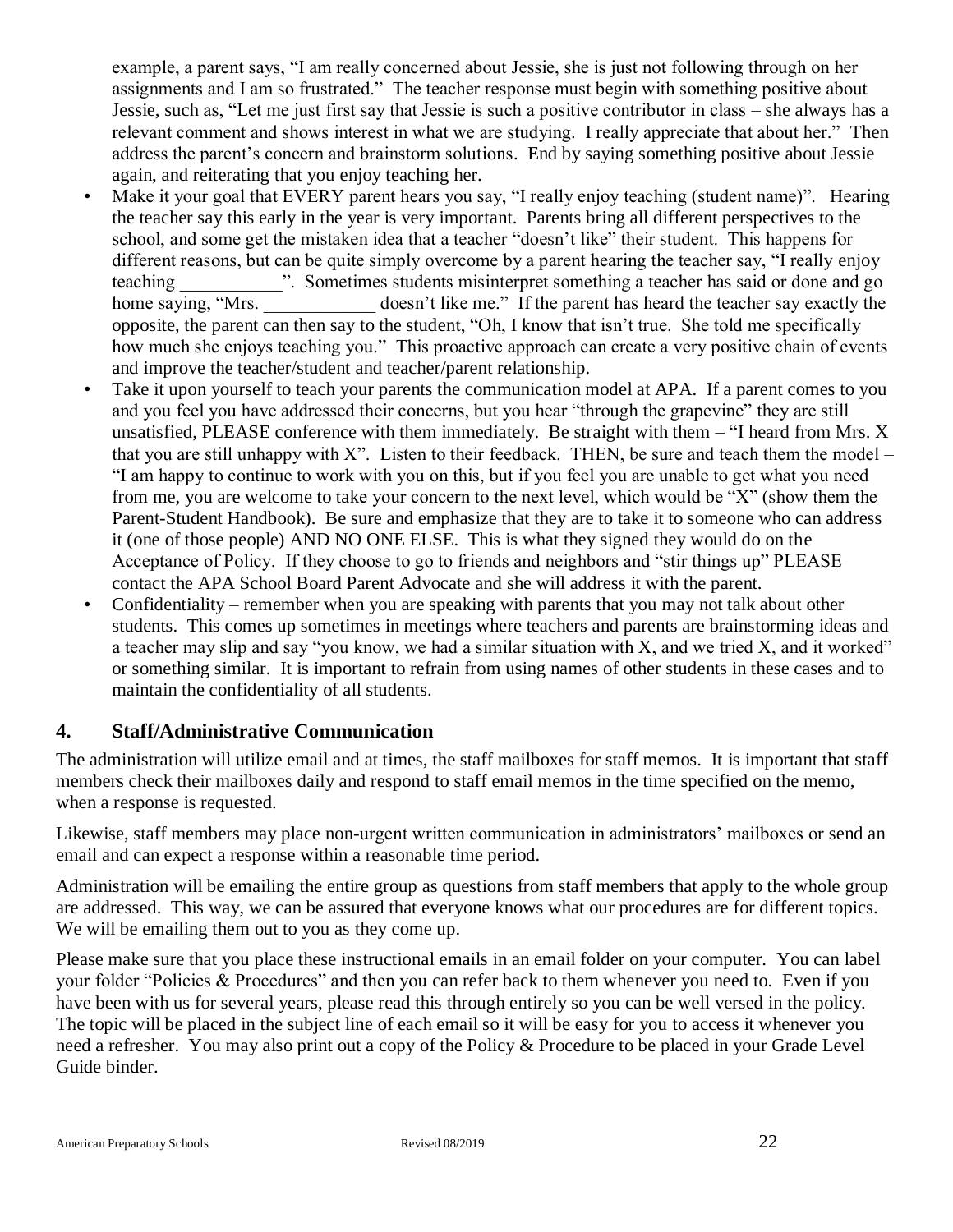example, a parent says, "I am really concerned about Jessie, she is just not following through on her assignments and I am so frustrated." The teacher response must begin with something positive about Jessie, such as, "Let me just first say that Jessie is such a positive contributor in class – she always has a relevant comment and shows interest in what we are studying. I really appreciate that about her." Then address the parent's concern and brainstorm solutions. End by saying something positive about Jessie again, and reiterating that you enjoy teaching her.

- Make it your goal that EVERY parent hears you say, "I really enjoy teaching (student name)". Hearing the teacher say this early in the year is very important. Parents bring all different perspectives to the school, and some get the mistaken idea that a teacher "doesn't like" their student. This happens for different reasons, but can be quite simply overcome by a parent hearing the teacher say, "I really enjoy teaching ___________". Sometimes students misinterpret something a teacher has said or done and go home saying, "Mrs. ____________ doesn't like me." If the parent has heard the teacher say exactly the opposite, the parent can then say to the student, "Oh, I know that isn't true. She told me specifically how much she enjoys teaching you." This proactive approach can create a very positive chain of events and improve the teacher/student and teacher/parent relationship.
- Take it upon yourself to teach your parents the communication model at APA. If a parent comes to you and you feel you have addressed their concerns, but you hear "through the grapevine" they are still unsatisfied, PLEASE conference with them immediately. Be straight with them – "I heard from Mrs. X that you are still unhappy with X". Listen to their feedback. THEN, be sure and teach them the model – "I am happy to continue to work with you on this, but if you feel you are unable to get what you need from me, you are welcome to take your concern to the next level, which would be "X" (show them the Parent-Student Handbook). Be sure and emphasize that they are to take it to someone who can address it (one of those people) AND NO ONE ELSE. This is what they signed they would do on the Acceptance of Policy. If they choose to go to friends and neighbors and "stir things up" PLEASE contact the APA School Board Parent Advocate and she will address it with the parent.
- Confidentiality – remember when you are speaking with parents that you may not talk about other students. This comes up sometimes in meetings where teachers and parents are brainstorming ideas and a teacher may slip and say "you know, we had a similar situation with X, and we tried X, and it worked" or something similar. It is important to refrain from using names of other students in these cases and to maintain the confidentiality of all students.

## 4. Staff/Administrative Communication

The administration will utilize email and at times, the staff mailboxes for staff memos. It is important that staff members check their mailboxes daily and respond to staff email memos in the time specified on the memo, when a response is requested.

Likewise, staff members may place non-urgent written communication in administrators' mailboxes or send an email and can expect a response within a reasonable time period.

Administration will be emailing the entire group as questions from staff members that apply to the whole group are addressed. This way, we can be assured that everyone knows what our procedures are for different topics. We will be emailing them out to you as they come up.

Please make sure that you place these instructional emails in an email folder on your computer. You can label your folder "Policies & Procedures" and then you can refer back to them whenever you need to. Even if you have been with us for several years, please read this through entirely so you can be well versed in the policy. The topic will be placed in the subject line of each email so it will be easy for you to access it whenever you need a refresher. You may also print out a copy of the Policy & Procedure to be placed in your Grade Level Guide binder.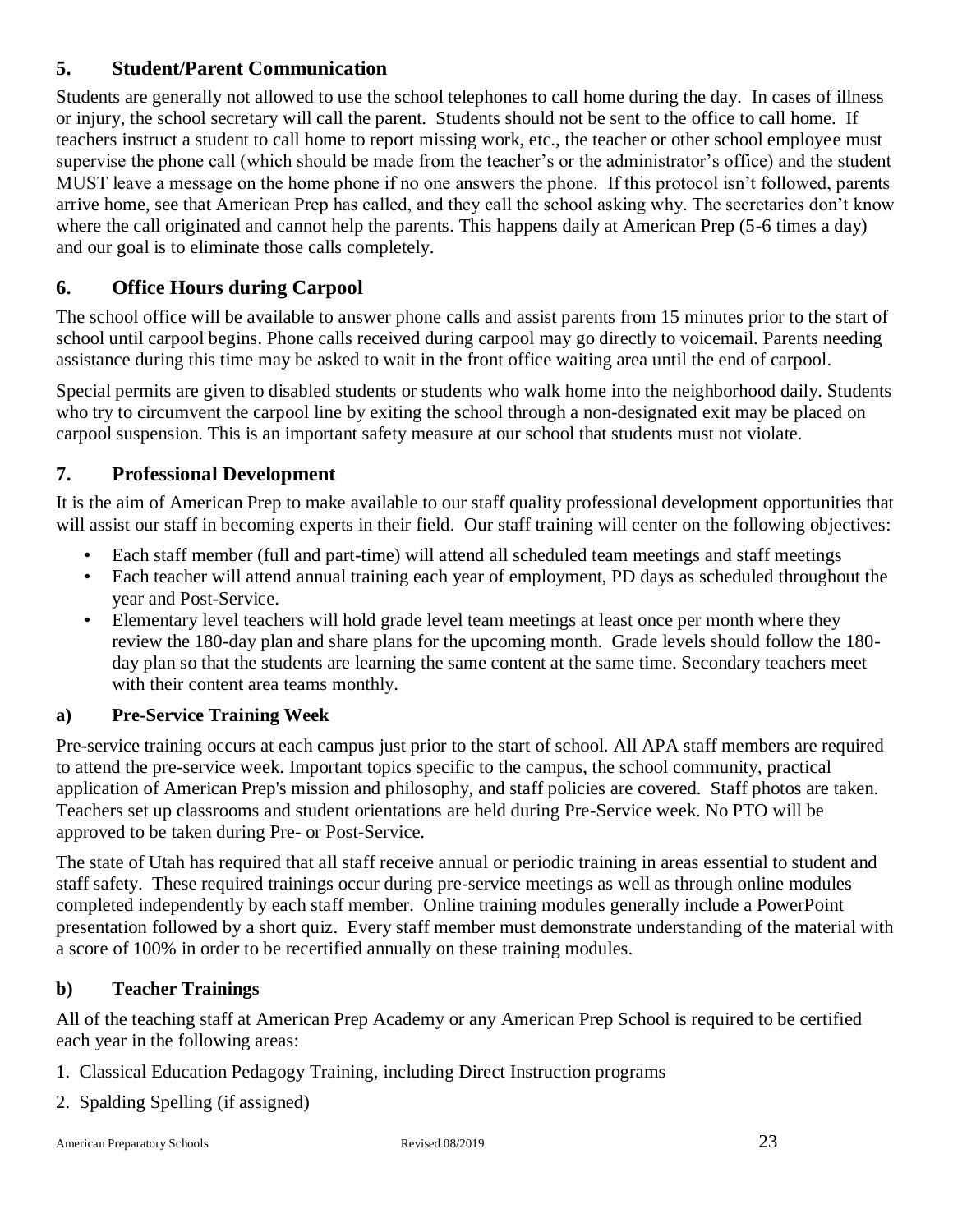## 5. Student/Parent Communication

Students are generally not allowed to use the school telephones to call home during the day. In cases of illness or injury, the school secretary will call the parent. Students should not be sent to the office to call home. If teachers instruct a student to call home to report missing work, etc., the teacher or other school employee must supervise the phone call (which should be made from the teacher's or the administrator's office) and the student MUST leave a message on the home phone if no one answers the phone. If this protocol isn't followed, parents arrive home, see that American Prep has called, and they call the school asking why. The secretaries don't know where the call originated and cannot help the parents. This happens daily at American Prep (5-6 times a day) and our goal is to eliminate those calls completely.

## 6. Office Hours during Carpool

The school office will be available to answer phone calls and assist parents from 15 minutes prior to the start of school until carpool begins. Phone calls received during carpool may go directly to voicemail. Parents needing assistance during this time may be asked to wait in the front office waiting area until the end of carpool.

Special permits are given to disabled students or students who walk home into the neighborhood daily. Students who try to circumvent the carpool line by exiting the school through a non-designated exit may be placed on carpool suspension. This is an important safety measure at our school that students must not violate.

## 7. Professional Development

It is the aim of American Prep to make available to our staff quality professional development opportunities that will assist our staff in becoming experts in their field. Our staff training will center on the following objectives:

- Each staff member (full and part-time) will attend all scheduled team meetings and staff meetings
- Each teacher will attend annual training each year of employment, PD days as scheduled throughout the year and Post-Service.
- Elementary level teachers will hold grade level team meetings at least once per month where they review the 180-day plan and share plans for the upcoming month. Grade levels should follow the 180-day plan so that the students are learning the same content at the same time. Secondary teachers meet with their content area teams monthly.

### a) Pre-Service Training Week

Pre-service training occurs at each campus just prior to the start of school. All APA staff members are required to attend the pre-service week. Important topics specific to the campus, the school community, practical application of American Prep's mission and philosophy, and staff policies are covered. Staff photos are taken. Teachers set up classrooms and student orientations are held during Pre-Service week. No PTO will be approved to be taken during Pre- or Post-Service.

The state of Utah has required that all staff receive annual or periodic training in areas essential to student and staff safety. These required trainings occur during pre-service meetings as well as through online modules completed independently by each staff member. Online training modules generally include a PowerPoint presentation followed by a short quiz. Every staff member must demonstrate understanding of the material with a score of 100% in order to be recertified annually on these training modules.

### b) Teacher Trainings

All of the teaching staff at American Prep Academy or any American Prep School is required to be certified each year in the following areas:

1. Classical Education Pedagogy Training, including Direct Instruction programs
2. Spalding Spelling (if assigned)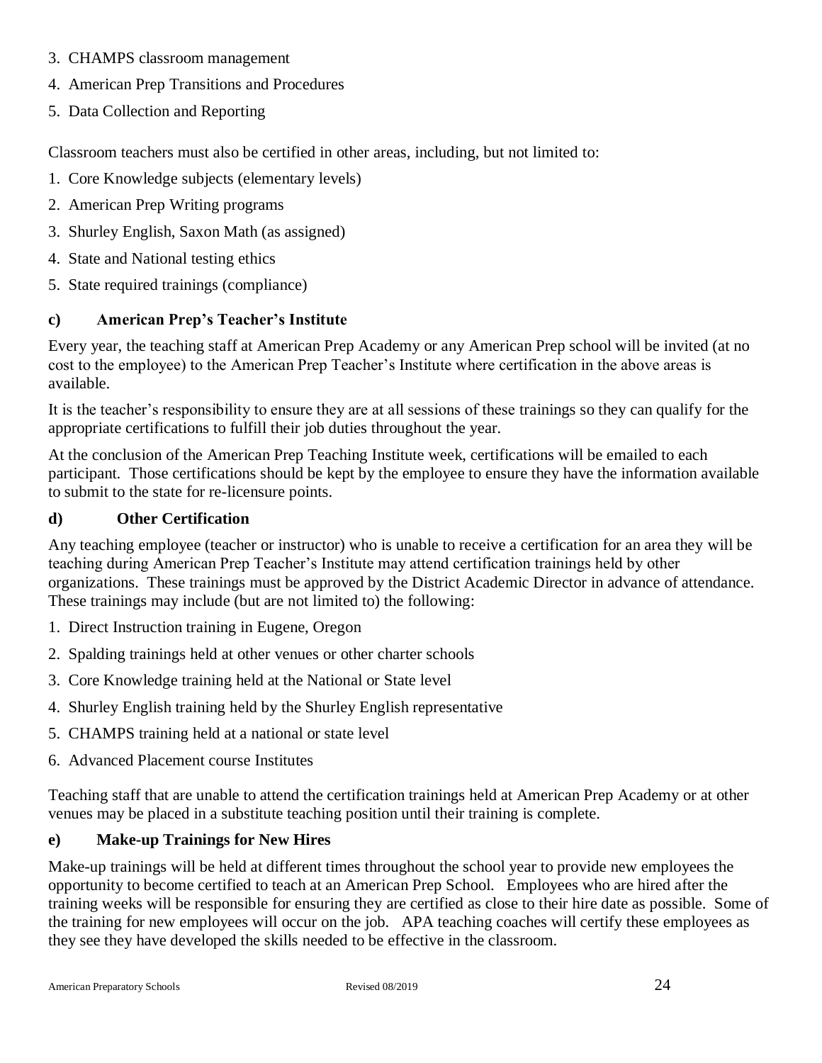3. CHAMPS classroom management
4. American Prep Transitions and Procedures
5. Data Collection and Reporting

Classroom teachers must also be certified in other areas, including, but not limited to:

1. Core Knowledge subjects (elementary levels)
2. American Prep Writing programs
3. Shurley English, Saxon Math (as assigned)
4. State and National testing ethics
5. State required trainings (compliance)

### c) American Prep's Teacher's Institute

Every year, the teaching staff at American Prep Academy or any American Prep school will be invited (at no cost to the employee) to the American Prep Teacher's Institute where certification in the above areas is available.

It is the teacher's responsibility to ensure they are at all sessions of these trainings so they can qualify for the appropriate certifications to fulfill their job duties throughout the year.

At the conclusion of the American Prep Teaching Institute week, certifications will be emailed to each participant. Those certifications should be kept by the employee to ensure they have the information available to submit to the state for re-licensure points.

### d) Other Certification

Any teaching employee (teacher or instructor) who is unable to receive a certification for an area they will be teaching during American Prep Teacher's Institute may attend certification trainings held by other organizations. These trainings must be approved by the District Academic Director in advance of attendance. These trainings may include (but are not limited to) the following:

1. Direct Instruction training in Eugene, Oregon
2. Spalding trainings held at other venues or other charter schools
3. Core Knowledge training held at the National or State level
4. Shurley English training held by the Shurley English representative
5. CHAMPS training held at a national or state level
6. Advanced Placement course Institutes

Teaching staff that are unable to attend the certification trainings held at American Prep Academy or at other venues may be placed in a substitute teaching position until their training is complete.

### e) Make-up Trainings for New Hires

Make-up trainings will be held at different times throughout the school year to provide new employees the opportunity to become certified to teach at an American Prep School. Employees who are hired after the training weeks will be responsible for ensuring they are certified as close to their hire date as possible. Some of the training for new employees will occur on the job. APA teaching coaches will certify these employees as they see they have developed the skills needed to be effective in the classroom.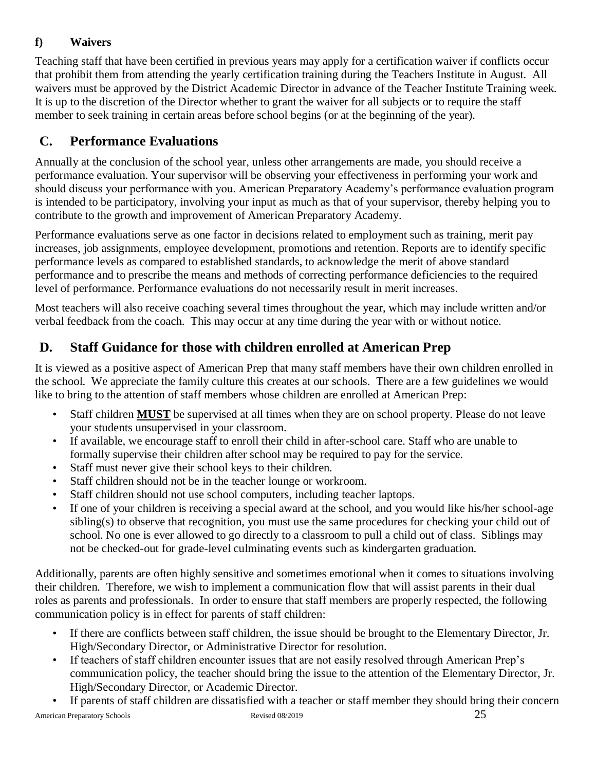#### f) Waivers

Teaching staff that have been certified in previous years may apply for a certification waiver if conflicts occur that prohibit them from attending the yearly certification training during the Teachers Institute in August. All waivers must be approved by the District Academic Director in advance of the Teacher Institute Training week. It is up to the discretion of the Director whether to grant the waiver for all subjects or to require the staff member to seek training in certain areas before school begins (or at the beginning of the year).

## C. Performance Evaluations

Annually at the conclusion of the school year, unless other arrangements are made, you should receive a performance evaluation. Your supervisor will be observing your effectiveness in performing your work and should discuss your performance with you. American Preparatory Academy's performance evaluation program is intended to be participatory, involving your input as much as that of your supervisor, thereby helping you to contribute to the growth and improvement of American Preparatory Academy.

Performance evaluations serve as one factor in decisions related to employment such as training, merit pay increases, job assignments, employee development, promotions and retention. Reports are to identify specific performance levels as compared to established standards, to acknowledge the merit of above standard performance and to prescribe the means and methods of correcting performance deficiencies to the required level of performance. Performance evaluations do not necessarily result in merit increases.

Most teachers will also receive coaching several times throughout the year, which may include written and/or verbal feedback from the coach. This may occur at any time during the year with or without notice.

## D. Staff Guidance for those with children enrolled at American Prep

It is viewed as a positive aspect of American Prep that many staff members have their own children enrolled in the school. We appreciate the family culture this creates at our schools. There are a few guidelines we would like to bring to the attention of staff members whose children are enrolled at American Prep:

- Staff children <u>**MUST**</u> be supervised at all times when they are on school property. Please do not leave your students unsupervised in your classroom.
- If available, we encourage staff to enroll their child in after-school care. Staff who are unable to formally supervise their children after school may be required to pay for the service.
- Staff must never give their school keys to their children.
- Staff children should not be in the teacher lounge or workroom.
- Staff children should not use school computers, including teacher laptops.
- If one of your children is receiving a special award at the school, and you would like his/her school-age sibling(s) to observe that recognition, you must use the same procedures for checking your child out of school. No one is ever allowed to go directly to a classroom to pull a child out of class. Siblings may not be checked-out for grade-level culminating events such as kindergarten graduation.

Additionally, parents are often highly sensitive and sometimes emotional when it comes to situations involving their children. Therefore, we wish to implement a communication flow that will assist parents in their dual roles as parents and professionals. In order to ensure that staff members are properly respected, the following communication policy is in effect for parents of staff children:

- If there are conflicts between staff children, the issue should be brought to the Elementary Director, Jr. High/Secondary Director, or Administrative Director for resolution.
- If teachers of staff children encounter issues that are not easily resolved through American Prep's communication policy, the teacher should bring the issue to the attention of the Elementary Director, Jr. High/Secondary Director, or Academic Director.
- If parents of staff children are dissatisfied with a teacher or staff member they should bring their concern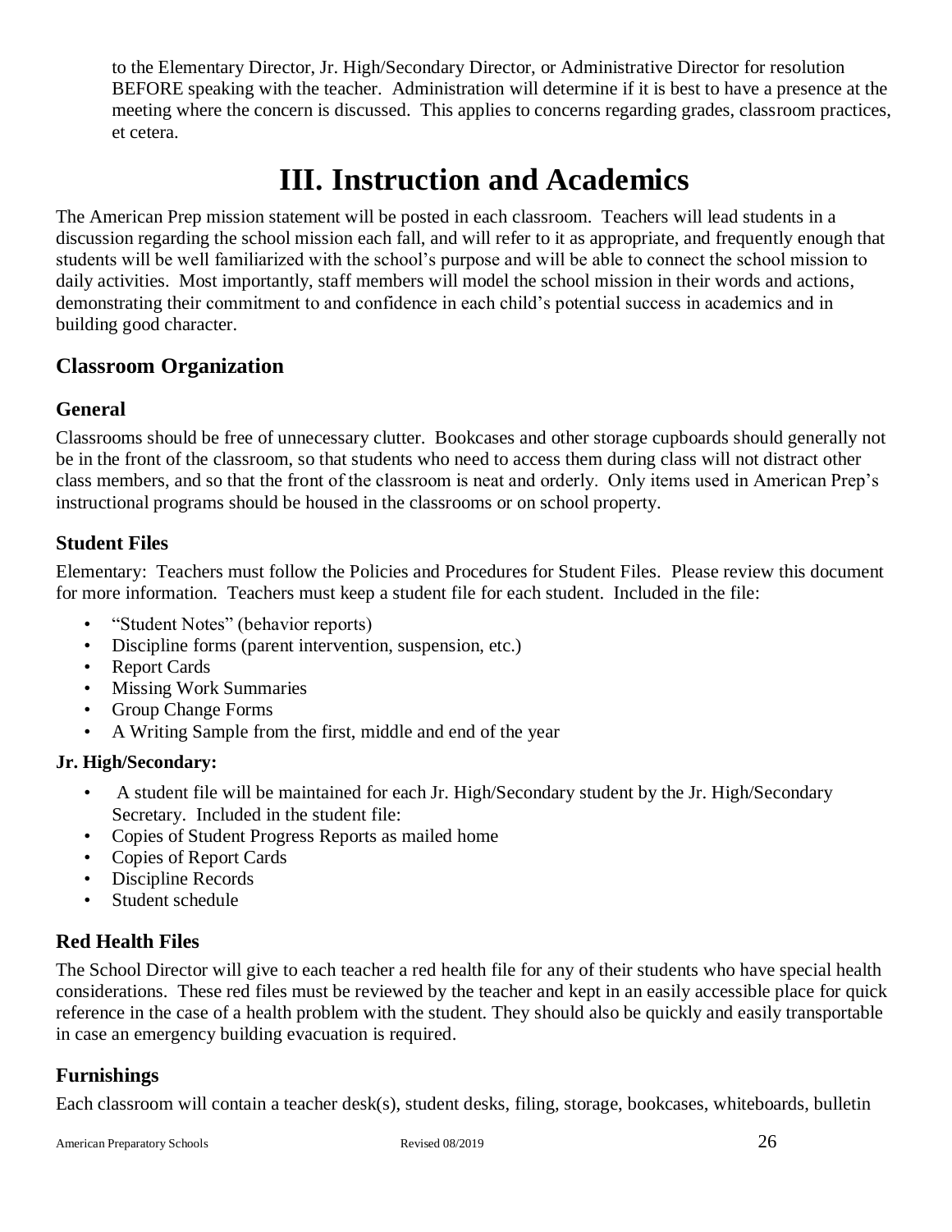to the Elementary Director, Jr. High/Secondary Director, or Administrative Director for resolution BEFORE speaking with the teacher. Administration will determine if it is best to have a presence at the meeting where the concern is discussed. This applies to concerns regarding grades, classroom practices, et cetera.

# III. Instruction and Academics

The American Prep mission statement will be posted in each classroom. Teachers will lead students in a discussion regarding the school mission each fall, and will refer to it as appropriate, and frequently enough that students will be well familiarized with the school's purpose and will be able to connect the school mission to daily activities. Most importantly, staff members will model the school mission in their words and actions, demonstrating their commitment to and confidence in each child's potential success in academics and in building good character.

## Classroom Organization

### General

Classrooms should be free of unnecessary clutter. Bookcases and other storage cupboards should generally not be in the front of the classroom, so that students who need to access them during class will not distract other class members, and so that the front of the classroom is neat and orderly. Only items used in American Prep's instructional programs should be housed in the classrooms or on school property.

### Student Files

Elementary: Teachers must follow the Policies and Procedures for Student Files. Please review this document for more information. Teachers must keep a student file for each student. Included in the file:

- "Student Notes" (behavior reports)
- Discipline forms (parent intervention, suspension, etc.)
- Report Cards
- Missing Work Summaries
- Group Change Forms
- A Writing Sample from the first, middle and end of the year

**Jr. High/Secondary:**

- A student file will be maintained for each Jr. High/Secondary student by the Jr. High/Secondary Secretary. Included in the student file:
- Copies of Student Progress Reports as mailed home
- Copies of Report Cards
- Discipline Records
- Student schedule

### Red Health Files

The School Director will give to each teacher a red health file for any of their students who have special health considerations. These red files must be reviewed by the teacher and kept in an easily accessible place for quick reference in the case of a health problem with the student. They should also be quickly and easily transportable in case an emergency building evacuation is required.

### Furnishings

Each classroom will contain a teacher desk(s), student desks, filing, storage, bookcases, whiteboards, bulletin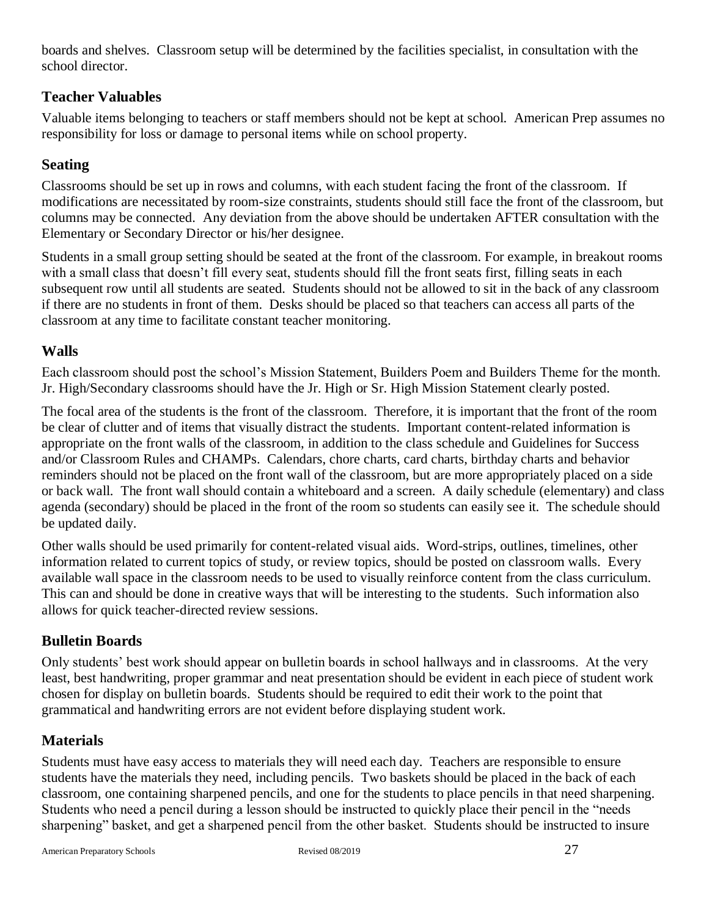boards and shelves. Classroom setup will be determined by the facilities specialist, in consultation with the school director.

## Teacher Valuables

Valuable items belonging to teachers or staff members should not be kept at school. American Prep assumes no responsibility for loss or damage to personal items while on school property.

## Seating

Classrooms should be set up in rows and columns, with each student facing the front of the classroom. If modifications are necessitated by room-size constraints, students should still face the front of the classroom, but columns may be connected. Any deviation from the above should be undertaken AFTER consultation with the Elementary or Secondary Director or his/her designee.

Students in a small group setting should be seated at the front of the classroom. For example, in breakout rooms with a small class that doesn't fill every seat, students should fill the front seats first, filling seats in each subsequent row until all students are seated. Students should not be allowed to sit in the back of any classroom if there are no students in front of them. Desks should be placed so that teachers can access all parts of the classroom at any time to facilitate constant teacher monitoring.

## Walls

Each classroom should post the school's Mission Statement, Builders Poem and Builders Theme for the month. Jr. High/Secondary classrooms should have the Jr. High or Sr. High Mission Statement clearly posted.

The focal area of the students is the front of the classroom. Therefore, it is important that the front of the room be clear of clutter and of items that visually distract the students. Important content-related information is appropriate on the front walls of the classroom, in addition to the class schedule and Guidelines for Success and/or Classroom Rules and CHAMPs. Calendars, chore charts, card charts, birthday charts and behavior reminders should not be placed on the front wall of the classroom, but are more appropriately placed on a side or back wall. The front wall should contain a whiteboard and a screen. A daily schedule (elementary) and class agenda (secondary) should be placed in the front of the room so students can easily see it. The schedule should be updated daily.

Other walls should be used primarily for content-related visual aids. Word-strips, outlines, timelines, other information related to current topics of study, or review topics, should be posted on classroom walls. Every available wall space in the classroom needs to be used to visually reinforce content from the class curriculum. This can and should be done in creative ways that will be interesting to the students. Such information also allows for quick teacher-directed review sessions.

## Bulletin Boards

Only students' best work should appear on bulletin boards in school hallways and in classrooms. At the very least, best handwriting, proper grammar and neat presentation should be evident in each piece of student work chosen for display on bulletin boards. Students should be required to edit their work to the point that grammatical and handwriting errors are not evident before displaying student work.

## Materials

Students must have easy access to materials they will need each day. Teachers are responsible to ensure students have the materials they need, including pencils. Two baskets should be placed in the back of each classroom, one containing sharpened pencils, and one for the students to place pencils in that need sharpening. Students who need a pencil during a lesson should be instructed to quickly place their pencil in the "needs sharpening" basket, and get a sharpened pencil from the other basket. Students should be instructed to insure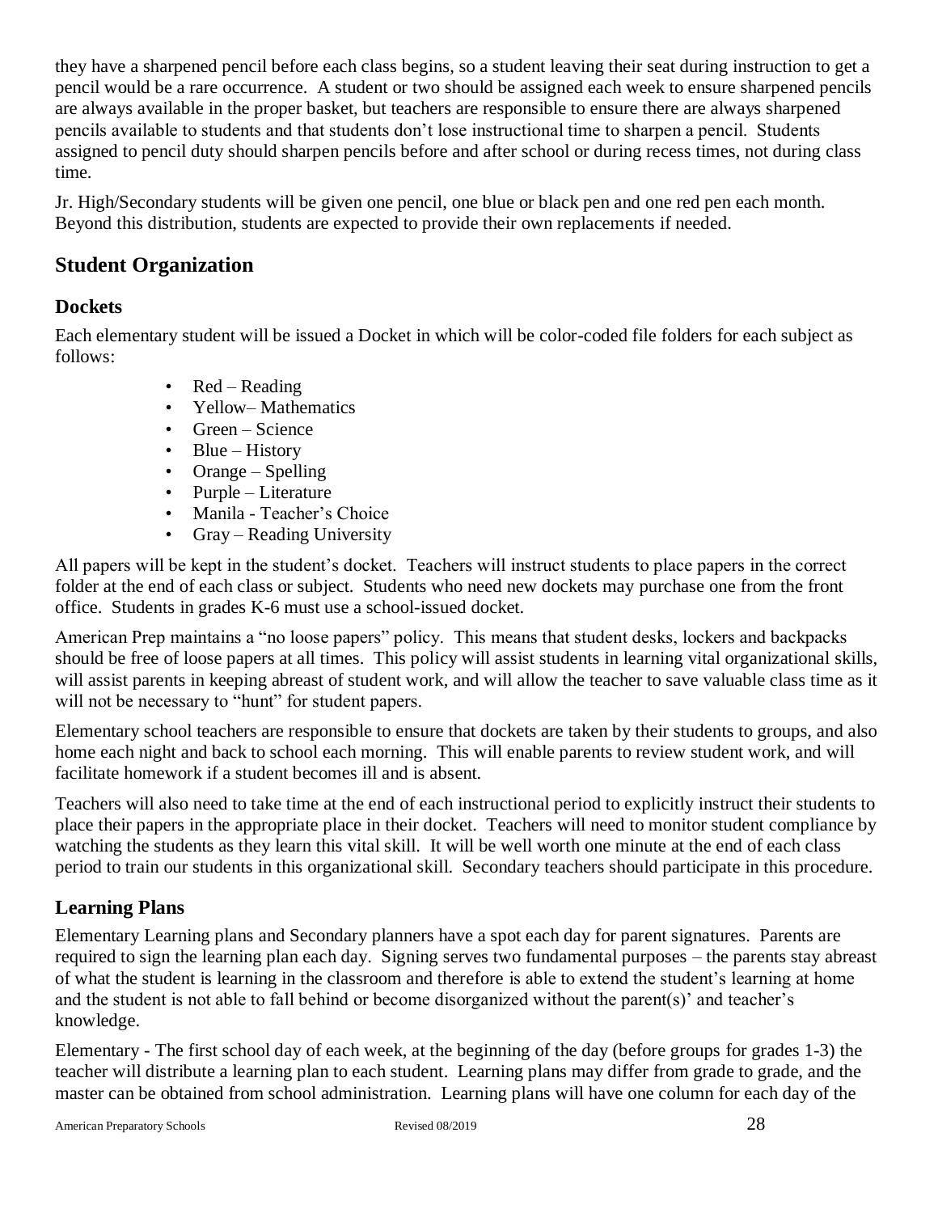they have a sharpened pencil before each class begins, so a student leaving their seat during instruction to get a pencil would be a rare occurrence. A student or two should be assigned each week to ensure sharpened pencils are always available in the proper basket, but teachers are responsible to ensure there are always sharpened pencils available to students and that students don't lose instructional time to sharpen a pencil. Students assigned to pencil duty should sharpen pencils before and after school or during recess times, not during class time.

Jr. High/Secondary students will be given one pencil, one blue or black pen and one red pen each month. Beyond this distribution, students are expected to provide their own replacements if needed.

## Student Organization

### Dockets

Each elementary student will be issued a Docket in which will be color-coded file folders for each subject as follows:

- Red – Reading
- Yellow– Mathematics
- Green – Science
- Blue – History
- Orange – Spelling
- Purple – Literature
- Manila - Teacher's Choice
- Gray – Reading University

All papers will be kept in the student's docket. Teachers will instruct students to place papers in the correct folder at the end of each class or subject. Students who need new dockets may purchase one from the front office. Students in grades K-6 must use a school-issued docket.

American Prep maintains a "no loose papers" policy. This means that student desks, lockers and backpacks should be free of loose papers at all times. This policy will assist students in learning vital organizational skills, will assist parents in keeping abreast of student work, and will allow the teacher to save valuable class time as it will not be necessary to "hunt" for student papers.

Elementary school teachers are responsible to ensure that dockets are taken by their students to groups, and also home each night and back to school each morning. This will enable parents to review student work, and will facilitate homework if a student becomes ill and is absent.

Teachers will also need to take time at the end of each instructional period to explicitly instruct their students to place their papers in the appropriate place in their docket. Teachers will need to monitor student compliance by watching the students as they learn this vital skill. It will be well worth one minute at the end of each class period to train our students in this organizational skill. Secondary teachers should participate in this procedure.

### Learning Plans

Elementary Learning plans and Secondary planners have a spot each day for parent signatures. Parents are required to sign the learning plan each day. Signing serves two fundamental purposes – the parents stay abreast of what the student is learning in the classroom and therefore is able to extend the student's learning at home and the student is not able to fall behind or become disorganized without the parent(s)' and teacher's knowledge.

Elementary - The first school day of each week, at the beginning of the day (before groups for grades 1-3) the teacher will distribute a learning plan to each student. Learning plans may differ from grade to grade, and the master can be obtained from school administration. Learning plans will have one column for each day of the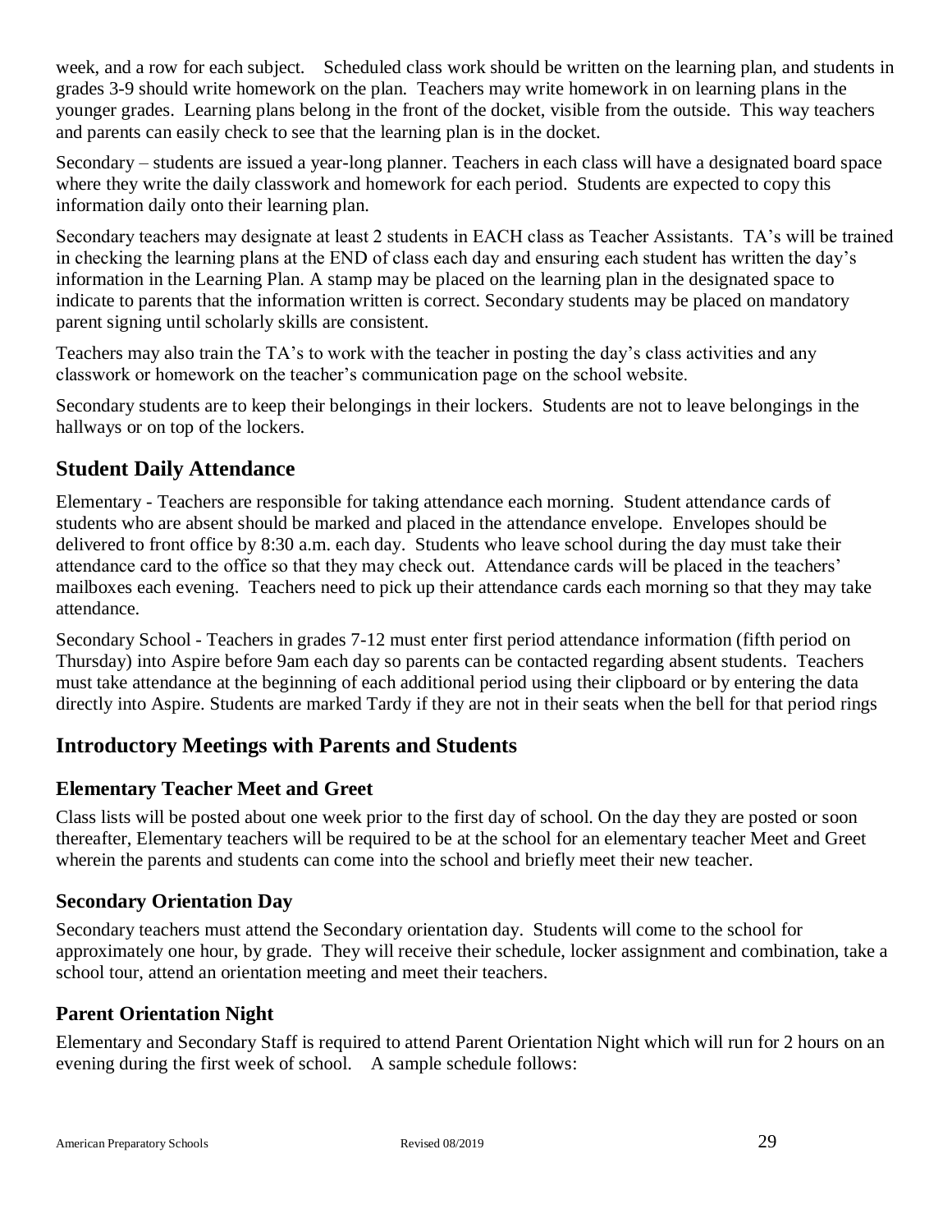week, and a row for each subject. Scheduled class work should be written on the learning plan, and students in grades 3-9 should write homework on the plan. Teachers may write homework in on learning plans in the younger grades. Learning plans belong in the front of the docket, visible from the outside. This way teachers and parents can easily check to see that the learning plan is in the docket.

Secondary – students are issued a year-long planner. Teachers in each class will have a designated board space where they write the daily classwork and homework for each period. Students are expected to copy this information daily onto their learning plan.

Secondary teachers may designate at least 2 students in EACH class as Teacher Assistants. TA's will be trained in checking the learning plans at the END of class each day and ensuring each student has written the day's information in the Learning Plan. A stamp may be placed on the learning plan in the designated space to indicate to parents that the information written is correct. Secondary students may be placed on mandatory parent signing until scholarly skills are consistent.

Teachers may also train the TA's to work with the teacher in posting the day's class activities and any classwork or homework on the teacher's communication page on the school website.

Secondary students are to keep their belongings in their lockers. Students are not to leave belongings in the hallways or on top of the lockers.

## Student Daily Attendance

Elementary - Teachers are responsible for taking attendance each morning. Student attendance cards of students who are absent should be marked and placed in the attendance envelope. Envelopes should be delivered to front office by 8:30 a.m. each day. Students who leave school during the day must take their attendance card to the office so that they may check out. Attendance cards will be placed in the teachers' mailboxes each evening. Teachers need to pick up their attendance cards each morning so that they may take attendance.

Secondary School - Teachers in grades 7-12 must enter first period attendance information (fifth period on Thursday) into Aspire before 9am each day so parents can be contacted regarding absent students. Teachers must take attendance at the beginning of each additional period using their clipboard or by entering the data directly into Aspire. Students are marked Tardy if they are not in their seats when the bell for that period rings

## Introductory Meetings with Parents and Students

### Elementary Teacher Meet and Greet

Class lists will be posted about one week prior to the first day of school. On the day they are posted or soon thereafter, Elementary teachers will be required to be at the school for an elementary teacher Meet and Greet wherein the parents and students can come into the school and briefly meet their new teacher.

### Secondary Orientation Day

Secondary teachers must attend the Secondary orientation day. Students will come to the school for approximately one hour, by grade. They will receive their schedule, locker assignment and combination, take a school tour, attend an orientation meeting and meet their teachers.

### Parent Orientation Night

Elementary and Secondary Staff is required to attend Parent Orientation Night which will run for 2 hours on an evening during the first week of school. A sample schedule follows: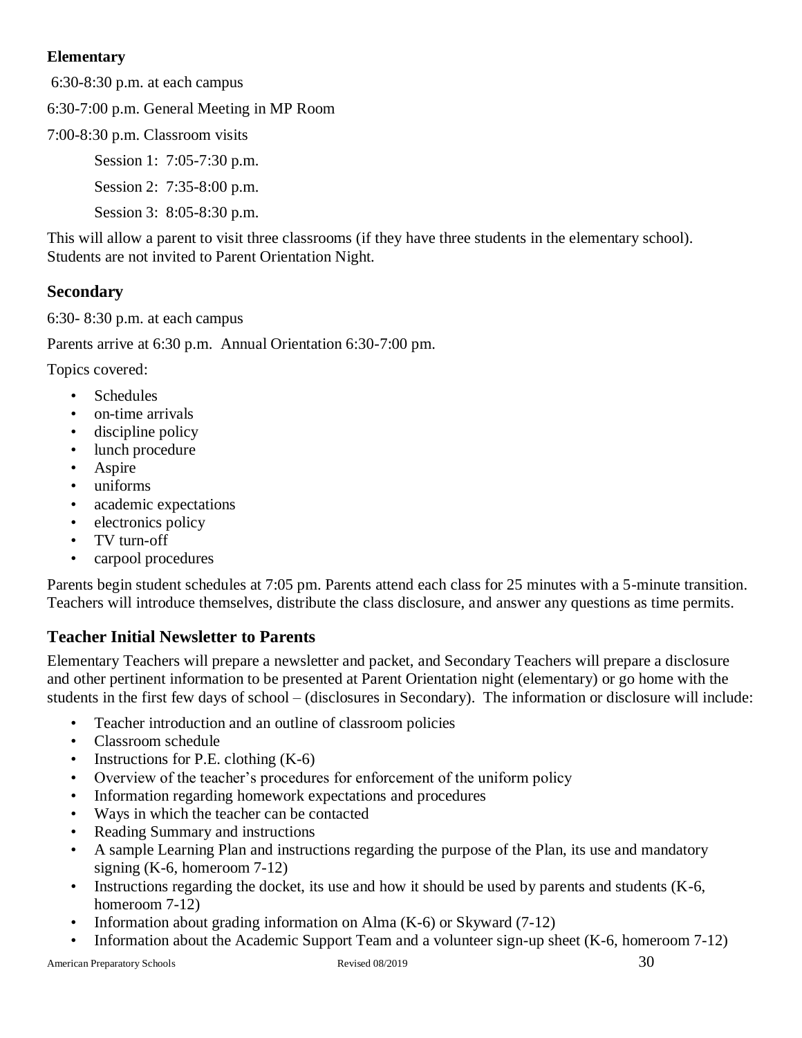**Elementary**

6:30-8:30 p.m. at each campus

6:30-7:00 p.m. General Meeting in MP Room

7:00-8:30 p.m. Classroom visits

Session 1: 7:05-7:30 p.m.

Session 2: 7:35-8:00 p.m.

Session 3: 8:05-8:30 p.m.

This will allow a parent to visit three classrooms (if they have three students in the elementary school). Students are not invited to Parent Orientation Night.

### Secondary

6:30- 8:30 p.m. at each campus

Parents arrive at 6:30 p.m. Annual Orientation 6:30-7:00 pm.

Topics covered:

- Schedules
- on-time arrivals
- discipline policy
- lunch procedure
- Aspire
- uniforms
- academic expectations
- electronics policy
- TV turn-off
- carpool procedures

Parents begin student schedules at 7:05 pm. Parents attend each class for 25 minutes with a 5-minute transition. Teachers will introduce themselves, distribute the class disclosure, and answer any questions as time permits.

### Teacher Initial Newsletter to Parents

Elementary Teachers will prepare a newsletter and packet, and Secondary Teachers will prepare a disclosure and other pertinent information to be presented at Parent Orientation night (elementary) or go home with the students in the first few days of school – (disclosures in Secondary). The information or disclosure will include:

- Teacher introduction and an outline of classroom policies
- Classroom schedule
- Instructions for P.E. clothing (K-6)
- Overview of the teacher's procedures for enforcement of the uniform policy
- Information regarding homework expectations and procedures
- Ways in which the teacher can be contacted
- Reading Summary and instructions
- A sample Learning Plan and instructions regarding the purpose of the Plan, its use and mandatory signing (K-6, homeroom 7-12)
- Instructions regarding the docket, its use and how it should be used by parents and students (K-6, homeroom 7-12)
- Information about grading information on Alma (K-6) or Skyward (7-12)
- Information about the Academic Support Team and a volunteer sign-up sheet (K-6, homeroom 7-12)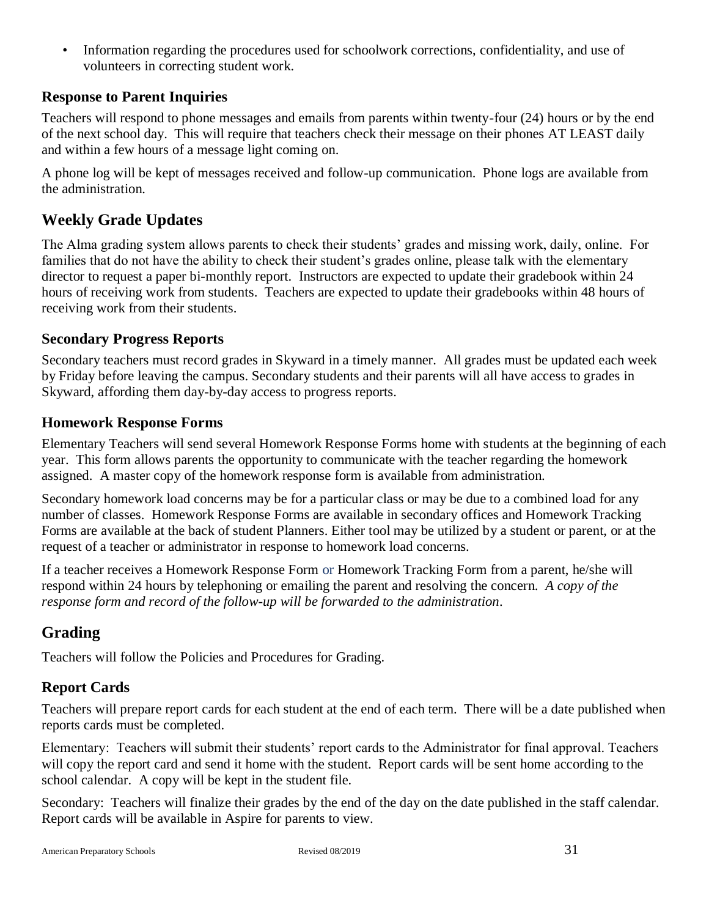- Information regarding the procedures used for schoolwork corrections, confidentiality, and use of volunteers in correcting student work.

### Response to Parent Inquiries

Teachers will respond to phone messages and emails from parents within twenty-four (24) hours or by the end of the next school day. This will require that teachers check their message on their phones AT LEAST daily and within a few hours of a message light coming on.

A phone log will be kept of messages received and follow-up communication. Phone logs are available from the administration.

## Weekly Grade Updates

The Alma grading system allows parents to check their students' grades and missing work, daily, online. For families that do not have the ability to check their student's grades online, please talk with the elementary director to request a paper bi-monthly report. Instructors are expected to update their gradebook within 24 hours of receiving work from students. Teachers are expected to update their gradebooks within 48 hours of receiving work from their students.

### Secondary Progress Reports

Secondary teachers must record grades in Skyward in a timely manner. All grades must be updated each week by Friday before leaving the campus. Secondary students and their parents will all have access to grades in Skyward, affording them day-by-day access to progress reports.

### Homework Response Forms

Elementary Teachers will send several Homework Response Forms home with students at the beginning of each year. This form allows parents the opportunity to communicate with the teacher regarding the homework assigned. A master copy of the homework response form is available from administration.

Secondary homework load concerns may be for a particular class or may be due to a combined load for any number of classes. Homework Response Forms are available in secondary offices and Homework Tracking Forms are available at the back of student Planners. Either tool may be utilized by a student or parent, or at the request of a teacher or administrator in response to homework load concerns.

If a teacher receives a Homework Response Form or Homework Tracking Form from a parent, he/she will respond within 24 hours by telephoning or emailing the parent and resolving the concern. *A copy of the response form and record of the follow-up will be forwarded to the administration*.

## Grading

Teachers will follow the Policies and Procedures for Grading.

### Report Cards

Teachers will prepare report cards for each student at the end of each term. There will be a date published when reports cards must be completed.

Elementary: Teachers will submit their students' report cards to the Administrator for final approval. Teachers will copy the report card and send it home with the student. Report cards will be sent home according to the school calendar. A copy will be kept in the student file.

Secondary: Teachers will finalize their grades by the end of the day on the date published in the staff calendar. Report cards will be available in Aspire for parents to view.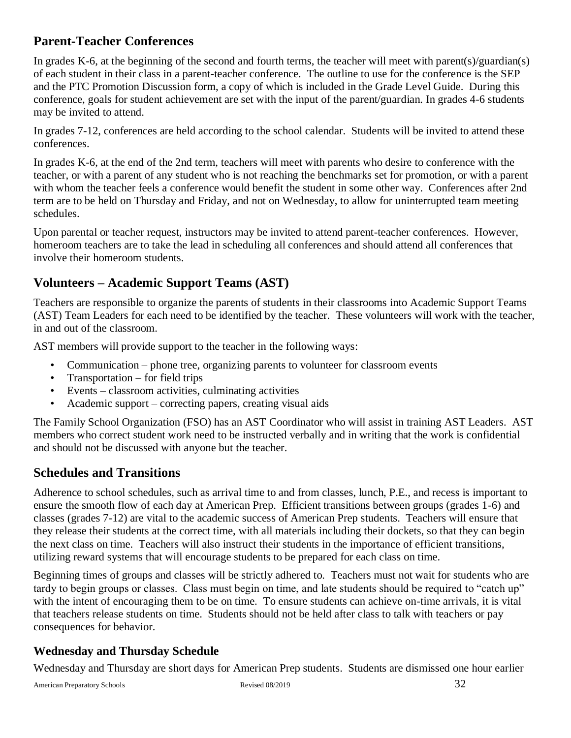## Parent-Teacher Conferences

In grades K-6, at the beginning of the second and fourth terms, the teacher will meet with parent(s)/guardian(s) of each student in their class in a parent-teacher conference. The outline to use for the conference is the SEP and the PTC Promotion Discussion form, a copy of which is included in the Grade Level Guide. During this conference, goals for student achievement are set with the input of the parent/guardian. In grades 4-6 students may be invited to attend.

In grades 7-12, conferences are held according to the school calendar. Students will be invited to attend these conferences.

In grades K-6, at the end of the 2nd term, teachers will meet with parents who desire to conference with the teacher, or with a parent of any student who is not reaching the benchmarks set for promotion, or with a parent with whom the teacher feels a conference would benefit the student in some other way. Conferences after 2nd term are to be held on Thursday and Friday, and not on Wednesday, to allow for uninterrupted team meeting schedules.

Upon parental or teacher request, instructors may be invited to attend parent-teacher conferences. However, homeroom teachers are to take the lead in scheduling all conferences and should attend all conferences that involve their homeroom students.

## Volunteers – Academic Support Teams (AST)

Teachers are responsible to organize the parents of students in their classrooms into Academic Support Teams (AST) Team Leaders for each need to be identified by the teacher. These volunteers will work with the teacher, in and out of the classroom.

AST members will provide support to the teacher in the following ways:

- Communication – phone tree, organizing parents to volunteer for classroom events
- Transportation – for field trips
- Events – classroom activities, culminating activities
- Academic support – correcting papers, creating visual aids

The Family School Organization (FSO) has an AST Coordinator who will assist in training AST Leaders. AST members who correct student work need to be instructed verbally and in writing that the work is confidential and should not be discussed with anyone but the teacher.

## Schedules and Transitions

Adherence to school schedules, such as arrival time to and from classes, lunch, P.E., and recess is important to ensure the smooth flow of each day at American Prep. Efficient transitions between groups (grades 1-6) and classes (grades 7-12) are vital to the academic success of American Prep students. Teachers will ensure that they release their students at the correct time, with all materials including their dockets, so that they can begin the next class on time. Teachers will also instruct their students in the importance of efficient transitions, utilizing reward systems that will encourage students to be prepared for each class on time.

Beginning times of groups and classes will be strictly adhered to. Teachers must not wait for students who are tardy to begin groups or classes. Class must begin on time, and late students should be required to "catch up" with the intent of encouraging them to be on time. To ensure students can achieve on-time arrivals, it is vital that teachers release students on time. Students should not be held after class to talk with teachers or pay consequences for behavior.

### Wednesday and Thursday Schedule

Wednesday and Thursday are short days for American Prep students. Students are dismissed one hour earlier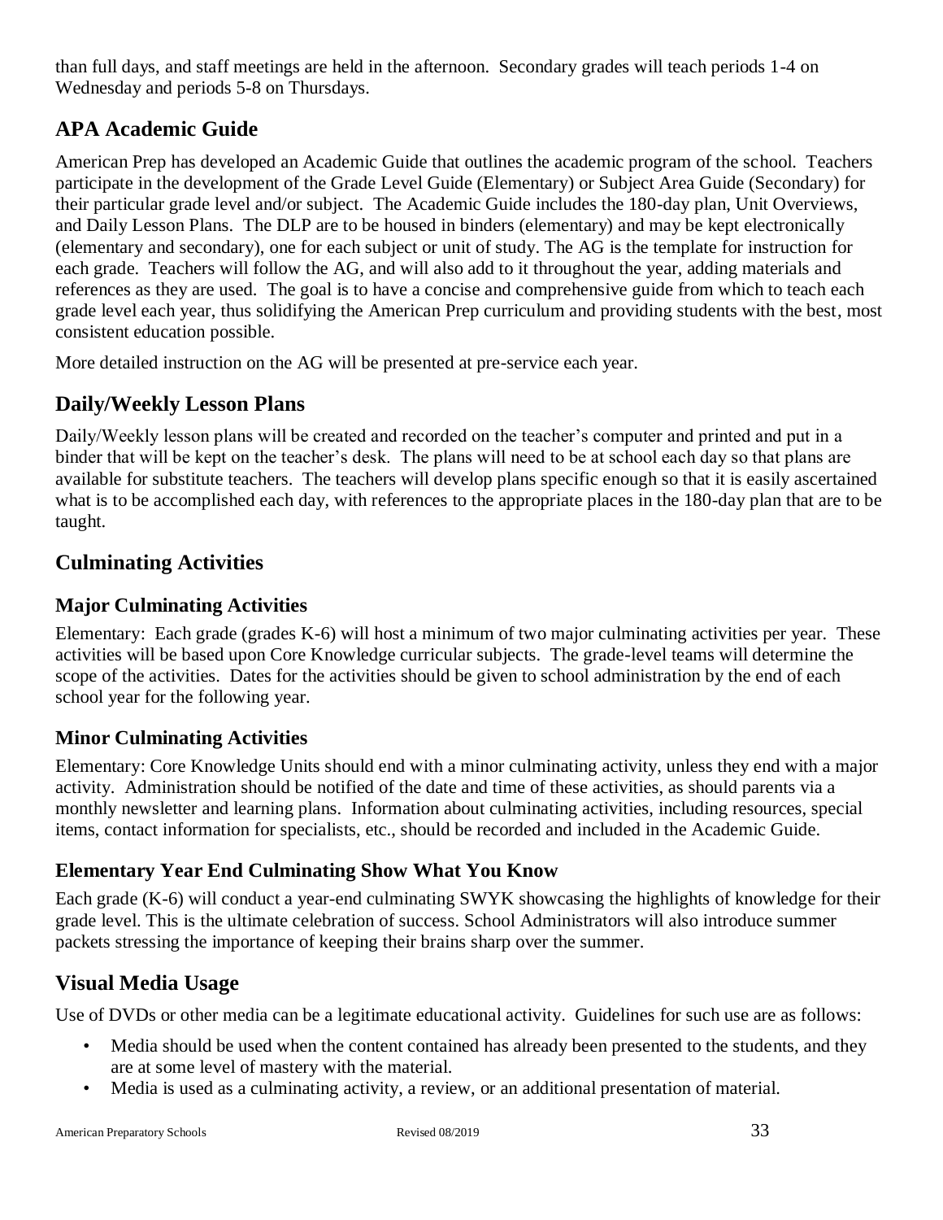than full days, and staff meetings are held in the afternoon. Secondary grades will teach periods 1-4 on Wednesday and periods 5-8 on Thursdays.

## APA Academic Guide

American Prep has developed an Academic Guide that outlines the academic program of the school. Teachers participate in the development of the Grade Level Guide (Elementary) or Subject Area Guide (Secondary) for their particular grade level and/or subject. The Academic Guide includes the 180-day plan, Unit Overviews, and Daily Lesson Plans. The DLP are to be housed in binders (elementary) and may be kept electronically (elementary and secondary), one for each subject or unit of study. The AG is the template for instruction for each grade. Teachers will follow the AG, and will also add to it throughout the year, adding materials and references as they are used. The goal is to have a concise and comprehensive guide from which to teach each grade level each year, thus solidifying the American Prep curriculum and providing students with the best, most consistent education possible.

More detailed instruction on the AG will be presented at pre-service each year.

## Daily/Weekly Lesson Plans

Daily/Weekly lesson plans will be created and recorded on the teacher's computer and printed and put in a binder that will be kept on the teacher's desk. The plans will need to be at school each day so that plans are available for substitute teachers. The teachers will develop plans specific enough so that it is easily ascertained what is to be accomplished each day, with references to the appropriate places in the 180-day plan that are to be taught.

## Culminating Activities

### Major Culminating Activities

Elementary: Each grade (grades K-6) will host a minimum of two major culminating activities per year. These activities will be based upon Core Knowledge curricular subjects. The grade-level teams will determine the scope of the activities. Dates for the activities should be given to school administration by the end of each school year for the following year.

### Minor Culminating Activities

Elementary: Core Knowledge Units should end with a minor culminating activity, unless they end with a major activity. Administration should be notified of the date and time of these activities, as should parents via a monthly newsletter and learning plans. Information about culminating activities, including resources, special items, contact information for specialists, etc., should be recorded and included in the Academic Guide.

### Elementary Year End Culminating Show What You Know

Each grade (K-6) will conduct a year-end culminating SWYK showcasing the highlights of knowledge for their grade level. This is the ultimate celebration of success. School Administrators will also introduce summer packets stressing the importance of keeping their brains sharp over the summer.

## Visual Media Usage

Use of DVDs or other media can be a legitimate educational activity. Guidelines for such use are as follows:

- Media should be used when the content contained has already been presented to the students, and they are at some level of mastery with the material.
- Media is used as a culminating activity, a review, or an additional presentation of material.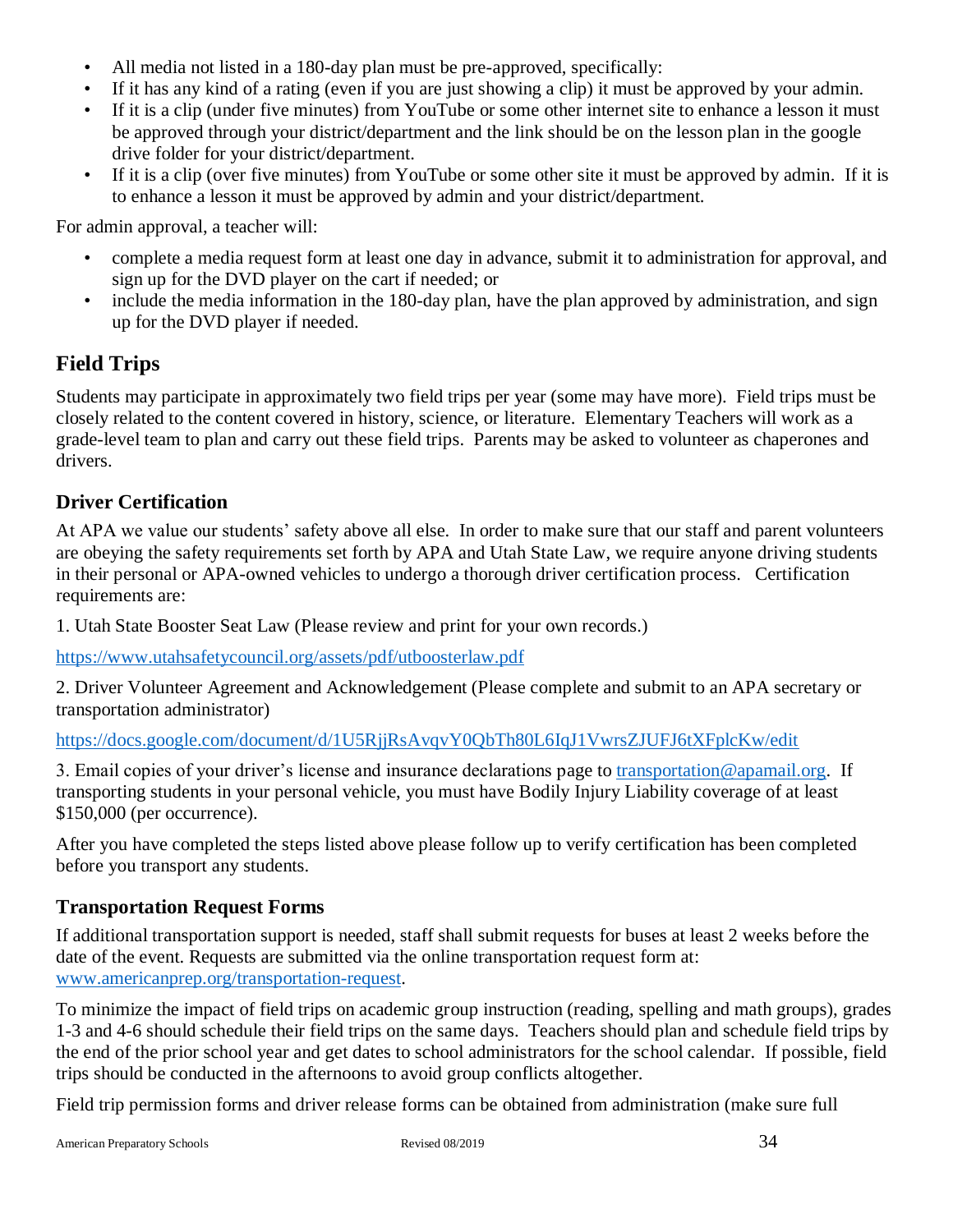- All media not listed in a 180-day plan must be pre-approved, specifically:
- If it has any kind of a rating (even if you are just showing a clip) it must be approved by your admin.
- If it is a clip (under five minutes) from YouTube or some other internet site to enhance a lesson it must be approved through your district/department and the link should be on the lesson plan in the google drive folder for your district/department.
- If it is a clip (over five minutes) from YouTube or some other site it must be approved by admin. If it is to enhance a lesson it must be approved by admin and your district/department.

For admin approval, a teacher will:

- complete a media request form at least one day in advance, submit it to administration for approval, and sign up for the DVD player on the cart if needed; or
- include the media information in the 180-day plan, have the plan approved by administration, and sign up for the DVD player if needed.

## Field Trips

Students may participate in approximately two field trips per year (some may have more). Field trips must be closely related to the content covered in history, science, or literature. Elementary Teachers will work as a grade-level team to plan and carry out these field trips. Parents may be asked to volunteer as chaperones and drivers.

### Driver Certification

At APA we value our students' safety above all else. In order to make sure that our staff and parent volunteers are obeying the safety requirements set forth by APA and Utah State Law, we require anyone driving students in their personal or APA-owned vehicles to undergo a thorough driver certification process. Certification requirements are:

1. Utah State Booster Seat Law (Please review and print for your own records.)

https://www.utahsafetycouncil.org/assets/pdf/utboosterlaw.pdf

2. Driver Volunteer Agreement and Acknowledgement (Please complete and submit to an APA secretary or transportation administrator)

https://docs.google.com/document/d/1U5RjjRsAvqvY0QbTh80L6IqJ1VwrsZJUFJ6tXFplcKw/edit

3. Email copies of your driver's license and insurance declarations page to transportation@apamail.org. If transporting students in your personal vehicle, you must have Bodily Injury Liability coverage of at least $150,000 (per occurrence).

After you have completed the steps listed above please follow up to verify certification has been completed before you transport any students.

### Transportation Request Forms

If additional transportation support is needed, staff shall submit requests for buses at least 2 weeks before the date of the event. Requests are submitted via the online transportation request form at: www.americanprep.org/transportation-request.

To minimize the impact of field trips on academic group instruction (reading, spelling and math groups), grades 1-3 and 4-6 should schedule their field trips on the same days. Teachers should plan and schedule field trips by the end of the prior school year and get dates to school administrators for the school calendar. If possible, field trips should be conducted in the afternoons to avoid group conflicts altogether.

Field trip permission forms and driver release forms can be obtained from administration (make sure full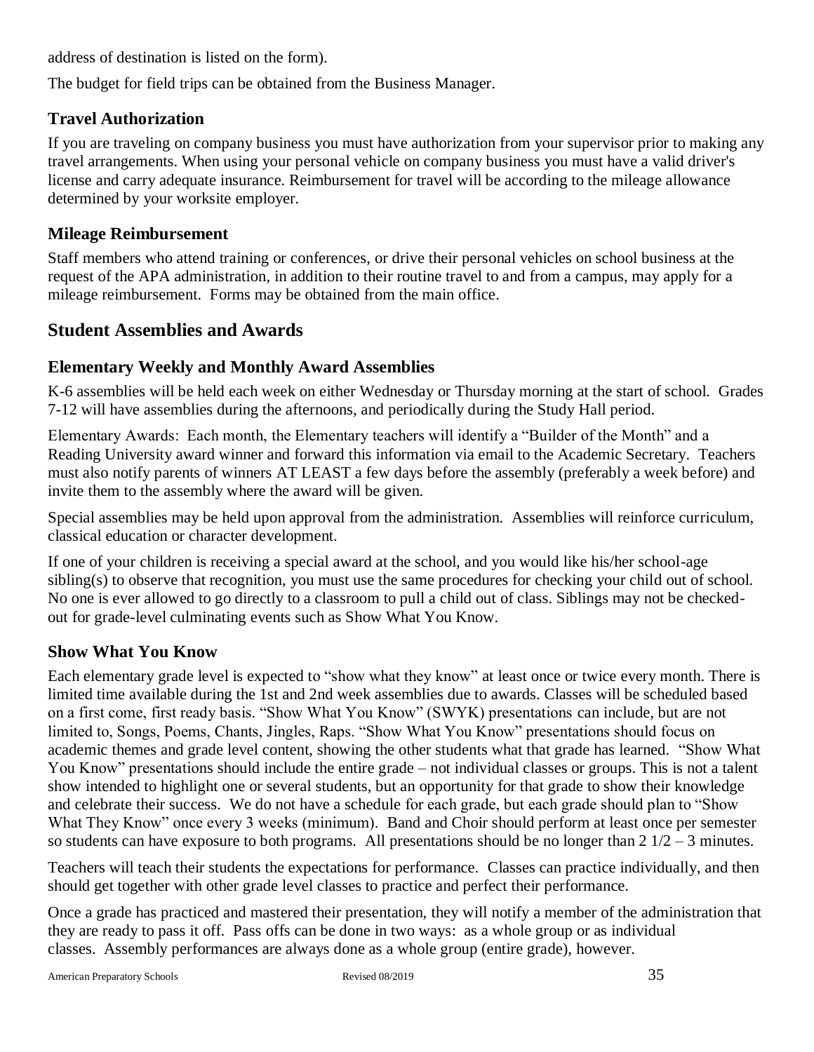address of destination is listed on the form).

The budget for field trips can be obtained from the Business Manager.

### Travel Authorization

If you are traveling on company business you must have authorization from your supervisor prior to making any travel arrangements. When using your personal vehicle on company business you must have a valid driver's license and carry adequate insurance. Reimbursement for travel will be according to the mileage allowance determined by your worksite employer.

### Mileage Reimbursement

Staff members who attend training or conferences, or drive their personal vehicles on school business at the request of the APA administration, in addition to their routine travel to and from a campus, may apply for a mileage reimbursement. Forms may be obtained from the main office.

## Student Assemblies and Awards

### Elementary Weekly and Monthly Award Assemblies

K-6 assemblies will be held each week on either Wednesday or Thursday morning at the start of school. Grades 7-12 will have assemblies during the afternoons, and periodically during the Study Hall period.

Elementary Awards: Each month, the Elementary teachers will identify a "Builder of the Month" and a Reading University award winner and forward this information via email to the Academic Secretary. Teachers must also notify parents of winners AT LEAST a few days before the assembly (preferably a week before) and invite them to the assembly where the award will be given.

Special assemblies may be held upon approval from the administration. Assemblies will reinforce curriculum, classical education or character development.

If one of your children is receiving a special award at the school, and you would like his/her school-age sibling(s) to observe that recognition, you must use the same procedures for checking your child out of school. No one is ever allowed to go directly to a classroom to pull a child out of class. Siblings may not be checked-out for grade-level culminating events such as Show What You Know.

### Show What You Know

Each elementary grade level is expected to "show what they know" at least once or twice every month. There is limited time available during the 1st and 2nd week assemblies due to awards. Classes will be scheduled based on a first come, first ready basis. "Show What You Know" (SWYK) presentations can include, but are not limited to, Songs, Poems, Chants, Jingles, Raps. "Show What You Know" presentations should focus on academic themes and grade level content, showing the other students what that grade has learned. "Show What You Know" presentations should include the entire grade – not individual classes or groups. This is not a talent show intended to highlight one or several students, but an opportunity for that grade to show their knowledge and celebrate their success. We do not have a schedule for each grade, but each grade should plan to "Show What They Know" once every 3 weeks (minimum). Band and Choir should perform at least once per semester so students can have exposure to both programs. All presentations should be no longer than 2 1/2 – 3 minutes.

Teachers will teach their students the expectations for performance. Classes can practice individually, and then should get together with other grade level classes to practice and perfect their performance.

Once a grade has practiced and mastered their presentation, they will notify a member of the administration that they are ready to pass it off. Pass offs can be done in two ways: as a whole group or as individual classes. Assembly performances are always done as a whole group (entire grade), however.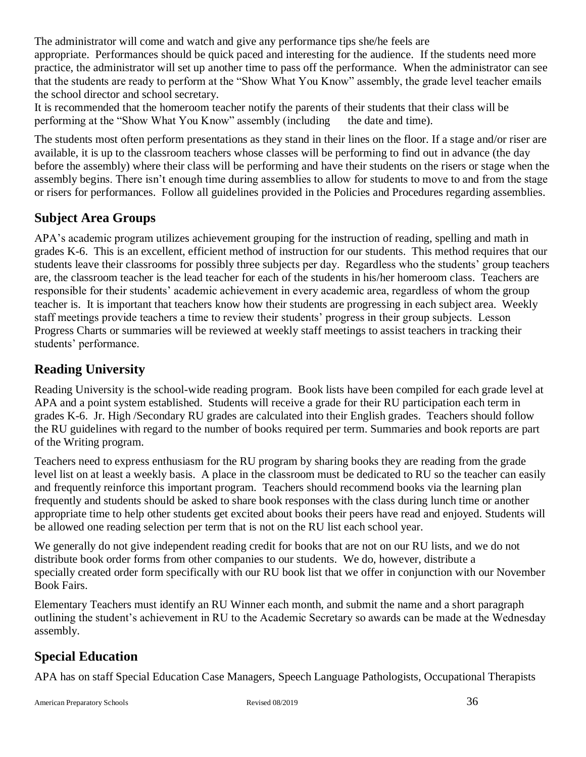The administrator will come and watch and give any performance tips she/he feels are appropriate. Performances should be quick paced and interesting for the audience. If the students need more practice, the administrator will set up another time to pass off the performance. When the administrator can see that the students are ready to perform at the "Show What You Know" assembly, the grade level teacher emails the school director and school secretary.

It is recommended that the homeroom teacher notify the parents of their students that their class will be performing at the "Show What You Know" assembly (including the date and time).

The students most often perform presentations as they stand in their lines on the floor. If a stage and/or riser are available, it is up to the classroom teachers whose classes will be performing to find out in advance (the day before the assembly) where their class will be performing and have their students on the risers or stage when the assembly begins. There isn't enough time during assemblies to allow for students to move to and from the stage or risers for performances. Follow all guidelines provided in the Policies and Procedures regarding assemblies.

## Subject Area Groups

APA's academic program utilizes achievement grouping for the instruction of reading, spelling and math in grades K-6. This is an excellent, efficient method of instruction for our students. This method requires that our students leave their classrooms for possibly three subjects per day. Regardless who the students' group teachers are, the classroom teacher is the lead teacher for each of the students in his/her homeroom class. Teachers are responsible for their students' academic achievement in every academic area, regardless of whom the group teacher is. It is important that teachers know how their students are progressing in each subject area. Weekly staff meetings provide teachers a time to review their students' progress in their group subjects. Lesson Progress Charts or summaries will be reviewed at weekly staff meetings to assist teachers in tracking their students' performance.

## Reading University

Reading University is the school-wide reading program. Book lists have been compiled for each grade level at APA and a point system established. Students will receive a grade for their RU participation each term in grades K-6. Jr. High /Secondary RU grades are calculated into their English grades. Teachers should follow the RU guidelines with regard to the number of books required per term. Summaries and book reports are part of the Writing program.

Teachers need to express enthusiasm for the RU program by sharing books they are reading from the grade level list on at least a weekly basis. A place in the classroom must be dedicated to RU so the teacher can easily and frequently reinforce this important program. Teachers should recommend books via the learning plan frequently and students should be asked to share book responses with the class during lunch time or another appropriate time to help other students get excited about books their peers have read and enjoyed. Students will be allowed one reading selection per term that is not on the RU list each school year.

We generally do not give independent reading credit for books that are not on our RU lists, and we do not distribute book order forms from other companies to our students. We do, however, distribute a specially created order form specifically with our RU book list that we offer in conjunction with our November Book Fairs.

Elementary Teachers must identify an RU Winner each month, and submit the name and a short paragraph outlining the student's achievement in RU to the Academic Secretary so awards can be made at the Wednesday assembly.

## Special Education

APA has on staff Special Education Case Managers, Speech Language Pathologists, Occupational Therapists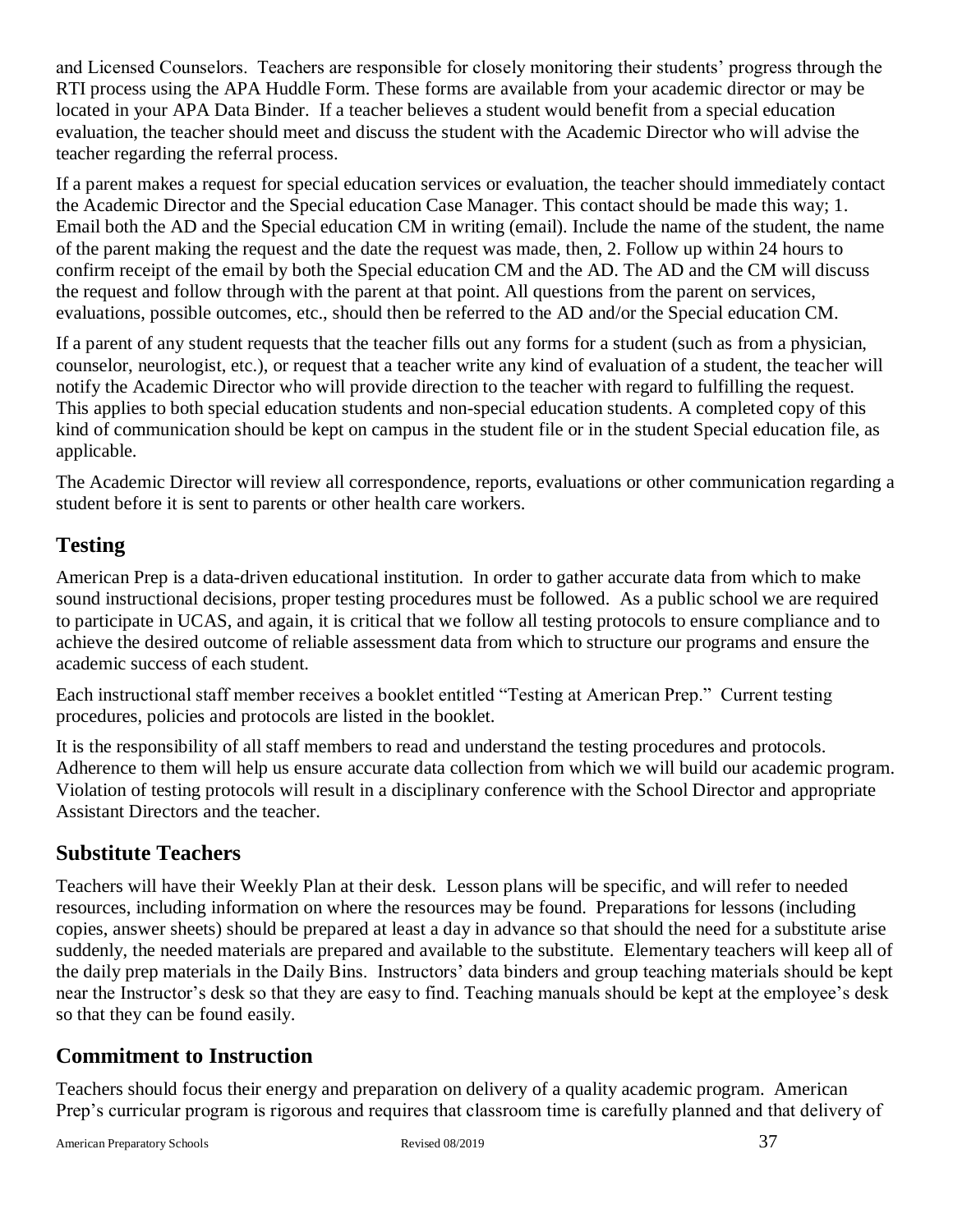and Licensed Counselors. Teachers are responsible for closely monitoring their students' progress through the RTI process using the APA Huddle Form. These forms are available from your academic director or may be located in your APA Data Binder. If a teacher believes a student would benefit from a special education evaluation, the teacher should meet and discuss the student with the Academic Director who will advise the teacher regarding the referral process.

If a parent makes a request for special education services or evaluation, the teacher should immediately contact the Academic Director and the Special education Case Manager. This contact should be made this way; 1. Email both the AD and the Special education CM in writing (email). Include the name of the student, the name of the parent making the request and the date the request was made, then, 2. Follow up within 24 hours to confirm receipt of the email by both the Special education CM and the AD. The AD and the CM will discuss the request and follow through with the parent at that point. All questions from the parent on services, evaluations, possible outcomes, etc., should then be referred to the AD and/or the Special education CM.

If a parent of any student requests that the teacher fills out any forms for a student (such as from a physician, counselor, neurologist, etc.), or request that a teacher write any kind of evaluation of a student, the teacher will notify the Academic Director who will provide direction to the teacher with regard to fulfilling the request. This applies to both special education students and non-special education students. A completed copy of this kind of communication should be kept on campus in the student file or in the student Special education file, as applicable.

The Academic Director will review all correspondence, reports, evaluations or other communication regarding a student before it is sent to parents or other health care workers.

## Testing

American Prep is a data-driven educational institution. In order to gather accurate data from which to make sound instructional decisions, proper testing procedures must be followed. As a public school we are required to participate in UCAS, and again, it is critical that we follow all testing protocols to ensure compliance and to achieve the desired outcome of reliable assessment data from which to structure our programs and ensure the academic success of each student.

Each instructional staff member receives a booklet entitled "Testing at American Prep." Current testing procedures, policies and protocols are listed in the booklet.

It is the responsibility of all staff members to read and understand the testing procedures and protocols. Adherence to them will help us ensure accurate data collection from which we will build our academic program. Violation of testing protocols will result in a disciplinary conference with the School Director and appropriate Assistant Directors and the teacher.

## Substitute Teachers

Teachers will have their Weekly Plan at their desk. Lesson plans will be specific, and will refer to needed resources, including information on where the resources may be found. Preparations for lessons (including copies, answer sheets) should be prepared at least a day in advance so that should the need for a substitute arise suddenly, the needed materials are prepared and available to the substitute. Elementary teachers will keep all of the daily prep materials in the Daily Bins. Instructors' data binders and group teaching materials should be kept near the Instructor's desk so that they are easy to find. Teaching manuals should be kept at the employee's desk so that they can be found easily.

## Commitment to Instruction

Teachers should focus their energy and preparation on delivery of a quality academic program. American Prep's curricular program is rigorous and requires that classroom time is carefully planned and that delivery of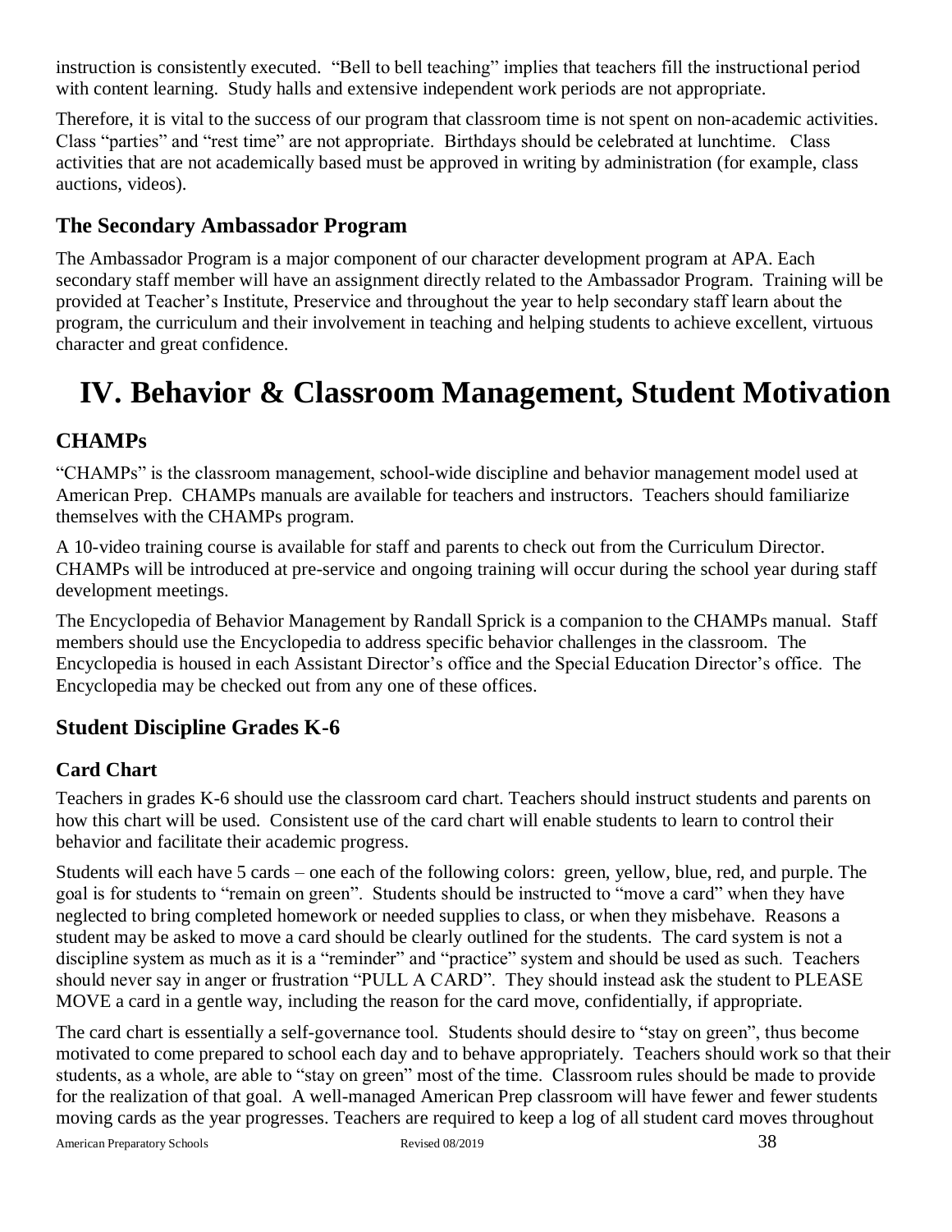instruction is consistently executed. "Bell to bell teaching" implies that teachers fill the instructional period with content learning. Study halls and extensive independent work periods are not appropriate.

Therefore, it is vital to the success of our program that classroom time is not spent on non-academic activities. Class "parties" and "rest time" are not appropriate. Birthdays should be celebrated at lunchtime. Class activities that are not academically based must be approved in writing by administration (for example, class auctions, videos).

### The Secondary Ambassador Program

The Ambassador Program is a major component of our character development program at APA. Each secondary staff member will have an assignment directly related to the Ambassador Program. Training will be provided at Teacher's Institute, Preservice and throughout the year to help secondary staff learn about the program, the curriculum and their involvement in teaching and helping students to achieve excellent, virtuous character and great confidence.

# IV. Behavior & Classroom Management, Student Motivation

### CHAMPs

"CHAMPs" is the classroom management, school-wide discipline and behavior management model used at American Prep. CHAMPs manuals are available for teachers and instructors. Teachers should familiarize themselves with the CHAMPs program.

A 10-video training course is available for staff and parents to check out from the Curriculum Director. CHAMPs will be introduced at pre-service and ongoing training will occur during the school year during staff development meetings.

The Encyclopedia of Behavior Management by Randall Sprick is a companion to the CHAMPs manual. Staff members should use the Encyclopedia to address specific behavior challenges in the classroom. The Encyclopedia is housed in each Assistant Director's office and the Special Education Director's office. The Encyclopedia may be checked out from any one of these offices.

### Student Discipline Grades K-6

### Card Chart

Teachers in grades K-6 should use the classroom card chart. Teachers should instruct students and parents on how this chart will be used. Consistent use of the card chart will enable students to learn to control their behavior and facilitate their academic progress.

Students will each have 5 cards – one each of the following colors: green, yellow, blue, red, and purple. The goal is for students to "remain on green". Students should be instructed to "move a card" when they have neglected to bring completed homework or needed supplies to class, or when they misbehave. Reasons a student may be asked to move a card should be clearly outlined for the students. The card system is not a discipline system as much as it is a "reminder" and "practice" system and should be used as such. Teachers should never say in anger or frustration "PULL A CARD". They should instead ask the student to PLEASE MOVE a card in a gentle way, including the reason for the card move, confidentially, if appropriate.

The card chart is essentially a self-governance tool. Students should desire to "stay on green", thus become motivated to come prepared to school each day and to behave appropriately. Teachers should work so that their students, as a whole, are able to "stay on green" most of the time. Classroom rules should be made to provide for the realization of that goal. A well-managed American Prep classroom will have fewer and fewer students moving cards as the year progresses. Teachers are required to keep a log of all student card moves throughout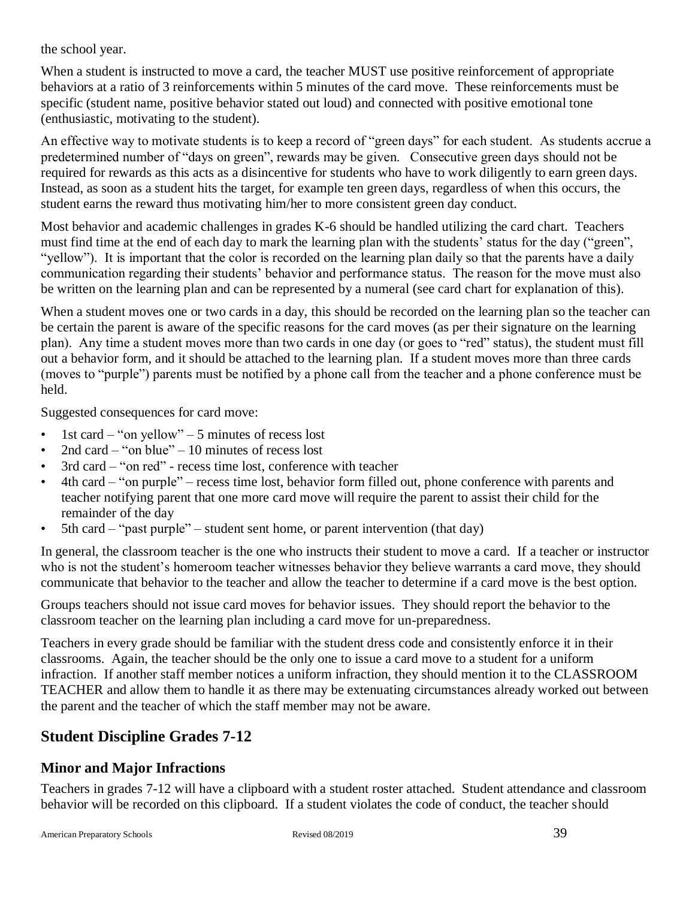the school year.

When a student is instructed to move a card, the teacher MUST use positive reinforcement of appropriate behaviors at a ratio of 3 reinforcements within 5 minutes of the card move. These reinforcements must be specific (student name, positive behavior stated out loud) and connected with positive emotional tone (enthusiastic, motivating to the student).

An effective way to motivate students is to keep a record of "green days" for each student. As students accrue a predetermined number of "days on green", rewards may be given. Consecutive green days should not be required for rewards as this acts as a disincentive for students who have to work diligently to earn green days. Instead, as soon as a student hits the target, for example ten green days, regardless of when this occurs, the student earns the reward thus motivating him/her to more consistent green day conduct.

Most behavior and academic challenges in grades K-6 should be handled utilizing the card chart. Teachers must find time at the end of each day to mark the learning plan with the students' status for the day ("green", "yellow"). It is important that the color is recorded on the learning plan daily so that the parents have a daily communication regarding their students' behavior and performance status. The reason for the move must also be written on the learning plan and can be represented by a numeral (see card chart for explanation of this).

When a student moves one or two cards in a day, this should be recorded on the learning plan so the teacher can be certain the parent is aware of the specific reasons for the card moves (as per their signature on the learning plan). Any time a student moves more than two cards in one day (or goes to "red" status), the student must fill out a behavior form, and it should be attached to the learning plan. If a student moves more than three cards (moves to "purple") parents must be notified by a phone call from the teacher and a phone conference must be held.

Suggested consequences for card move:

- 1st card – "on yellow" – 5 minutes of recess lost
- 2nd card – "on blue" – 10 minutes of recess lost
- 3rd card – "on red" - recess time lost, conference with teacher
- 4th card – "on purple" – recess time lost, behavior form filled out, phone conference with parents and teacher notifying parent that one more card move will require the parent to assist their child for the remainder of the day
- 5th card – "past purple" – student sent home, or parent intervention (that day)

In general, the classroom teacher is the one who instructs their student to move a card. If a teacher or instructor who is not the student's homeroom teacher witnesses behavior they believe warrants a card move, they should communicate that behavior to the teacher and allow the teacher to determine if a card move is the best option.

Groups teachers should not issue card moves for behavior issues. They should report the behavior to the classroom teacher on the learning plan including a card move for un-preparedness.

Teachers in every grade should be familiar with the student dress code and consistently enforce it in their classrooms. Again, the teacher should be the only one to issue a card move to a student for a uniform infraction. If another staff member notices a uniform infraction, they should mention it to the CLASSROOM TEACHER and allow them to handle it as there may be extenuating circumstances already worked out between the parent and the teacher of which the staff member may not be aware.

## Student Discipline Grades 7-12

### Minor and Major Infractions

Teachers in grades 7-12 will have a clipboard with a student roster attached. Student attendance and classroom behavior will be recorded on this clipboard. If a student violates the code of conduct, the teacher should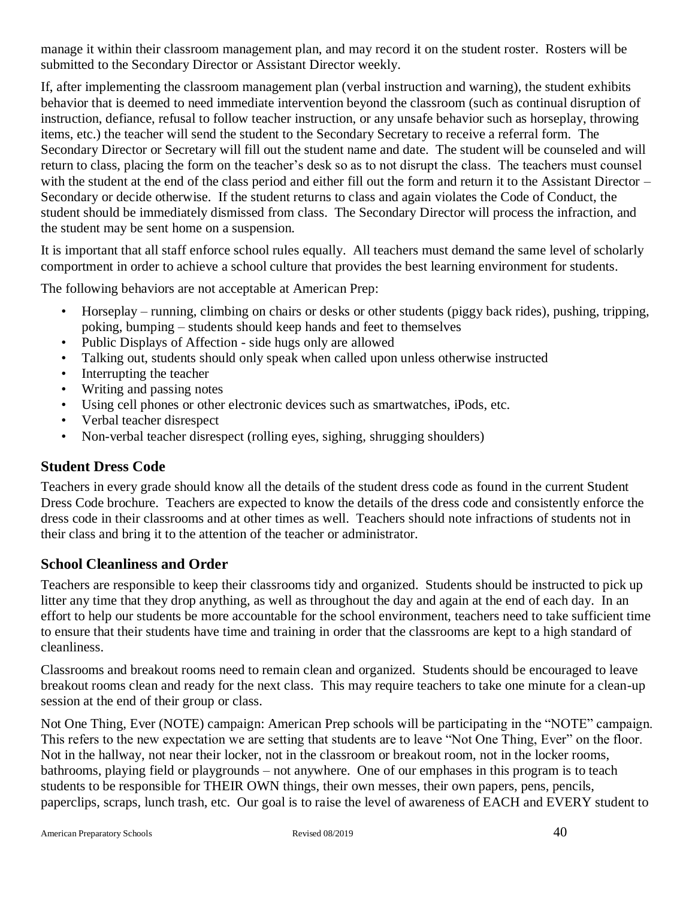manage it within their classroom management plan, and may record it on the student roster. Rosters will be submitted to the Secondary Director or Assistant Director weekly.

If, after implementing the classroom management plan (verbal instruction and warning), the student exhibits behavior that is deemed to need immediate intervention beyond the classroom (such as continual disruption of instruction, defiance, refusal to follow teacher instruction, or any unsafe behavior such as horseplay, throwing items, etc.) the teacher will send the student to the Secondary Secretary to receive a referral form. The Secondary Director or Secretary will fill out the student name and date. The student will be counseled and will return to class, placing the form on the teacher's desk so as to not disrupt the class. The teachers must counsel with the student at the end of the class period and either fill out the form and return it to the Assistant Director – Secondary or decide otherwise. If the student returns to class and again violates the Code of Conduct, the student should be immediately dismissed from class. The Secondary Director will process the infraction, and the student may be sent home on a suspension.

It is important that all staff enforce school rules equally. All teachers must demand the same level of scholarly comportment in order to achieve a school culture that provides the best learning environment for students.

The following behaviors are not acceptable at American Prep:

- Horseplay – running, climbing on chairs or desks or other students (piggy back rides), pushing, tripping, poking, bumping – students should keep hands and feet to themselves
- Public Displays of Affection - side hugs only are allowed
- Talking out, students should only speak when called upon unless otherwise instructed
- Interrupting the teacher
- Writing and passing notes
- Using cell phones or other electronic devices such as smartwatches, iPods, etc.
- Verbal teacher disrespect
- Non-verbal teacher disrespect (rolling eyes, sighing, shrugging shoulders)

## Student Dress Code

Teachers in every grade should know all the details of the student dress code as found in the current Student Dress Code brochure. Teachers are expected to know the details of the dress code and consistently enforce the dress code in their classrooms and at other times as well. Teachers should note infractions of students not in their class and bring it to the attention of the teacher or administrator.

## School Cleanliness and Order

Teachers are responsible to keep their classrooms tidy and organized. Students should be instructed to pick up litter any time that they drop anything, as well as throughout the day and again at the end of each day. In an effort to help our students be more accountable for the school environment, teachers need to take sufficient time to ensure that their students have time and training in order that the classrooms are kept to a high standard of cleanliness.

Classrooms and breakout rooms need to remain clean and organized. Students should be encouraged to leave breakout rooms clean and ready for the next class. This may require teachers to take one minute for a clean-up session at the end of their group or class.

Not One Thing, Ever (NOTE) campaign: American Prep schools will be participating in the "NOTE" campaign. This refers to the new expectation we are setting that students are to leave "Not One Thing, Ever" on the floor. Not in the hallway, not near their locker, not in the classroom or breakout room, not in the locker rooms, bathrooms, playing field or playgrounds – not anywhere. One of our emphases in this program is to teach students to be responsible for THEIR OWN things, their own messes, their own papers, pens, pencils, paperclips, scraps, lunch trash, etc. Our goal is to raise the level of awareness of EACH and EVERY student to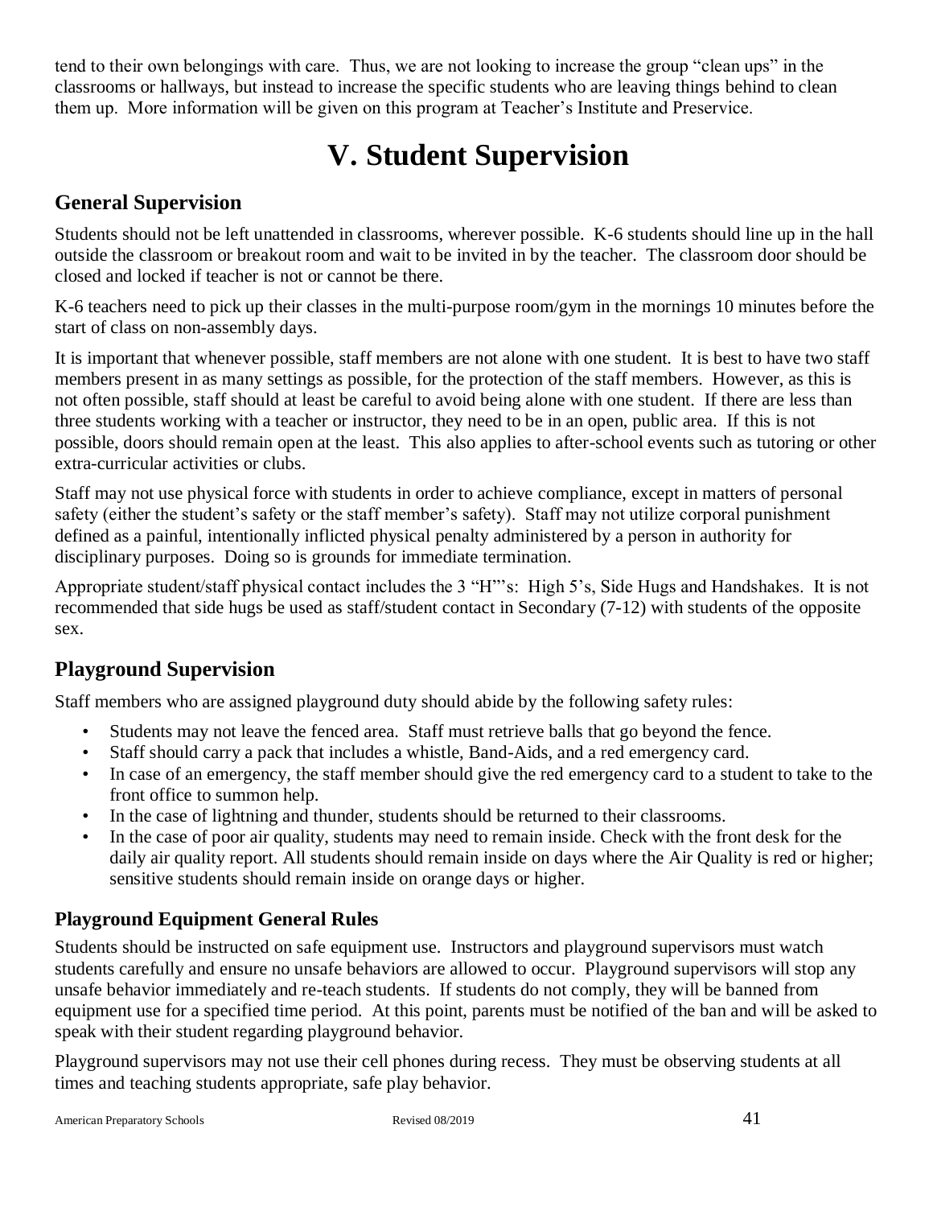tend to their own belongings with care. Thus, we are not looking to increase the group "clean ups" in the classrooms or hallways, but instead to increase the specific students who are leaving things behind to clean them up. More information will be given on this program at Teacher's Institute and Preservice.

# V. Student Supervision

## General Supervision

Students should not be left unattended in classrooms, wherever possible. K-6 students should line up in the hall outside the classroom or breakout room and wait to be invited in by the teacher. The classroom door should be closed and locked if teacher is not or cannot be there.

K-6 teachers need to pick up their classes in the multi-purpose room/gym in the mornings 10 minutes before the start of class on non-assembly days.

It is important that whenever possible, staff members are not alone with one student. It is best to have two staff members present in as many settings as possible, for the protection of the staff members. However, as this is not often possible, staff should at least be careful to avoid being alone with one student. If there are less than three students working with a teacher or instructor, they need to be in an open, public area. If this is not possible, doors should remain open at the least. This also applies to after-school events such as tutoring or other extra-curricular activities or clubs.

Staff may not use physical force with students in order to achieve compliance, except in matters of personal safety (either the student's safety or the staff member's safety). Staff may not utilize corporal punishment defined as a painful, intentionally inflicted physical penalty administered by a person in authority for disciplinary purposes. Doing so is grounds for immediate termination.

Appropriate student/staff physical contact includes the 3 "H"'s: High 5's, Side Hugs and Handshakes. It is not recommended that side hugs be used as staff/student contact in Secondary (7-12) with students of the opposite sex.

## Playground Supervision

Staff members who are assigned playground duty should abide by the following safety rules:

- Students may not leave the fenced area. Staff must retrieve balls that go beyond the fence.
- Staff should carry a pack that includes a whistle, Band-Aids, and a red emergency card.
- In case of an emergency, the staff member should give the red emergency card to a student to take to the front office to summon help.
- In the case of lightning and thunder, students should be returned to their classrooms.
- In the case of poor air quality, students may need to remain inside. Check with the front desk for the daily air quality report. All students should remain inside on days where the Air Quality is red or higher; sensitive students should remain inside on orange days or higher.

### Playground Equipment General Rules

Students should be instructed on safe equipment use. Instructors and playground supervisors must watch students carefully and ensure no unsafe behaviors are allowed to occur. Playground supervisors will stop any unsafe behavior immediately and re-teach students. If students do not comply, they will be banned from equipment use for a specified time period. At this point, parents must be notified of the ban and will be asked to speak with their student regarding playground behavior.

Playground supervisors may not use their cell phones during recess. They must be observing students at all times and teaching students appropriate, safe play behavior.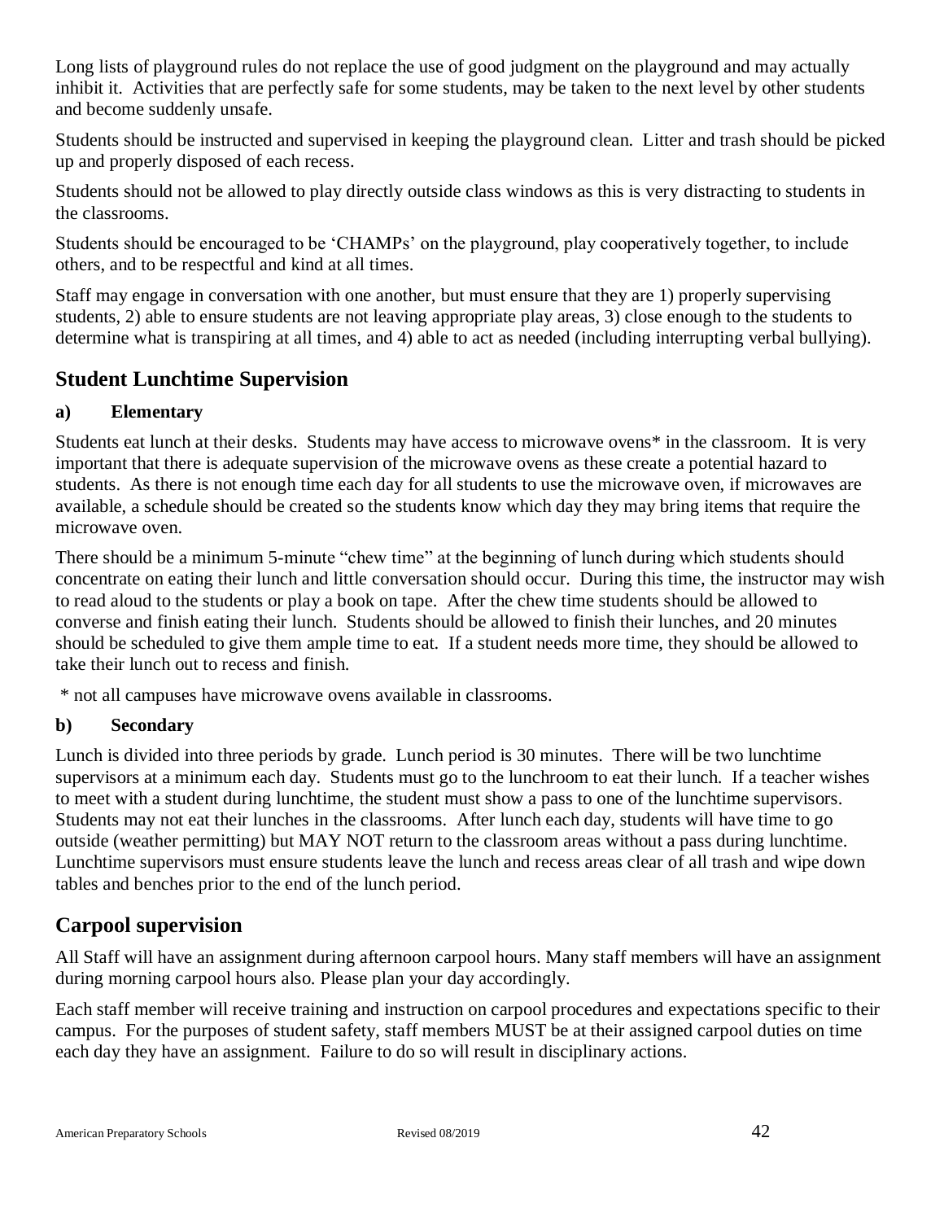Long lists of playground rules do not replace the use of good judgment on the playground and may actually inhibit it. Activities that are perfectly safe for some students, may be taken to the next level by other students and become suddenly unsafe.

Students should be instructed and supervised in keeping the playground clean. Litter and trash should be picked up and properly disposed of each recess.

Students should not be allowed to play directly outside class windows as this is very distracting to students in the classrooms.

Students should be encouraged to be 'CHAMPs' on the playground, play cooperatively together, to include others, and to be respectful and kind at all times.

Staff may engage in conversation with one another, but must ensure that they are 1) properly supervising students, 2) able to ensure students are not leaving appropriate play areas, 3) close enough to the students to determine what is transpiring at all times, and 4) able to act as needed (including interrupting verbal bullying).

## Student Lunchtime Supervision

### a) Elementary

Students eat lunch at their desks. Students may have access to microwave ovens* in the classroom. It is very important that there is adequate supervision of the microwave ovens as these create a potential hazard to students. As there is not enough time each day for all students to use the microwave oven, if microwaves are available, a schedule should be created so the students know which day they may bring items that require the microwave oven.

There should be a minimum 5-minute "chew time" at the beginning of lunch during which students should concentrate on eating their lunch and little conversation should occur. During this time, the instructor may wish to read aloud to the students or play a book on tape. After the chew time students should be allowed to converse and finish eating their lunch. Students should be allowed to finish their lunches, and 20 minutes should be scheduled to give them ample time to eat. If a student needs more time, they should be allowed to take their lunch out to recess and finish.

* not all campuses have microwave ovens available in classrooms.

### b) Secondary

Lunch is divided into three periods by grade. Lunch period is 30 minutes. There will be two lunchtime supervisors at a minimum each day. Students must go to the lunchroom to eat their lunch. If a teacher wishes to meet with a student during lunchtime, the student must show a pass to one of the lunchtime supervisors. Students may not eat their lunches in the classrooms. After lunch each day, students will have time to go outside (weather permitting) but MAY NOT return to the classroom areas without a pass during lunchtime. Lunchtime supervisors must ensure students leave the lunch and recess areas clear of all trash and wipe down tables and benches prior to the end of the lunch period.

## Carpool supervision

All Staff will have an assignment during afternoon carpool hours. Many staff members will have an assignment during morning carpool hours also. Please plan your day accordingly.

Each staff member will receive training and instruction on carpool procedures and expectations specific to their campus. For the purposes of student safety, staff members MUST be at their assigned carpool duties on time each day they have an assignment. Failure to do so will result in disciplinary actions.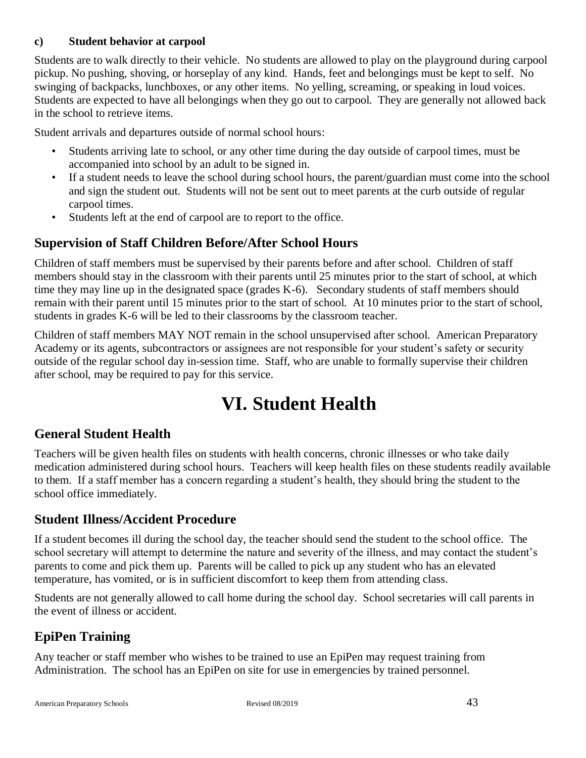#### c) Student behavior at carpool

Students are to walk directly to their vehicle. No students are allowed to play on the playground during carpool pickup. No pushing, shoving, or horseplay of any kind. Hands, feet and belongings must be kept to self. No swinging of backpacks, lunchboxes, or any other items. No yelling, screaming, or speaking in loud voices. Students are expected to have all belongings when they go out to carpool. They are generally not allowed back in the school to retrieve items.

Student arrivals and departures outside of normal school hours:

- Students arriving late to school, or any other time during the day outside of carpool times, must be accompanied into school by an adult to be signed in.
- If a student needs to leave the school during school hours, the parent/guardian must come into the school and sign the student out. Students will not be sent out to meet parents at the curb outside of regular carpool times.
- Students left at the end of carpool are to report to the office.

## Supervision of Staff Children Before/After School Hours

Children of staff members must be supervised by their parents before and after school. Children of staff members should stay in the classroom with their parents until 25 minutes prior to the start of school, at which time they may line up in the designated space (grades K-6). Secondary students of staff members should remain with their parent until 15 minutes prior to the start of school. At 10 minutes prior to the start of school, students in grades K-6 will be led to their classrooms by the classroom teacher.

Children of staff members MAY NOT remain in the school unsupervised after school. American Preparatory Academy or its agents, subcontractors or assignees are not responsible for your student's safety or security outside of the regular school day in-session time. Staff, who are unable to formally supervise their children after school, may be required to pay for this service.

# VI. Student Health

## General Student Health

Teachers will be given health files on students with health concerns, chronic illnesses or who take daily medication administered during school hours. Teachers will keep health files on these students readily available to them. If a staff member has a concern regarding a student's health, they should bring the student to the school office immediately.

## Student Illness/Accident Procedure

If a student becomes ill during the school day, the teacher should send the student to the school office. The school secretary will attempt to determine the nature and severity of the illness, and may contact the student's parents to come and pick them up. Parents will be called to pick up any student who has an elevated temperature, has vomited, or is in sufficient discomfort to keep them from attending class.

Students are not generally allowed to call home during the school day. School secretaries will call parents in the event of illness or accident.

## EpiPen Training

Any teacher or staff member who wishes to be trained to use an EpiPen may request training from Administration. The school has an EpiPen on site for use in emergencies by trained personnel.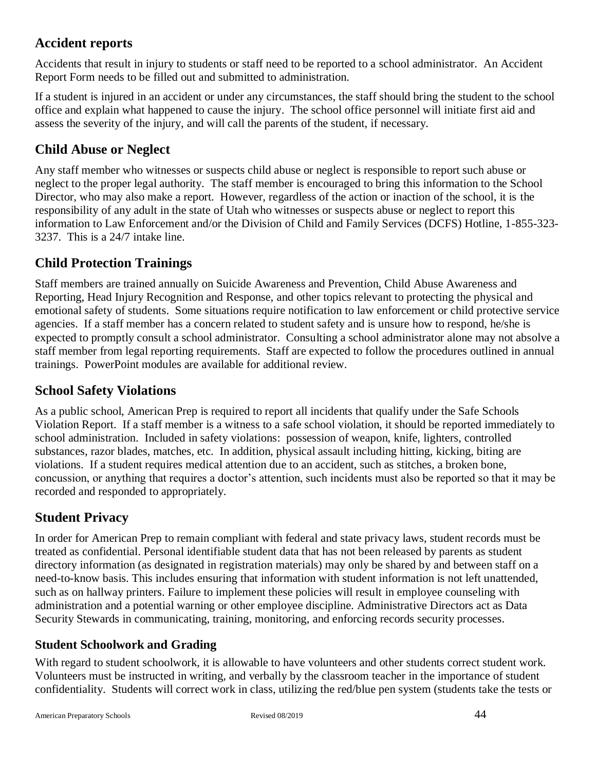## Accident reports

Accidents that result in injury to students or staff need to be reported to a school administrator. An Accident Report Form needs to be filled out and submitted to administration.

If a student is injured in an accident or under any circumstances, the staff should bring the student to the school office and explain what happened to cause the injury. The school office personnel will initiate first aid and assess the severity of the injury, and will call the parents of the student, if necessary.

## Child Abuse or Neglect

Any staff member who witnesses or suspects child abuse or neglect is responsible to report such abuse or neglect to the proper legal authority. The staff member is encouraged to bring this information to the School Director, who may also make a report. However, regardless of the action or inaction of the school, it is the responsibility of any adult in the state of Utah who witnesses or suspects abuse or neglect to report this information to Law Enforcement and/or the Division of Child and Family Services (DCFS) Hotline, 1-855-323-3237. This is a 24/7 intake line.

## Child Protection Trainings

Staff members are trained annually on Suicide Awareness and Prevention, Child Abuse Awareness and Reporting, Head Injury Recognition and Response, and other topics relevant to protecting the physical and emotional safety of students. Some situations require notification to law enforcement or child protective service agencies. If a staff member has a concern related to student safety and is unsure how to respond, he/she is expected to promptly consult a school administrator. Consulting a school administrator alone may not absolve a staff member from legal reporting requirements. Staff are expected to follow the procedures outlined in annual trainings. PowerPoint modules are available for additional review.

## School Safety Violations

As a public school, American Prep is required to report all incidents that qualify under the Safe Schools Violation Report. If a staff member is a witness to a safe school violation, it should be reported immediately to school administration. Included in safety violations: possession of weapon, knife, lighters, controlled substances, razor blades, matches, etc. In addition, physical assault including hitting, kicking, biting are violations. If a student requires medical attention due to an accident, such as stitches, a broken bone, concussion, or anything that requires a doctor's attention, such incidents must also be reported so that it may be recorded and responded to appropriately.

## Student Privacy

In order for American Prep to remain compliant with federal and state privacy laws, student records must be treated as confidential. Personal identifiable student data that has not been released by parents as student directory information (as designated in registration materials) may only be shared by and between staff on a need-to-know basis. This includes ensuring that information with student information is not left unattended, such as on hallway printers. Failure to implement these policies will result in employee counseling with administration and a potential warning or other employee discipline. Administrative Directors act as Data Security Stewards in communicating, training, monitoring, and enforcing records security processes.

### Student Schoolwork and Grading

With regard to student schoolwork, it is allowable to have volunteers and other students correct student work. Volunteers must be instructed in writing, and verbally by the classroom teacher in the importance of student confidentiality. Students will correct work in class, utilizing the red/blue pen system (students take the tests or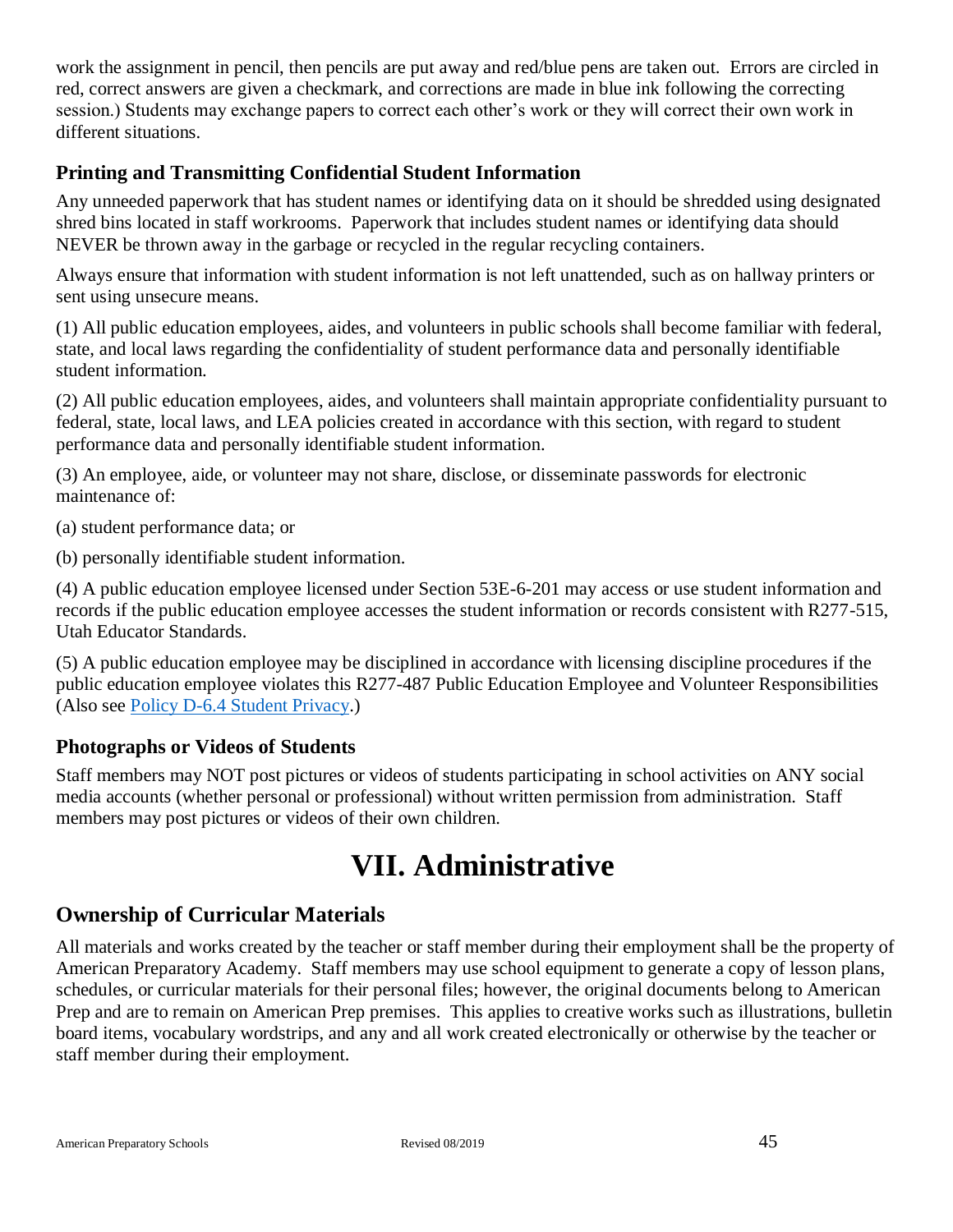work the assignment in pencil, then pencils are put away and red/blue pens are taken out. Errors are circled in red, correct answers are given a checkmark, and corrections are made in blue ink following the correcting session.) Students may exchange papers to correct each other's work or they will correct their own work in different situations.

### Printing and Transmitting Confidential Student Information

Any unneeded paperwork that has student names or identifying data on it should be shredded using designated shred bins located in staff workrooms. Paperwork that includes student names or identifying data should NEVER be thrown away in the garbage or recycled in the regular recycling containers.

Always ensure that information with student information is not left unattended, such as on hallway printers or sent using unsecure means.

(1) All public education employees, aides, and volunteers in public schools shall become familiar with federal, state, and local laws regarding the confidentiality of student performance data and personally identifiable student information.

(2) All public education employees, aides, and volunteers shall maintain appropriate confidentiality pursuant to federal, state, local laws, and LEA policies created in accordance with this section, with regard to student performance data and personally identifiable student information.

(3) An employee, aide, or volunteer may not share, disclose, or disseminate passwords for electronic maintenance of:

(a) student performance data; or

(b) personally identifiable student information.

(4) A public education employee licensed under Section 53E-6-201 may access or use student information and records if the public education employee accesses the student information or records consistent with R277-515, Utah Educator Standards.

(5) A public education employee may be disciplined in accordance with licensing discipline procedures if the public education employee violates this R277-487 Public Education Employee and Volunteer Responsibilities (Also see Policy D-6.4 Student Privacy.)

### Photographs or Videos of Students

Staff members may NOT post pictures or videos of students participating in school activities on ANY social media accounts (whether personal or professional) without written permission from administration. Staff members may post pictures or videos of their own children.

# VII. Administrative

## Ownership of Curricular Materials

All materials and works created by the teacher or staff member during their employment shall be the property of American Preparatory Academy. Staff members may use school equipment to generate a copy of lesson plans, schedules, or curricular materials for their personal files; however, the original documents belong to American Prep and are to remain on American Prep premises. This applies to creative works such as illustrations, bulletin board items, vocabulary wordstrips, and any and all work created electronically or otherwise by the teacher or staff member during their employment.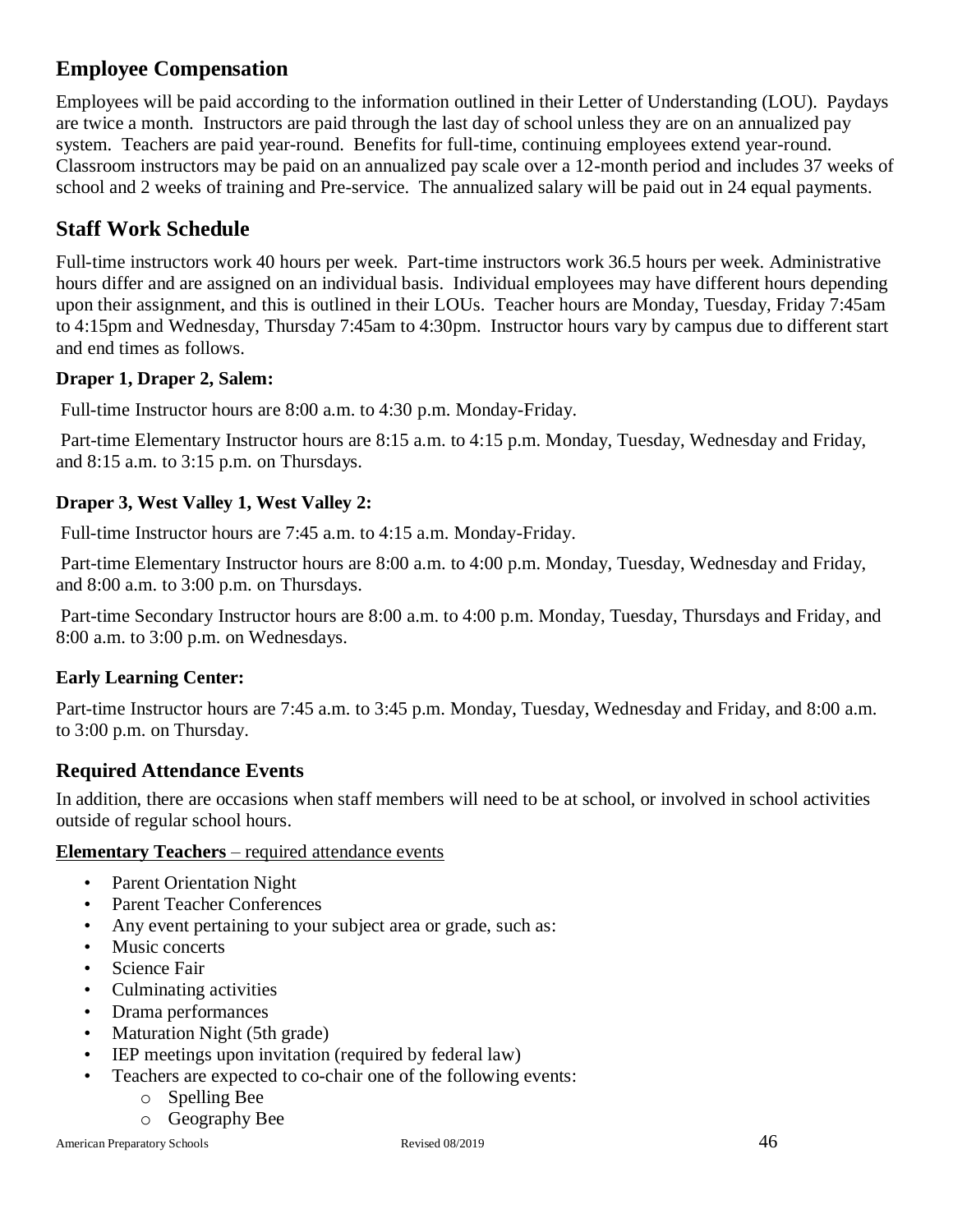## Employee Compensation

Employees will be paid according to the information outlined in their Letter of Understanding (LOU). Paydays are twice a month. Instructors are paid through the last day of school unless they are on an annualized pay system. Teachers are paid year-round. Benefits for full-time, continuing employees extend year-round. Classroom instructors may be paid on an annualized pay scale over a 12-month period and includes 37 weeks of school and 2 weeks of training and Pre-service. The annualized salary will be paid out in 24 equal payments.

## Staff Work Schedule

Full-time instructors work 40 hours per week. Part-time instructors work 36.5 hours per week. Administrative hours differ and are assigned on an individual basis. Individual employees may have different hours depending upon their assignment, and this is outlined in their LOUs. Teacher hours are Monday, Tuesday, Friday 7:45am to 4:15pm and Wednesday, Thursday 7:45am to 4:30pm. Instructor hours vary by campus due to different start and end times as follows.

**Draper 1, Draper 2, Salem:**

Full-time Instructor hours are 8:00 a.m. to 4:30 p.m. Monday-Friday.

Part-time Elementary Instructor hours are 8:15 a.m. to 4:15 p.m. Monday, Tuesday, Wednesday and Friday, and 8:15 a.m. to 3:15 p.m. on Thursdays.

**Draper 3, West Valley 1, West Valley 2:**

Full-time Instructor hours are 7:45 a.m. to 4:15 a.m. Monday-Friday.

Part-time Elementary Instructor hours are 8:00 a.m. to 4:00 p.m. Monday, Tuesday, Wednesday and Friday, and 8:00 a.m. to 3:00 p.m. on Thursdays.

Part-time Secondary Instructor hours are 8:00 a.m. to 4:00 p.m. Monday, Tuesday, Thursdays and Friday, and 8:00 a.m. to 3:00 p.m. on Wednesdays.

**Early Learning Center:**

Part-time Instructor hours are 7:45 a.m. to 3:45 p.m. Monday, Tuesday, Wednesday and Friday, and 8:00 a.m. to 3:00 p.m. on Thursday.

## Required Attendance Events

In addition, there are occasions when staff members will need to be at school, or involved in school activities outside of regular school hours.

**Elementary Teachers** – required attendance events

- Parent Orientation Night
- Parent Teacher Conferences
- Any event pertaining to your subject area or grade, such as:
- Music concerts
- Science Fair
- Culminating activities
- Drama performances
- Maturation Night (5th grade)
- IEP meetings upon invitation (required by federal law)
- Teachers are expected to co-chair one of the following events:
    - Spelling Bee
    - Geography Bee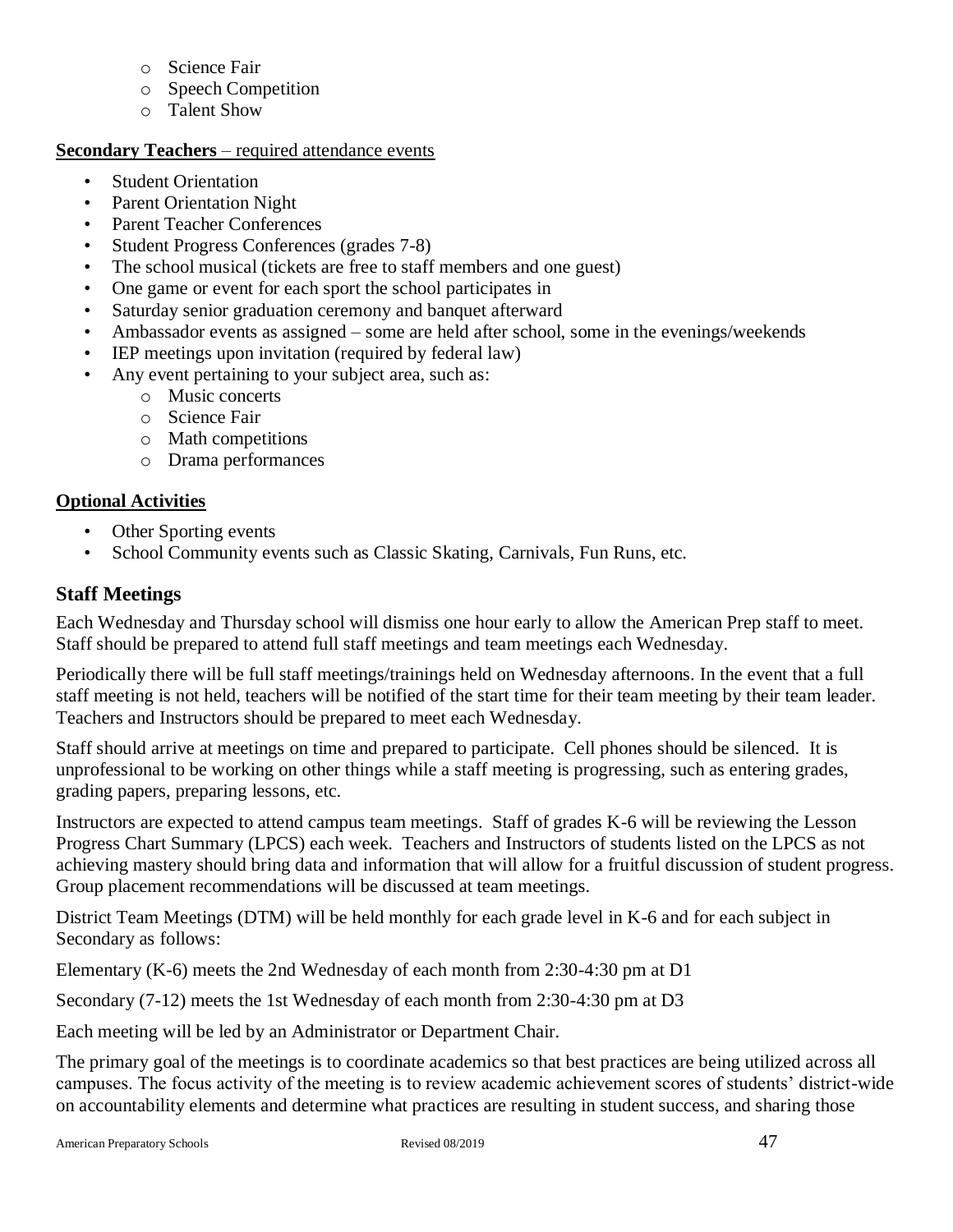- Science Fair
    - Speech Competition
    - Talent Show

**Secondary Teachers** – required attendance events

- Student Orientation
- Parent Orientation Night
- Parent Teacher Conferences
- Student Progress Conferences (grades 7-8)
- The school musical (tickets are free to staff members and one guest)
- One game or event for each sport the school participates in
- Saturday senior graduation ceremony and banquet afterward
- Ambassador events as assigned – some are held after school, some in the evenings/weekends
- IEP meetings upon invitation (required by federal law)
- Any event pertaining to your subject area, such as:
    - Music concerts
    - Science Fair
    - Math competitions
    - Drama performances

**Optional Activities**

- Other Sporting events
- School Community events such as Classic Skating, Carnivals, Fun Runs, etc.

## Staff Meetings

Each Wednesday and Thursday school will dismiss one hour early to allow the American Prep staff to meet. Staff should be prepared to attend full staff meetings and team meetings each Wednesday.

Periodically there will be full staff meetings/trainings held on Wednesday afternoons. In the event that a full staff meeting is not held, teachers will be notified of the start time for their team meeting by their team leader. Teachers and Instructors should be prepared to meet each Wednesday.

Staff should arrive at meetings on time and prepared to participate. Cell phones should be silenced. It is unprofessional to be working on other things while a staff meeting is progressing, such as entering grades, grading papers, preparing lessons, etc.

Instructors are expected to attend campus team meetings. Staff of grades K-6 will be reviewing the Lesson Progress Chart Summary (LPCS) each week. Teachers and Instructors of students listed on the LPCS as not achieving mastery should bring data and information that will allow for a fruitful discussion of student progress. Group placement recommendations will be discussed at team meetings.

District Team Meetings (DTM) will be held monthly for each grade level in K-6 and for each subject in Secondary as follows:

Elementary (K-6) meets the 2nd Wednesday of each month from 2:30-4:30 pm at D1

Secondary (7-12) meets the 1st Wednesday of each month from 2:30-4:30 pm at D3

Each meeting will be led by an Administrator or Department Chair.

The primary goal of the meetings is to coordinate academics so that best practices are being utilized across all campuses. The focus activity of the meeting is to review academic achievement scores of students' district-wide on accountability elements and determine what practices are resulting in student success, and sharing those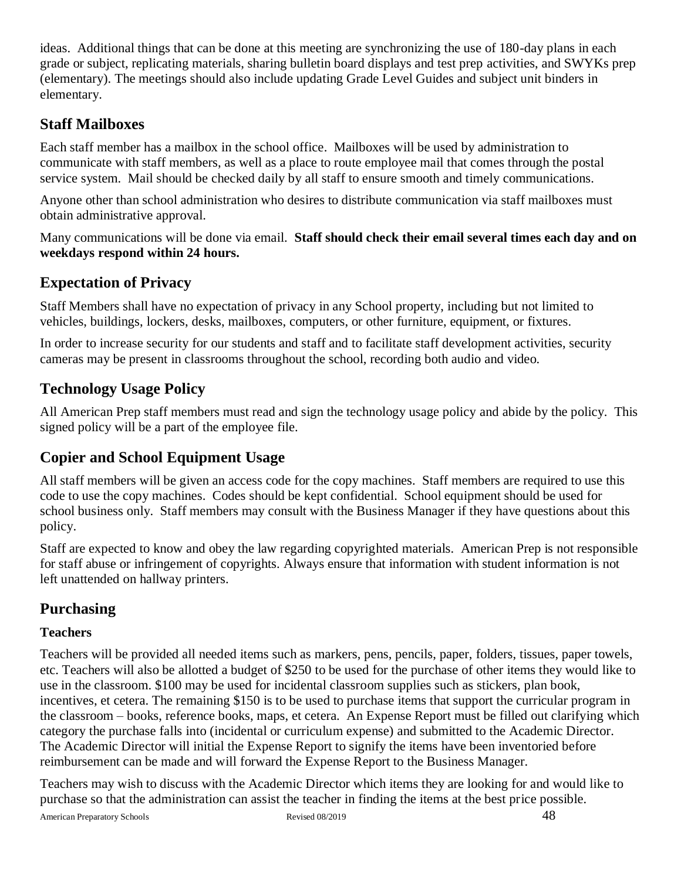ideas. Additional things that can be done at this meeting are synchronizing the use of 180-day plans in each grade or subject, replicating materials, sharing bulletin board displays and test prep activities, and SWYKs prep (elementary). The meetings should also include updating Grade Level Guides and subject unit binders in elementary.

## Staff Mailboxes

Each staff member has a mailbox in the school office. Mailboxes will be used by administration to communicate with staff members, as well as a place to route employee mail that comes through the postal service system. Mail should be checked daily by all staff to ensure smooth and timely communications.

Anyone other than school administration who desires to distribute communication via staff mailboxes must obtain administrative approval.

Many communications will be done via email. **Staff should check their email several times each day and on weekdays respond within 24 hours.**

## Expectation of Privacy

Staff Members shall have no expectation of privacy in any School property, including but not limited to vehicles, buildings, lockers, desks, mailboxes, computers, or other furniture, equipment, or fixtures.

In order to increase security for our students and staff and to facilitate staff development activities, security cameras may be present in classrooms throughout the school, recording both audio and video.

## Technology Usage Policy

All American Prep staff members must read and sign the technology usage policy and abide by the policy. This signed policy will be a part of the employee file.

## Copier and School Equipment Usage

All staff members will be given an access code for the copy machines. Staff members are required to use this code to use the copy machines. Codes should be kept confidential. School equipment should be used for school business only. Staff members may consult with the Business Manager if they have questions about this policy.

Staff are expected to know and obey the law regarding copyrighted materials. American Prep is not responsible for staff abuse or infringement of copyrights. Always ensure that information with student information is not left unattended on hallway printers.

## Purchasing

### Teachers

Teachers will be provided all needed items such as markers, pens, pencils, paper, folders, tissues, paper towels, etc. Teachers will also be allotted a budget of $250 to be used for the purchase of other items they would like to use in the classroom. $100 may be used for incidental classroom supplies such as stickers, plan book, incentives, et cetera. The remaining $150 is to be used to purchase items that support the curricular program in the classroom – books, reference books, maps, et cetera. An Expense Report must be filled out clarifying which category the purchase falls into (incidental or curriculum expense) and submitted to the Academic Director. The Academic Director will initial the Expense Report to signify the items have been inventoried before reimbursement can be made and will forward the Expense Report to the Business Manager.

Teachers may wish to discuss with the Academic Director which items they are looking for and would like to purchase so that the administration can assist the teacher in finding the items at the best price possible.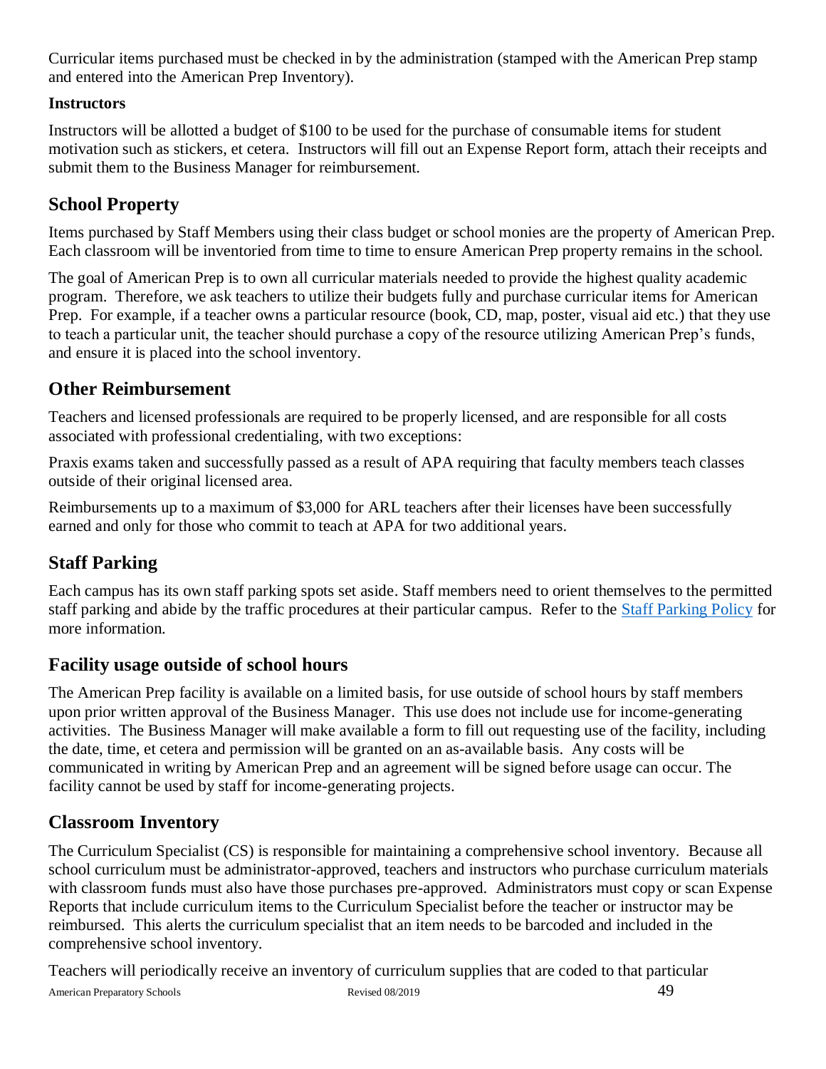Curricular items purchased must be checked in by the administration (stamped with the American Prep stamp and entered into the American Prep Inventory).

**Instructors**

Instructors will be allotted a budget of $100 to be used for the purchase of consumable items for student motivation such as stickers, et cetera. Instructors will fill out an Expense Report form, attach their receipts and submit them to the Business Manager for reimbursement.

## School Property

Items purchased by Staff Members using their class budget or school monies are the property of American Prep. Each classroom will be inventoried from time to time to ensure American Prep property remains in the school.

The goal of American Prep is to own all curricular materials needed to provide the highest quality academic program. Therefore, we ask teachers to utilize their budgets fully and purchase curricular items for American Prep. For example, if a teacher owns a particular resource (book, CD, map, poster, visual aid etc.) that they use to teach a particular unit, the teacher should purchase a copy of the resource utilizing American Prep's funds, and ensure it is placed into the school inventory.

## Other Reimbursement

Teachers and licensed professionals are required to be properly licensed, and are responsible for all costs associated with professional credentialing, with two exceptions:

Praxis exams taken and successfully passed as a result of APA requiring that faculty members teach classes outside of their original licensed area.

Reimbursements up to a maximum of $3,000 for ARL teachers after their licenses have been successfully earned and only for those who commit to teach at APA for two additional years.

## Staff Parking

Each campus has its own staff parking spots set aside. Staff members need to orient themselves to the permitted staff parking and abide by the traffic procedures at their particular campus. Refer to the Staff Parking Policy for more information.

## Facility usage outside of school hours

The American Prep facility is available on a limited basis, for use outside of school hours by staff members upon prior written approval of the Business Manager. This use does not include use for income-generating activities. The Business Manager will make available a form to fill out requesting use of the facility, including the date, time, et cetera and permission will be granted on an as-available basis. Any costs will be communicated in writing by American Prep and an agreement will be signed before usage can occur. The facility cannot be used by staff for income-generating projects.

## Classroom Inventory

The Curriculum Specialist (CS) is responsible for maintaining a comprehensive school inventory. Because all school curriculum must be administrator-approved, teachers and instructors who purchase curriculum materials with classroom funds must also have those purchases pre-approved. Administrators must copy or scan Expense Reports that include curriculum items to the Curriculum Specialist before the teacher or instructor may be reimbursed. This alerts the curriculum specialist that an item needs to be barcoded and included in the comprehensive school inventory.

Teachers will periodically receive an inventory of curriculum supplies that are coded to that particular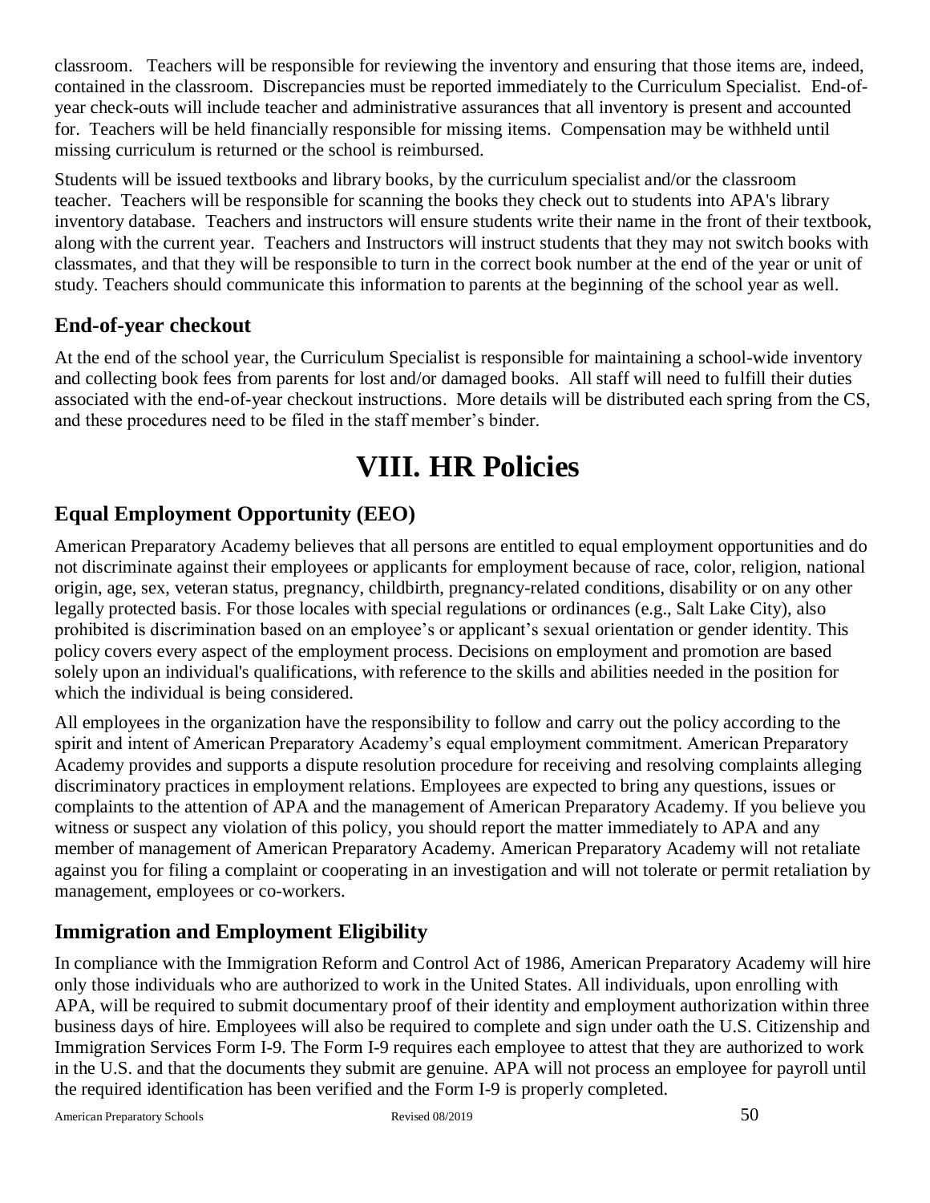classroom. Teachers will be responsible for reviewing the inventory and ensuring that those items are, indeed, contained in the classroom. Discrepancies must be reported immediately to the Curriculum Specialist. End-of-year check-outs will include teacher and administrative assurances that all inventory is present and accounted for. Teachers will be held financially responsible for missing items. Compensation may be withheld until missing curriculum is returned or the school is reimbursed.

Students will be issued textbooks and library books, by the curriculum specialist and/or the classroom teacher. Teachers will be responsible for scanning the books they check out to students into APA's library inventory database. Teachers and instructors will ensure students write their name in the front of their textbook, along with the current year. Teachers and Instructors will instruct students that they may not switch books with classmates, and that they will be responsible to turn in the correct book number at the end of the year or unit of study. Teachers should communicate this information to parents at the beginning of the school year as well.

## End-of-year checkout

At the end of the school year, the Curriculum Specialist is responsible for maintaining a school-wide inventory and collecting book fees from parents for lost and/or damaged books. All staff will need to fulfill their duties associated with the end-of-year checkout instructions. More details will be distributed each spring from the CS, and these procedures need to be filed in the staff member's binder.

# VIII. HR Policies

## Equal Employment Opportunity (EEO)

American Preparatory Academy believes that all persons are entitled to equal employment opportunities and do not discriminate against their employees or applicants for employment because of race, color, religion, national origin, age, sex, veteran status, pregnancy, childbirth, pregnancy-related conditions, disability or on any other legally protected basis. For those locales with special regulations or ordinances (e.g., Salt Lake City), also prohibited is discrimination based on an employee's or applicant's sexual orientation or gender identity. This policy covers every aspect of the employment process. Decisions on employment and promotion are based solely upon an individual's qualifications, with reference to the skills and abilities needed in the position for which the individual is being considered.

All employees in the organization have the responsibility to follow and carry out the policy according to the spirit and intent of American Preparatory Academy's equal employment commitment. American Preparatory Academy provides and supports a dispute resolution procedure for receiving and resolving complaints alleging discriminatory practices in employment relations. Employees are expected to bring any questions, issues or complaints to the attention of APA and the management of American Preparatory Academy. If you believe you witness or suspect any violation of this policy, you should report the matter immediately to APA and any member of management of American Preparatory Academy. American Preparatory Academy will not retaliate against you for filing a complaint or cooperating in an investigation and will not tolerate or permit retaliation by management, employees or co-workers.

## Immigration and Employment Eligibility

In compliance with the Immigration Reform and Control Act of 1986, American Preparatory Academy will hire only those individuals who are authorized to work in the United States. All individuals, upon enrolling with APA, will be required to submit documentary proof of their identity and employment authorization within three business days of hire. Employees will also be required to complete and sign under oath the U.S. Citizenship and Immigration Services Form I-9. The Form I-9 requires each employee to attest that they are authorized to work in the U.S. and that the documents they submit are genuine. APA will not process an employee for payroll until the required identification has been verified and the Form I-9 is properly completed.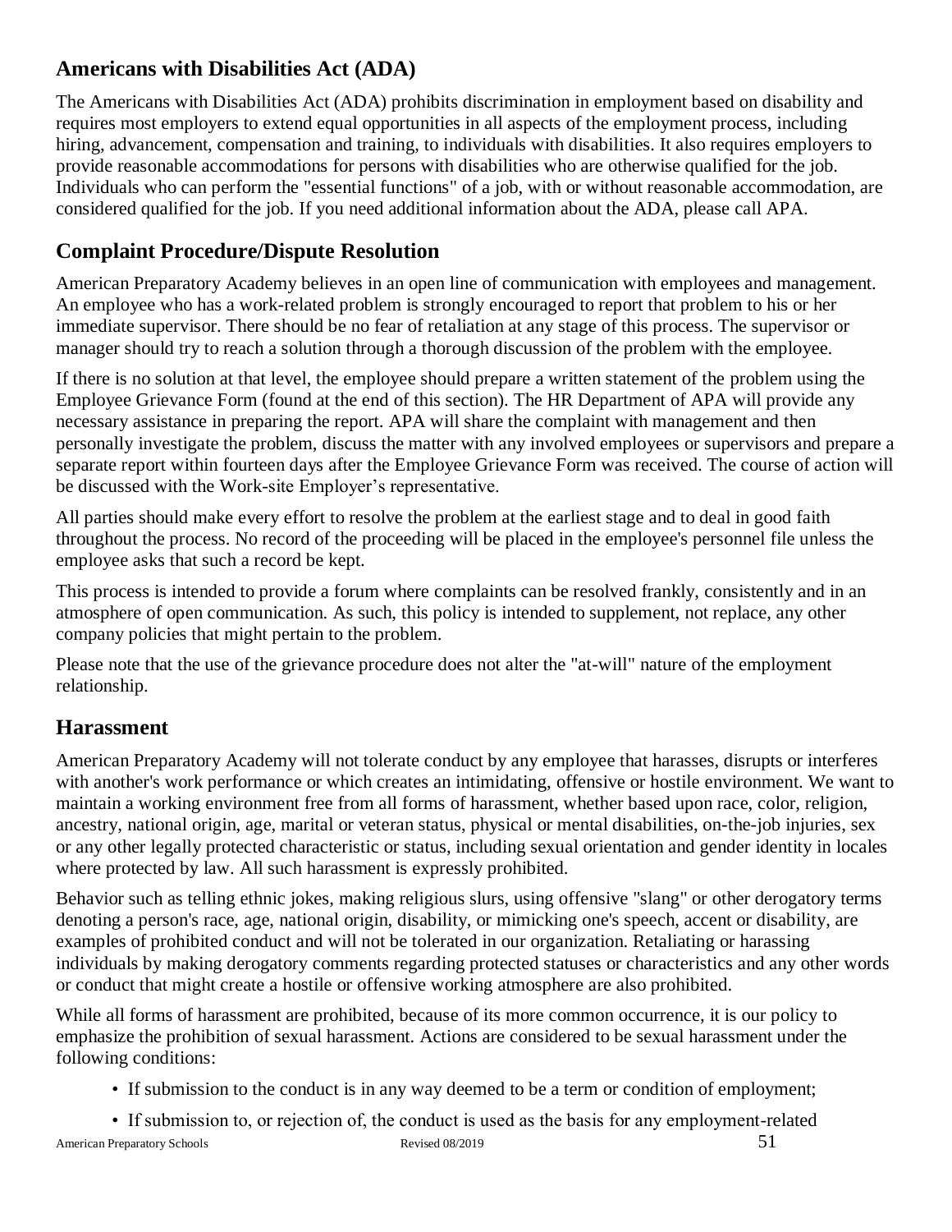## Americans with Disabilities Act (ADA)

The Americans with Disabilities Act (ADA) prohibits discrimination in employment based on disability and requires most employers to extend equal opportunities in all aspects of the employment process, including hiring, advancement, compensation and training, to individuals with disabilities. It also requires employers to provide reasonable accommodations for persons with disabilities who are otherwise qualified for the job. Individuals who can perform the "essential functions" of a job, with or without reasonable accommodation, are considered qualified for the job. If you need additional information about the ADA, please call APA.

## Complaint Procedure/Dispute Resolution

American Preparatory Academy believes in an open line of communication with employees and management. An employee who has a work-related problem is strongly encouraged to report that problem to his or her immediate supervisor. There should be no fear of retaliation at any stage of this process. The supervisor or manager should try to reach a solution through a thorough discussion of the problem with the employee.

If there is no solution at that level, the employee should prepare a written statement of the problem using the Employee Grievance Form (found at the end of this section). The HR Department of APA will provide any necessary assistance in preparing the report. APA will share the complaint with management and then personally investigate the problem, discuss the matter with any involved employees or supervisors and prepare a separate report within fourteen days after the Employee Grievance Form was received. The course of action will be discussed with the Work-site Employer's representative.

All parties should make every effort to resolve the problem at the earliest stage and to deal in good faith throughout the process. No record of the proceeding will be placed in the employee's personnel file unless the employee asks that such a record be kept.

This process is intended to provide a forum where complaints can be resolved frankly, consistently and in an atmosphere of open communication. As such, this policy is intended to supplement, not replace, any other company policies that might pertain to the problem.

Please note that the use of the grievance procedure does not alter the "at-will" nature of the employment relationship.

## Harassment

American Preparatory Academy will not tolerate conduct by any employee that harasses, disrupts or interferes with another's work performance or which creates an intimidating, offensive or hostile environment. We want to maintain a working environment free from all forms of harassment, whether based upon race, color, religion, ancestry, national origin, age, marital or veteran status, physical or mental disabilities, on-the-job injuries, sex or any other legally protected characteristic or status, including sexual orientation and gender identity in locales where protected by law. All such harassment is expressly prohibited.

Behavior such as telling ethnic jokes, making religious slurs, using offensive "slang" or other derogatory terms denoting a person's race, age, national origin, disability, or mimicking one's speech, accent or disability, are examples of prohibited conduct and will not be tolerated in our organization. Retaliating or harassing individuals by making derogatory comments regarding protected statuses or characteristics and any other words or conduct that might create a hostile or offensive working atmosphere are also prohibited.

While all forms of harassment are prohibited, because of its more common occurrence, it is our policy to emphasize the prohibition of sexual harassment. Actions are considered to be sexual harassment under the following conditions:

- If submission to the conduct is in any way deemed to be a term or condition of employment;
- If submission to, or rejection of, the conduct is used as the basis for any employment-related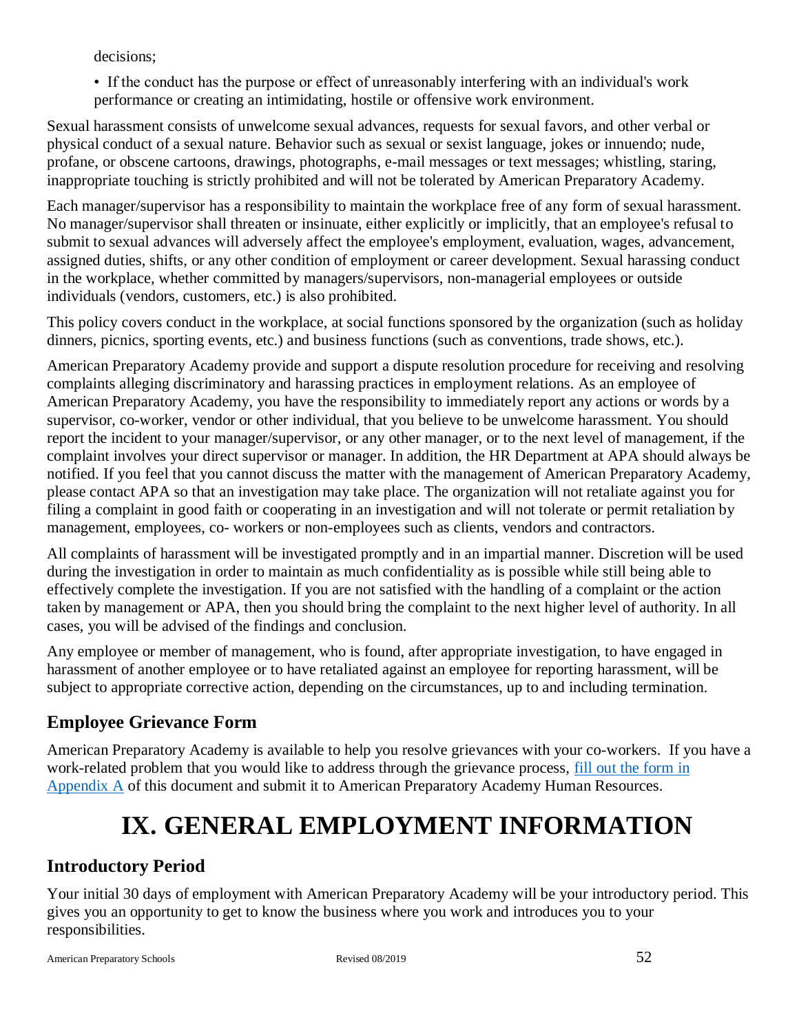decisions;

- If the conduct has the purpose or effect of unreasonably interfering with an individual's work performance or creating an intimidating, hostile or offensive work environment.

Sexual harassment consists of unwelcome sexual advances, requests for sexual favors, and other verbal or physical conduct of a sexual nature. Behavior such as sexual or sexist language, jokes or innuendo; nude, profane, or obscene cartoons, drawings, photographs, e-mail messages or text messages; whistling, staring, inappropriate touching is strictly prohibited and will not be tolerated by American Preparatory Academy.

Each manager/supervisor has a responsibility to maintain the workplace free of any form of sexual harassment. No manager/supervisor shall threaten or insinuate, either explicitly or implicitly, that an employee's refusal to submit to sexual advances will adversely affect the employee's employment, evaluation, wages, advancement, assigned duties, shifts, or any other condition of employment or career development. Sexual harassing conduct in the workplace, whether committed by managers/supervisors, non-managerial employees or outside individuals (vendors, customers, etc.) is also prohibited.

This policy covers conduct in the workplace, at social functions sponsored by the organization (such as holiday dinners, picnics, sporting events, etc.) and business functions (such as conventions, trade shows, etc.).

American Preparatory Academy provide and support a dispute resolution procedure for receiving and resolving complaints alleging discriminatory and harassing practices in employment relations. As an employee of American Preparatory Academy, you have the responsibility to immediately report any actions or words by a supervisor, co-worker, vendor or other individual, that you believe to be unwelcome harassment. You should report the incident to your manager/supervisor, or any other manager, or to the next level of management, if the complaint involves your direct supervisor or manager. In addition, the HR Department at APA should always be notified. If you feel that you cannot discuss the matter with the management of American Preparatory Academy, please contact APA so that an investigation may take place. The organization will not retaliate against you for filing a complaint in good faith or cooperating in an investigation and will not tolerate or permit retaliation by management, employees, co- workers or non-employees such as clients, vendors and contractors.

All complaints of harassment will be investigated promptly and in an impartial manner. Discretion will be used during the investigation in order to maintain as much confidentiality as is possible while still being able to effectively complete the investigation. If you are not satisfied with the handling of a complaint or the action taken by management or APA, then you should bring the complaint to the next higher level of authority. In all cases, you will be advised of the findings and conclusion.

Any employee or member of management, who is found, after appropriate investigation, to have engaged in harassment of another employee or to have retaliated against an employee for reporting harassment, will be subject to appropriate corrective action, depending on the circumstances, up to and including termination.

## Employee Grievance Form

American Preparatory Academy is available to help you resolve grievances with your co-workers. If you have a work-related problem that you would like to address through the grievance process, fill out the form in Appendix A of this document and submit it to American Preparatory Academy Human Resources.

# IX. GENERAL EMPLOYMENT INFORMATION

## Introductory Period

Your initial 30 days of employment with American Preparatory Academy will be your introductory period. This gives you an opportunity to get to know the business where you work and introduces you to your responsibilities.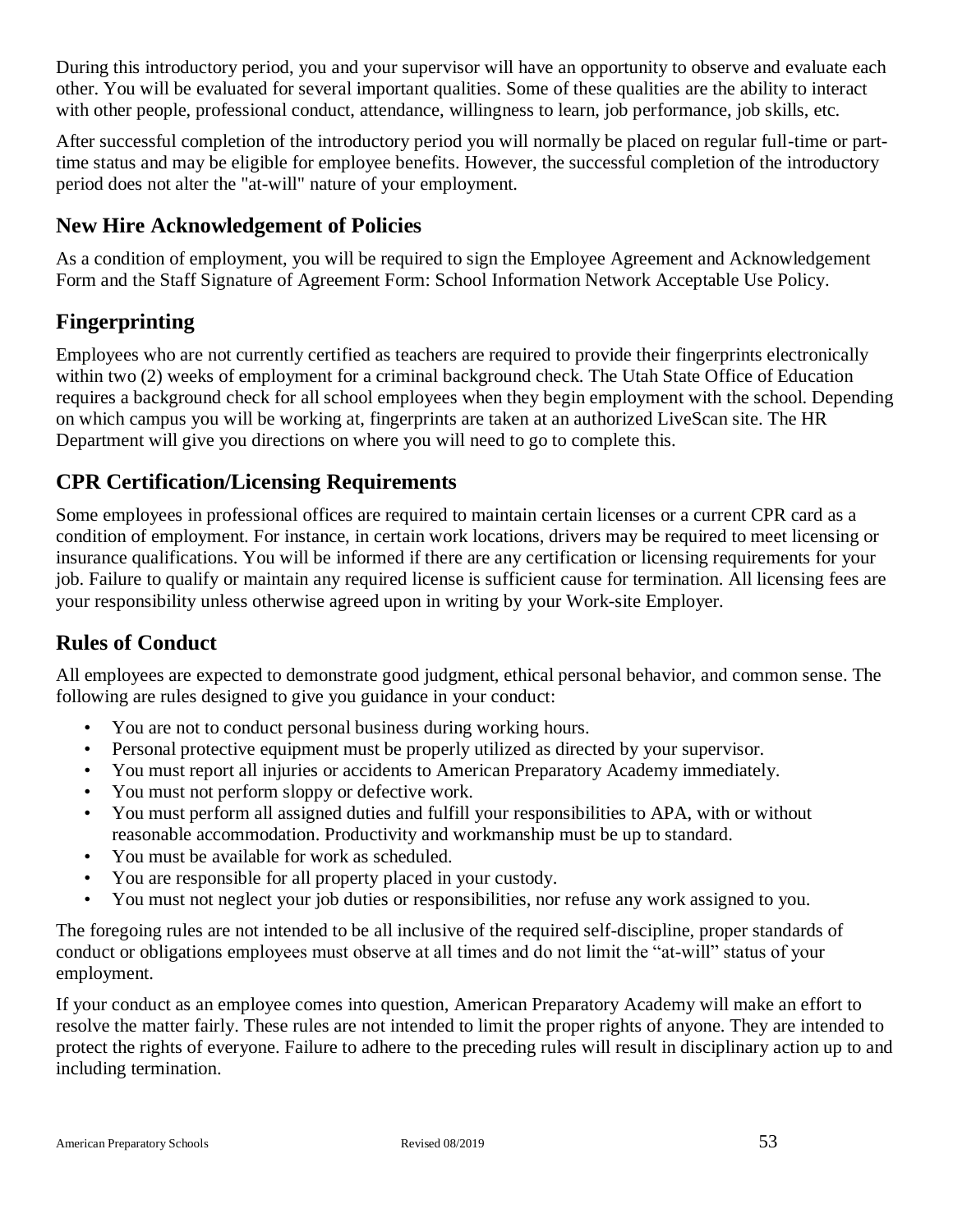During this introductory period, you and your supervisor will have an opportunity to observe and evaluate each other. You will be evaluated for several important qualities. Some of these qualities are the ability to interact with other people, professional conduct, attendance, willingness to learn, job performance, job skills, etc.

After successful completion of the introductory period you will normally be placed on regular full-time or part-time status and may be eligible for employee benefits. However, the successful completion of the introductory period does not alter the "at-will" nature of your employment.

## New Hire Acknowledgement of Policies

As a condition of employment, you will be required to sign the Employee Agreement and Acknowledgement Form and the Staff Signature of Agreement Form: School Information Network Acceptable Use Policy.

## Fingerprinting

Employees who are not currently certified as teachers are required to provide their fingerprints electronically within two (2) weeks of employment for a criminal background check. The Utah State Office of Education requires a background check for all school employees when they begin employment with the school. Depending on which campus you will be working at, fingerprints are taken at an authorized LiveScan site. The HR Department will give you directions on where you will need to go to complete this.

## CPR Certification/Licensing Requirements

Some employees in professional offices are required to maintain certain licenses or a current CPR card as a condition of employment. For instance, in certain work locations, drivers may be required to meet licensing or insurance qualifications. You will be informed if there are any certification or licensing requirements for your job. Failure to qualify or maintain any required license is sufficient cause for termination. All licensing fees are your responsibility unless otherwise agreed upon in writing by your Work-site Employer.

## Rules of Conduct

All employees are expected to demonstrate good judgment, ethical personal behavior, and common sense. The following are rules designed to give you guidance in your conduct:

- You are not to conduct personal business during working hours.
- Personal protective equipment must be properly utilized as directed by your supervisor.
- You must report all injuries or accidents to American Preparatory Academy immediately.
- You must not perform sloppy or defective work.
- You must perform all assigned duties and fulfill your responsibilities to APA, with or without reasonable accommodation. Productivity and workmanship must be up to standard.
- You must be available for work as scheduled.
- You are responsible for all property placed in your custody.
- You must not neglect your job duties or responsibilities, nor refuse any work assigned to you.

The foregoing rules are not intended to be all inclusive of the required self-discipline, proper standards of conduct or obligations employees must observe at all times and do not limit the "at-will" status of your employment.

If your conduct as an employee comes into question, American Preparatory Academy will make an effort to resolve the matter fairly. These rules are not intended to limit the proper rights of anyone. They are intended to protect the rights of everyone. Failure to adhere to the preceding rules will result in disciplinary action up to and including termination.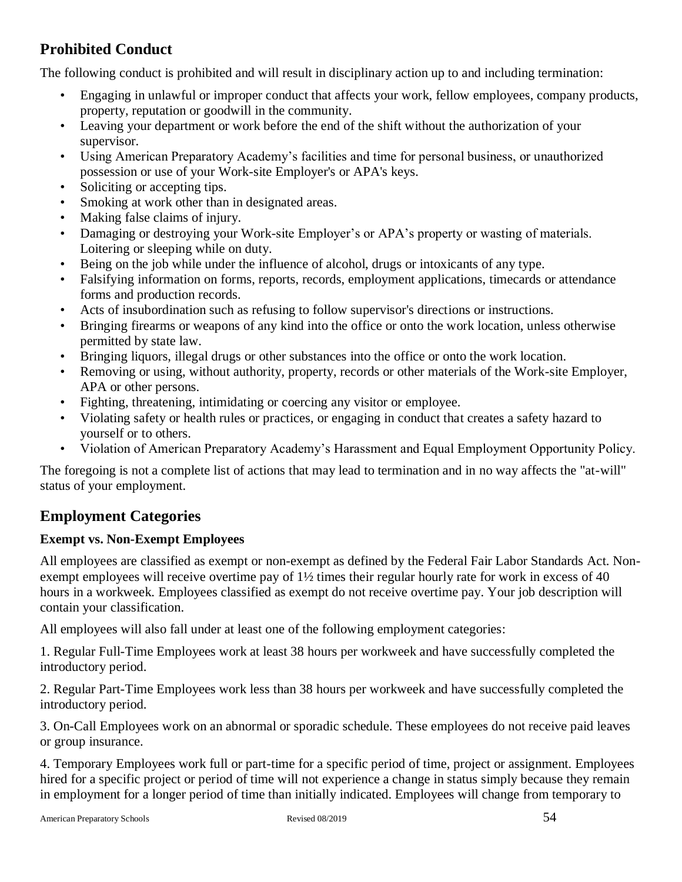## Prohibited Conduct

The following conduct is prohibited and will result in disciplinary action up to and including termination:

- Engaging in unlawful or improper conduct that affects your work, fellow employees, company products, property, reputation or goodwill in the community.
- Leaving your department or work before the end of the shift without the authorization of your supervisor.
- Using American Preparatory Academy's facilities and time for personal business, or unauthorized possession or use of your Work-site Employer's or APA's keys.
- Soliciting or accepting tips.
- Smoking at work other than in designated areas.
- Making false claims of injury.
- Damaging or destroying your Work-site Employer's or APA's property or wasting of materials. Loitering or sleeping while on duty.
- Being on the job while under the influence of alcohol, drugs or intoxicants of any type.
- Falsifying information on forms, reports, records, employment applications, timecards or attendance forms and production records.
- Acts of insubordination such as refusing to follow supervisor's directions or instructions.
- Bringing firearms or weapons of any kind into the office or onto the work location, unless otherwise permitted by state law.
- Bringing liquors, illegal drugs or other substances into the office or onto the work location.
- Removing or using, without authority, property, records or other materials of the Work-site Employer, APA or other persons.
- Fighting, threatening, intimidating or coercing any visitor or employee.
- Violating safety or health rules or practices, or engaging in conduct that creates a safety hazard to yourself or to others.
- Violation of American Preparatory Academy's Harassment and Equal Employment Opportunity Policy.

The foregoing is not a complete list of actions that may lead to termination and in no way affects the "at-will" status of your employment.

## Employment Categories

### Exempt vs. Non-Exempt Employees

All employees are classified as exempt or non-exempt as defined by the Federal Fair Labor Standards Act. Non-exempt employees will receive overtime pay of 1½ times their regular hourly rate for work in excess of 40 hours in a workweek. Employees classified as exempt do not receive overtime pay. Your job description will contain your classification.

All employees will also fall under at least one of the following employment categories:

1. Regular Full-Time Employees work at least 38 hours per workweek and have successfully completed the introductory period.

2. Regular Part-Time Employees work less than 38 hours per workweek and have successfully completed the introductory period.

3. On-Call Employees work on an abnormal or sporadic schedule. These employees do not receive paid leaves or group insurance.

4. Temporary Employees work full or part-time for a specific period of time, project or assignment. Employees hired for a specific project or period of time will not experience a change in status simply because they remain in employment for a longer period of time than initially indicated. Employees will change from temporary to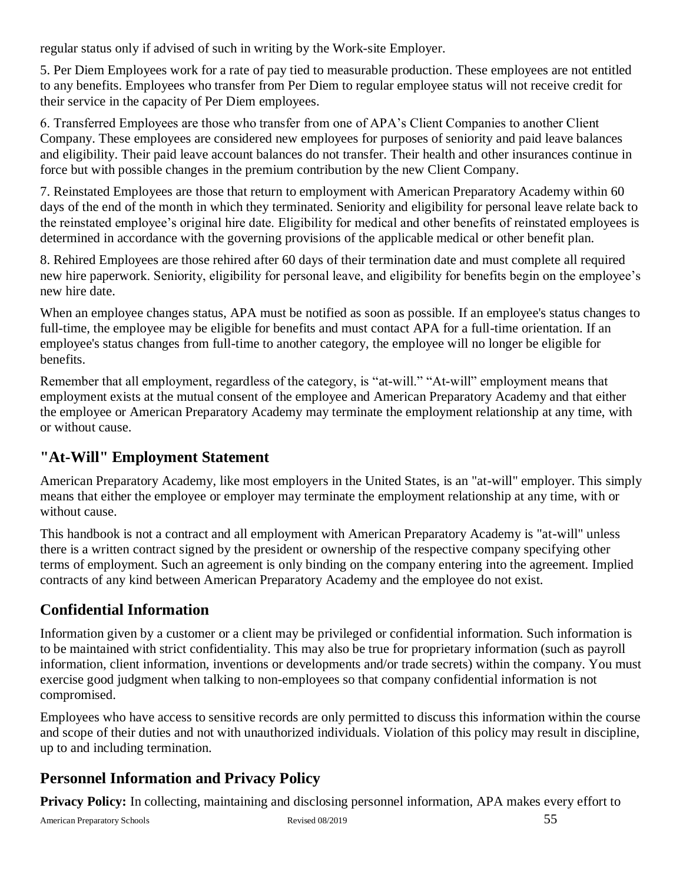regular status only if advised of such in writing by the Work-site Employer.

5. Per Diem Employees work for a rate of pay tied to measurable production. These employees are not entitled to any benefits. Employees who transfer from Per Diem to regular employee status will not receive credit for their service in the capacity of Per Diem employees.

6. Transferred Employees are those who transfer from one of APA's Client Companies to another Client Company. These employees are considered new employees for purposes of seniority and paid leave balances and eligibility. Their paid leave account balances do not transfer. Their health and other insurances continue in force but with possible changes in the premium contribution by the new Client Company.

7. Reinstated Employees are those that return to employment with American Preparatory Academy within 60 days of the end of the month in which they terminated. Seniority and eligibility for personal leave relate back to the reinstated employee's original hire date. Eligibility for medical and other benefits of reinstated employees is determined in accordance with the governing provisions of the applicable medical or other benefit plan.

8. Rehired Employees are those rehired after 60 days of their termination date and must complete all required new hire paperwork. Seniority, eligibility for personal leave, and eligibility for benefits begin on the employee's new hire date.

When an employee changes status, APA must be notified as soon as possible. If an employee's status changes to full-time, the employee may be eligible for benefits and must contact APA for a full-time orientation. If an employee's status changes from full-time to another category, the employee will no longer be eligible for benefits.

Remember that all employment, regardless of the category, is "at-will." "At-will" employment means that employment exists at the mutual consent of the employee and American Preparatory Academy and that either the employee or American Preparatory Academy may terminate the employment relationship at any time, with or without cause.

## "At-Will" Employment Statement

American Preparatory Academy, like most employers in the United States, is an "at-will" employer. This simply means that either the employee or employer may terminate the employment relationship at any time, with or without cause.

This handbook is not a contract and all employment with American Preparatory Academy is "at-will" unless there is a written contract signed by the president or ownership of the respective company specifying other terms of employment. Such an agreement is only binding on the company entering into the agreement. Implied contracts of any kind between American Preparatory Academy and the employee do not exist.

## Confidential Information

Information given by a customer or a client may be privileged or confidential information. Such information is to be maintained with strict confidentiality. This may also be true for proprietary information (such as payroll information, client information, inventions or developments and/or trade secrets) within the company. You must exercise good judgment when talking to non-employees so that company confidential information is not compromised.

Employees who have access to sensitive records are only permitted to discuss this information within the course and scope of their duties and not with unauthorized individuals. Violation of this policy may result in discipline, up to and including termination.

## Personnel Information and Privacy Policy

**Privacy Policy:** In collecting, maintaining and disclosing personnel information, APA makes every effort to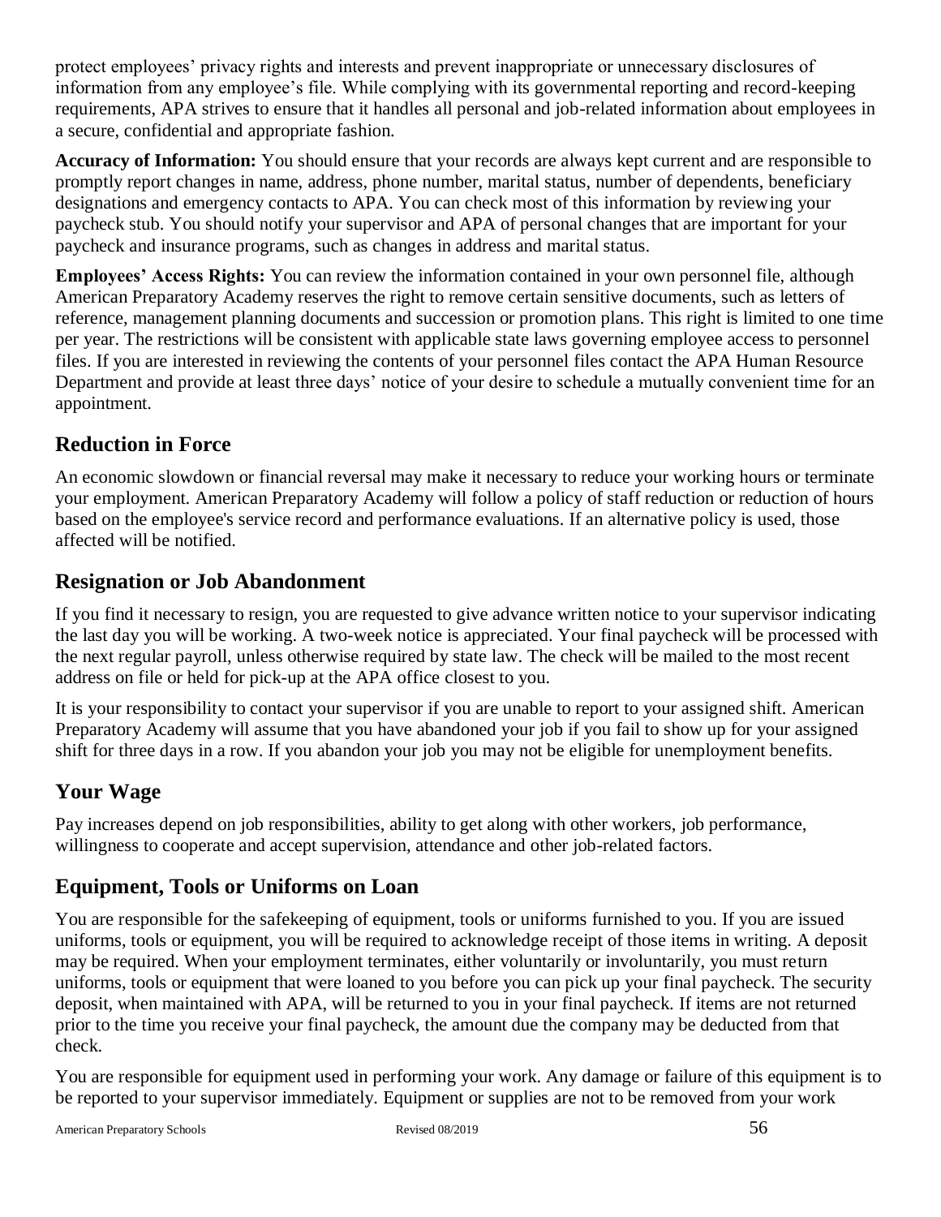protect employees' privacy rights and interests and prevent inappropriate or unnecessary disclosures of information from any employee's file. While complying with its governmental reporting and record-keeping requirements, APA strives to ensure that it handles all personal and job-related information about employees in a secure, confidential and appropriate fashion.

**Accuracy of Information:** You should ensure that your records are always kept current and are responsible to promptly report changes in name, address, phone number, marital status, number of dependents, beneficiary designations and emergency contacts to APA. You can check most of this information by reviewing your paycheck stub. You should notify your supervisor and APA of personal changes that are important for your paycheck and insurance programs, such as changes in address and marital status.

**Employees' Access Rights:** You can review the information contained in your own personnel file, although American Preparatory Academy reserves the right to remove certain sensitive documents, such as letters of reference, management planning documents and succession or promotion plans. This right is limited to one time per year. The restrictions will be consistent with applicable state laws governing employee access to personnel files. If you are interested in reviewing the contents of your personnel files contact the APA Human Resource Department and provide at least three days' notice of your desire to schedule a mutually convenient time for an appointment.

## Reduction in Force

An economic slowdown or financial reversal may make it necessary to reduce your working hours or terminate your employment. American Preparatory Academy will follow a policy of staff reduction or reduction of hours based on the employee's service record and performance evaluations. If an alternative policy is used, those affected will be notified.

## Resignation or Job Abandonment

If you find it necessary to resign, you are requested to give advance written notice to your supervisor indicating the last day you will be working. A two-week notice is appreciated. Your final paycheck will be processed with the next regular payroll, unless otherwise required by state law. The check will be mailed to the most recent address on file or held for pick-up at the APA office closest to you.

It is your responsibility to contact your supervisor if you are unable to report to your assigned shift. American Preparatory Academy will assume that you have abandoned your job if you fail to show up for your assigned shift for three days in a row. If you abandon your job you may not be eligible for unemployment benefits.

## Your Wage

Pay increases depend on job responsibilities, ability to get along with other workers, job performance, willingness to cooperate and accept supervision, attendance and other job-related factors.

## Equipment, Tools or Uniforms on Loan

You are responsible for the safekeeping of equipment, tools or uniforms furnished to you. If you are issued uniforms, tools or equipment, you will be required to acknowledge receipt of those items in writing. A deposit may be required. When your employment terminates, either voluntarily or involuntarily, you must return uniforms, tools or equipment that were loaned to you before you can pick up your final paycheck. The security deposit, when maintained with APA, will be returned to you in your final paycheck. If items are not returned prior to the time you receive your final paycheck, the amount due the company may be deducted from that check.

You are responsible for equipment used in performing your work. Any damage or failure of this equipment is to be reported to your supervisor immediately. Equipment or supplies are not to be removed from your work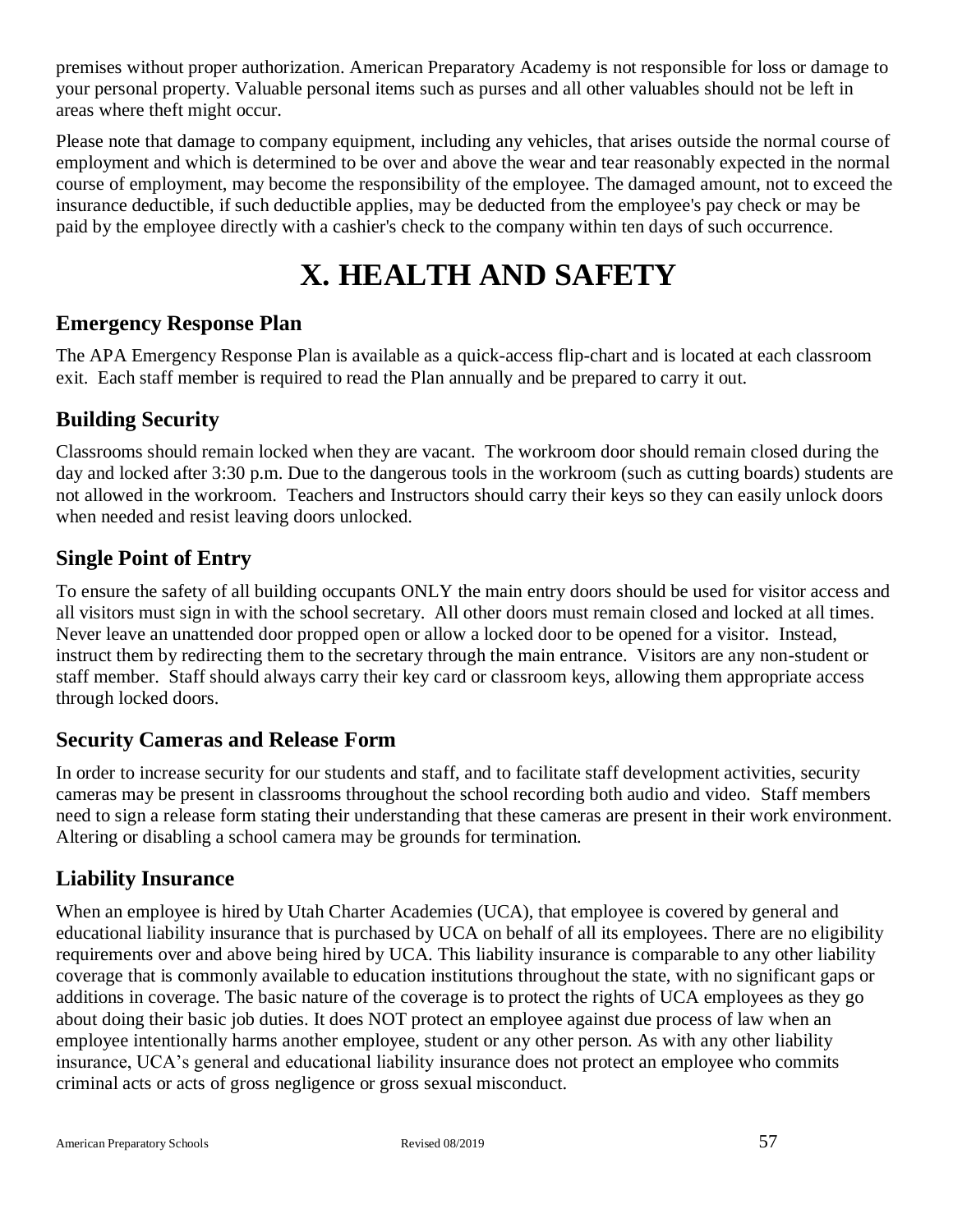premises without proper authorization. American Preparatory Academy is not responsible for loss or damage to your personal property. Valuable personal items such as purses and all other valuables should not be left in areas where theft might occur.

Please note that damage to company equipment, including any vehicles, that arises outside the normal course of employment and which is determined to be over and above the wear and tear reasonably expected in the normal course of employment, may become the responsibility of the employee. The damaged amount, not to exceed the insurance deductible, if such deductible applies, may be deducted from the employee's pay check or may be paid by the employee directly with a cashier's check to the company within ten days of such occurrence.

# X. HEALTH AND SAFETY

## Emergency Response Plan

The APA Emergency Response Plan is available as a quick-access flip-chart and is located at each classroom exit. Each staff member is required to read the Plan annually and be prepared to carry it out.

## Building Security

Classrooms should remain locked when they are vacant. The workroom door should remain closed during the day and locked after 3:30 p.m. Due to the dangerous tools in the workroom (such as cutting boards) students are not allowed in the workroom. Teachers and Instructors should carry their keys so they can easily unlock doors when needed and resist leaving doors unlocked.

## Single Point of Entry

To ensure the safety of all building occupants ONLY the main entry doors should be used for visitor access and all visitors must sign in with the school secretary. All other doors must remain closed and locked at all times. Never leave an unattended door propped open or allow a locked door to be opened for a visitor. Instead, instruct them by redirecting them to the secretary through the main entrance. Visitors are any non-student or staff member. Staff should always carry their key card or classroom keys, allowing them appropriate access through locked doors.

## Security Cameras and Release Form

In order to increase security for our students and staff, and to facilitate staff development activities, security cameras may be present in classrooms throughout the school recording both audio and video. Staff members need to sign a release form stating their understanding that these cameras are present in their work environment. Altering or disabling a school camera may be grounds for termination.

## Liability Insurance

When an employee is hired by Utah Charter Academies (UCA), that employee is covered by general and educational liability insurance that is purchased by UCA on behalf of all its employees. There are no eligibility requirements over and above being hired by UCA. This liability insurance is comparable to any other liability coverage that is commonly available to education institutions throughout the state, with no significant gaps or additions in coverage. The basic nature of the coverage is to protect the rights of UCA employees as they go about doing their basic job duties. It does NOT protect an employee against due process of law when an employee intentionally harms another employee, student or any other person. As with any other liability insurance, UCA's general and educational liability insurance does not protect an employee who commits criminal acts or acts of gross negligence or gross sexual misconduct.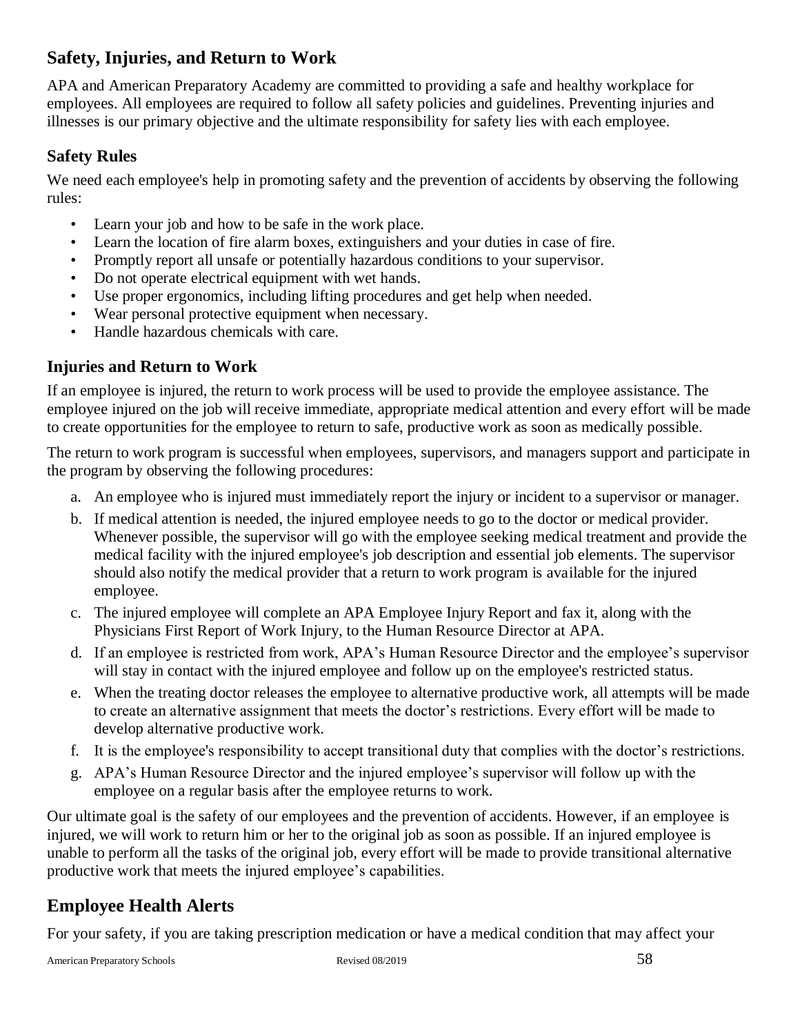## Safety, Injuries, and Return to Work

APA and American Preparatory Academy are committed to providing a safe and healthy workplace for employees. All employees are required to follow all safety policies and guidelines. Preventing injuries and illnesses is our primary objective and the ultimate responsibility for safety lies with each employee.

### Safety Rules

We need each employee's help in promoting safety and the prevention of accidents by observing the following rules:

- Learn your job and how to be safe in the work place.
- Learn the location of fire alarm boxes, extinguishers and your duties in case of fire.
- Promptly report all unsafe or potentially hazardous conditions to your supervisor.
- Do not operate electrical equipment with wet hands.
- Use proper ergonomics, including lifting procedures and get help when needed.
- Wear personal protective equipment when necessary.
- Handle hazardous chemicals with care.

### Injuries and Return to Work

If an employee is injured, the return to work process will be used to provide the employee assistance. The employee injured on the job will receive immediate, appropriate medical attention and every effort will be made to create opportunities for the employee to return to safe, productive work as soon as medically possible.

The return to work program is successful when employees, supervisors, and managers support and participate in the program by observing the following procedures:

a. An employee who is injured must immediately report the injury or incident to a supervisor or manager.
b. If medical attention is needed, the injured employee needs to go to the doctor or medical provider. Whenever possible, the supervisor will go with the employee seeking medical treatment and provide the medical facility with the injured employee's job description and essential job elements. The supervisor should also notify the medical provider that a return to work program is available for the injured employee.
c. The injured employee will complete an APA Employee Injury Report and fax it, along with the Physicians First Report of Work Injury, to the Human Resource Director at APA.
d. If an employee is restricted from work, APA's Human Resource Director and the employee's supervisor will stay in contact with the injured employee and follow up on the employee's restricted status.
e. When the treating doctor releases the employee to alternative productive work, all attempts will be made to create an alternative assignment that meets the doctor's restrictions. Every effort will be made to develop alternative productive work.
f. It is the employee's responsibility to accept transitional duty that complies with the doctor's restrictions.
g. APA's Human Resource Director and the injured employee's supervisor will follow up with the employee on a regular basis after the employee returns to work.

Our ultimate goal is the safety of our employees and the prevention of accidents. However, if an employee is injured, we will work to return him or her to the original job as soon as possible. If an injured employee is unable to perform all the tasks of the original job, every effort will be made to provide transitional alternative productive work that meets the injured employee's capabilities.

## Employee Health Alerts

For your safety, if you are taking prescription medication or have a medical condition that may affect your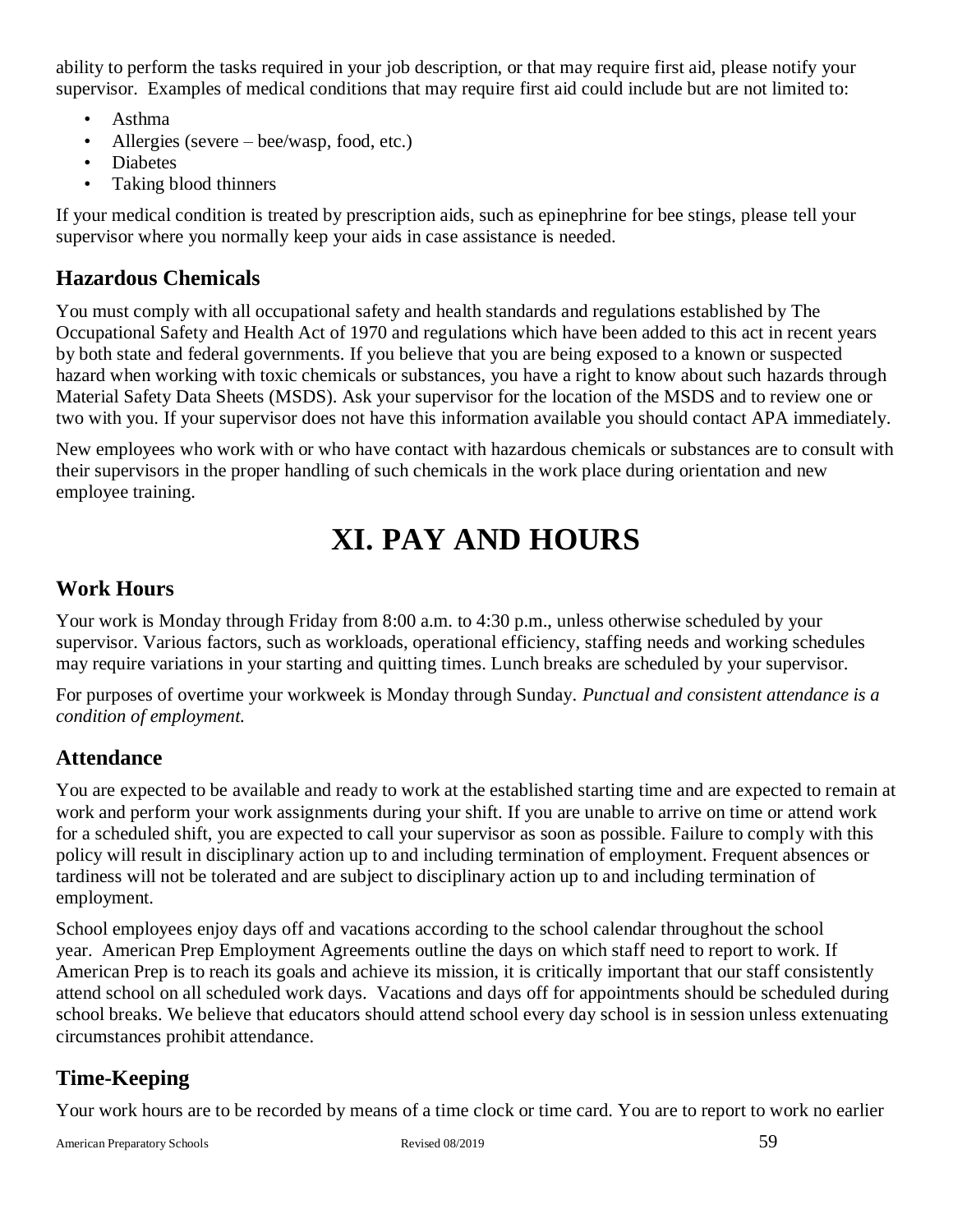ability to perform the tasks required in your job description, or that may require first aid, please notify your supervisor. Examples of medical conditions that may require first aid could include but are not limited to:

- Asthma
- Allergies (severe – bee/wasp, food, etc.)
- Diabetes
- Taking blood thinners

If your medical condition is treated by prescription aids, such as epinephrine for bee stings, please tell your supervisor where you normally keep your aids in case assistance is needed.

## Hazardous Chemicals

You must comply with all occupational safety and health standards and regulations established by The Occupational Safety and Health Act of 1970 and regulations which have been added to this act in recent years by both state and federal governments. If you believe that you are being exposed to a known or suspected hazard when working with toxic chemicals or substances, you have a right to know about such hazards through Material Safety Data Sheets (MSDS). Ask your supervisor for the location of the MSDS and to review one or two with you. If your supervisor does not have this information available you should contact APA immediately.

New employees who work with or who have contact with hazardous chemicals or substances are to consult with their supervisors in the proper handling of such chemicals in the work place during orientation and new employee training.

# XI. PAY AND HOURS

## Work Hours

Your work is Monday through Friday from 8:00 a.m. to 4:30 p.m., unless otherwise scheduled by your supervisor. Various factors, such as workloads, operational efficiency, staffing needs and working schedules may require variations in your starting and quitting times. Lunch breaks are scheduled by your supervisor.

For purposes of overtime your workweek is Monday through Sunday. *Punctual and consistent attendance is a condition of employment.*

## Attendance

You are expected to be available and ready to work at the established starting time and are expected to remain at work and perform your work assignments during your shift. If you are unable to arrive on time or attend work for a scheduled shift, you are expected to call your supervisor as soon as possible. Failure to comply with this policy will result in disciplinary action up to and including termination of employment. Frequent absences or tardiness will not be tolerated and are subject to disciplinary action up to and including termination of employment.

School employees enjoy days off and vacations according to the school calendar throughout the school year. American Prep Employment Agreements outline the days on which staff need to report to work. If American Prep is to reach its goals and achieve its mission, it is critically important that our staff consistently attend school on all scheduled work days. Vacations and days off for appointments should be scheduled during school breaks. We believe that educators should attend school every day school is in session unless extenuating circumstances prohibit attendance.

## Time-Keeping

Your work hours are to be recorded by means of a time clock or time card. You are to report to work no earlier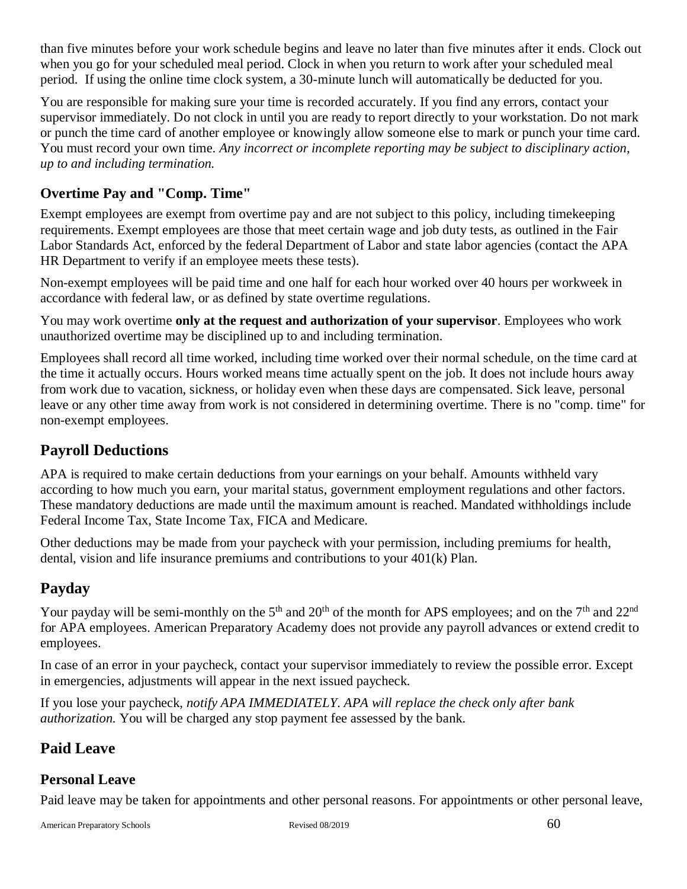than five minutes before your work schedule begins and leave no later than five minutes after it ends. Clock out when you go for your scheduled meal period. Clock in when you return to work after your scheduled meal period. If using the online time clock system, a 30-minute lunch will automatically be deducted for you.

You are responsible for making sure your time is recorded accurately. If you find any errors, contact your supervisor immediately. Do not clock in until you are ready to report directly to your workstation. Do not mark or punch the time card of another employee or knowingly allow someone else to mark or punch your time card. You must record your own time. *Any incorrect or incomplete reporting may be subject to disciplinary action, up to and including termination.*

### Overtime Pay and "Comp. Time"

Exempt employees are exempt from overtime pay and are not subject to this policy, including timekeeping requirements. Exempt employees are those that meet certain wage and job duty tests, as outlined in the Fair Labor Standards Act, enforced by the federal Department of Labor and state labor agencies (contact the APA HR Department to verify if an employee meets these tests).

Non-exempt employees will be paid time and one half for each hour worked over 40 hours per workweek in accordance with federal law, or as defined by state overtime regulations.

You may work overtime **only at the request and authorization of your supervisor**. Employees who work unauthorized overtime may be disciplined up to and including termination.

Employees shall record all time worked, including time worked over their normal schedule, on the time card at the time it actually occurs. Hours worked means time actually spent on the job. It does not include hours away from work due to vacation, sickness, or holiday even when these days are compensated. Sick leave, personal leave or any other time away from work is not considered in determining overtime. There is no "comp. time" for non-exempt employees.

## Payroll Deductions

APA is required to make certain deductions from your earnings on your behalf. Amounts withheld vary according to how much you earn, your marital status, government employment regulations and other factors. These mandatory deductions are made until the maximum amount is reached. Mandated withholdings include Federal Income Tax, State Income Tax, FICA and Medicare.

Other deductions may be made from your paycheck with your permission, including premiums for health, dental, vision and life insurance premiums and contributions to your 401(k) Plan.

## Payday

Your payday will be semi-monthly on the 5th and 20th of the month for APS employees; and on the 7th and 22nd for APA employees. American Preparatory Academy does not provide any payroll advances or extend credit to employees.

In case of an error in your paycheck, contact your supervisor immediately to review the possible error. Except in emergencies, adjustments will appear in the next issued paycheck.

If you lose your paycheck, *notify APA IMMEDIATELY. APA will replace the check only after bank authorization.* You will be charged any stop payment fee assessed by the bank.

## Paid Leave

### Personal Leave

Paid leave may be taken for appointments and other personal reasons. For appointments or other personal leave,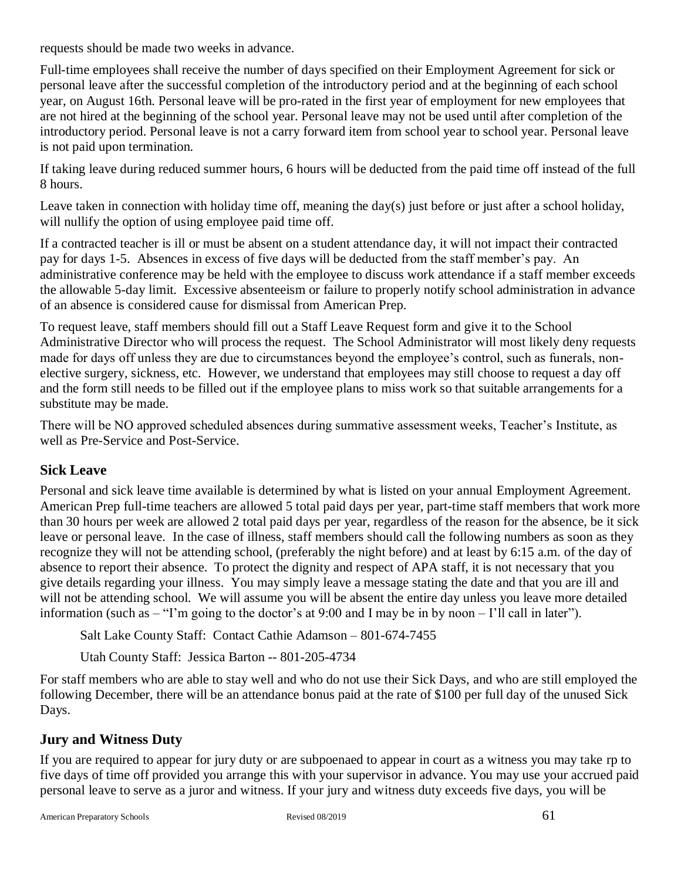requests should be made two weeks in advance.

Full-time employees shall receive the number of days specified on their Employment Agreement for sick or personal leave after the successful completion of the introductory period and at the beginning of each school year, on August 16th. Personal leave will be pro-rated in the first year of employment for new employees that are not hired at the beginning of the school year. Personal leave may not be used until after completion of the introductory period. Personal leave is not a carry forward item from school year to school year. Personal leave is not paid upon termination.

If taking leave during reduced summer hours, 6 hours will be deducted from the paid time off instead of the full 8 hours.

Leave taken in connection with holiday time off, meaning the day(s) just before or just after a school holiday, will nullify the option of using employee paid time off.

If a contracted teacher is ill or must be absent on a student attendance day, it will not impact their contracted pay for days 1-5. Absences in excess of five days will be deducted from the staff member's pay. An administrative conference may be held with the employee to discuss work attendance if a staff member exceeds the allowable 5-day limit. Excessive absenteeism or failure to properly notify school administration in advance of an absence is considered cause for dismissal from American Prep.

To request leave, staff members should fill out a Staff Leave Request form and give it to the School Administrative Director who will process the request. The School Administrator will most likely deny requests made for days off unless they are due to circumstances beyond the employee's control, such as funerals, non-elective surgery, sickness, etc. However, we understand that employees may still choose to request a day off and the form still needs to be filled out if the employee plans to miss work so that suitable arrangements for a substitute may be made.

There will be NO approved scheduled absences during summative assessment weeks, Teacher's Institute, as well as Pre-Service and Post-Service.

### Sick Leave

Personal and sick leave time available is determined by what is listed on your annual Employment Agreement. American Prep full-time teachers are allowed 5 total paid days per year, part-time staff members that work more than 30 hours per week are allowed 2 total paid days per year, regardless of the reason for the absence, be it sick leave or personal leave. In the case of illness, staff members should call the following numbers as soon as they recognize they will not be attending school, (preferably the night before) and at least by 6:15 a.m. of the day of absence to report their absence. To protect the dignity and respect of APA staff, it is not necessary that you give details regarding your illness. You may simply leave a message stating the date and that you are ill and will not be attending school. We will assume you will be absent the entire day unless you leave more detailed information (such as – "I'm going to the doctor's at 9:00 and I may be in by noon – I'll call in later").

Salt Lake County Staff: Contact Cathie Adamson – 801-674-7455

Utah County Staff: Jessica Barton -- 801-205-4734

For staff members who are able to stay well and who do not use their Sick Days, and who are still employed the following December, there will be an attendance bonus paid at the rate of $100 per full day of the unused Sick Days.

### Jury and Witness Duty

If you are required to appear for jury duty or are subpoenaed to appear in court as a witness you may take rp to five days of time off provided you arrange this with your supervisor in advance. You may use your accrued paid personal leave to serve as a juror and witness. If your jury and witness duty exceeds five days, you will be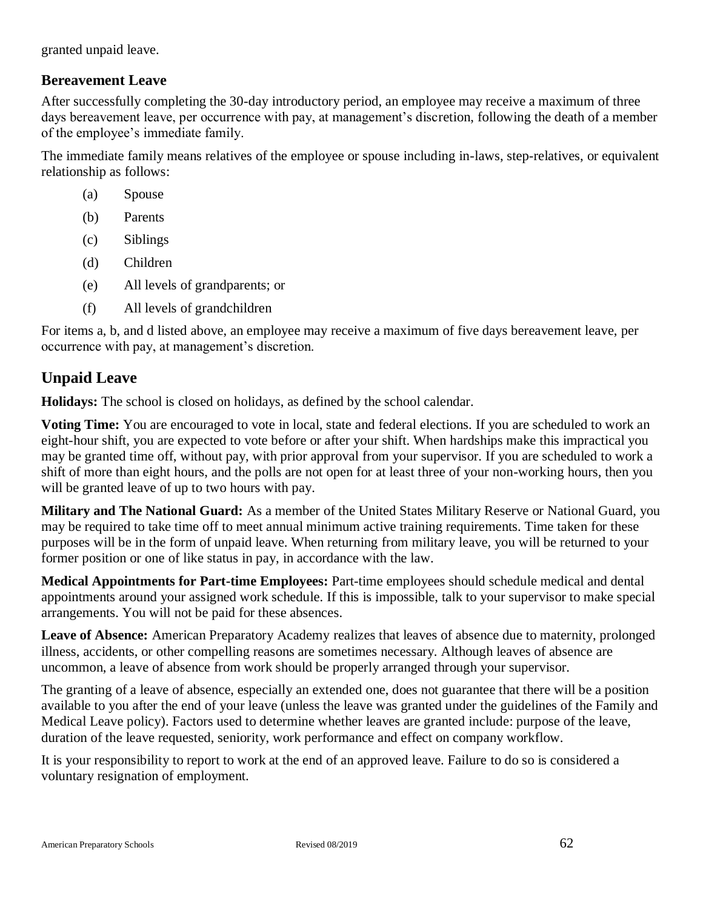granted unpaid leave.

### Bereavement Leave

After successfully completing the 30-day introductory period, an employee may receive a maximum of three days bereavement leave, per occurrence with pay, at management's discretion, following the death of a member of the employee's immediate family.

The immediate family means relatives of the employee or spouse including in-laws, step-relatives, or equivalent relationship as follows:

- (a) Spouse
- (b) Parents
- (c) Siblings
- (d) Children
- (e) All levels of grandparents; or
- (f) All levels of grandchildren

For items a, b, and d listed above, an employee may receive a maximum of five days bereavement leave, per occurrence with pay, at management's discretion.

## Unpaid Leave

**Holidays:** The school is closed on holidays, as defined by the school calendar.

**Voting Time:** You are encouraged to vote in local, state and federal elections. If you are scheduled to work an eight-hour shift, you are expected to vote before or after your shift. When hardships make this impractical you may be granted time off, without pay, with prior approval from your supervisor. If you are scheduled to work a shift of more than eight hours, and the polls are not open for at least three of your non-working hours, then you will be granted leave of up to two hours with pay.

**Military and The National Guard:** As a member of the United States Military Reserve or National Guard, you may be required to take time off to meet annual minimum active training requirements. Time taken for these purposes will be in the form of unpaid leave. When returning from military leave, you will be returned to your former position or one of like status in pay, in accordance with the law.

**Medical Appointments for Part-time Employees:** Part-time employees should schedule medical and dental appointments around your assigned work schedule. If this is impossible, talk to your supervisor to make special arrangements. You will not be paid for these absences.

**Leave of Absence:** American Preparatory Academy realizes that leaves of absence due to maternity, prolonged illness, accidents, or other compelling reasons are sometimes necessary. Although leaves of absence are uncommon, a leave of absence from work should be properly arranged through your supervisor.

The granting of a leave of absence, especially an extended one, does not guarantee that there will be a position available to you after the end of your leave (unless the leave was granted under the guidelines of the Family and Medical Leave policy). Factors used to determine whether leaves are granted include: purpose of the leave, duration of the leave requested, seniority, work performance and effect on company workflow.

It is your responsibility to report to work at the end of an approved leave. Failure to do so is considered a voluntary resignation of employment.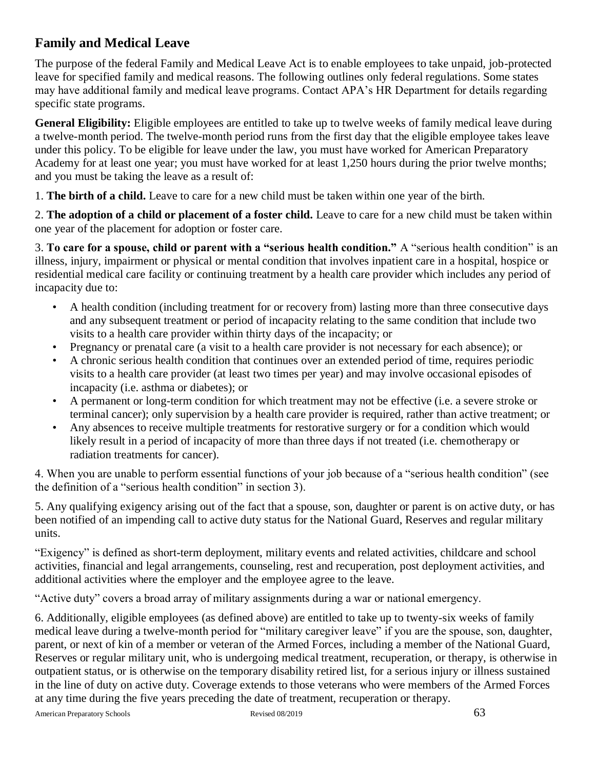## Family and Medical Leave

The purpose of the federal Family and Medical Leave Act is to enable employees to take unpaid, job-protected leave for specified family and medical reasons. The following outlines only federal regulations. Some states may have additional family and medical leave programs. Contact APA's HR Department for details regarding specific state programs.

**General Eligibility:** Eligible employees are entitled to take up to twelve weeks of family medical leave during a twelve-month period. The twelve-month period runs from the first day that the eligible employee takes leave under this policy. To be eligible for leave under the law, you must have worked for American Preparatory Academy for at least one year; you must have worked for at least 1,250 hours during the prior twelve months; and you must be taking the leave as a result of:

1. **The birth of a child.** Leave to care for a new child must be taken within one year of the birth.

2. **The adoption of a child or placement of a foster child.** Leave to care for a new child must be taken within one year of the placement for adoption or foster care.

3. **To care for a spouse, child or parent with a "serious health condition."** A "serious health condition" is an illness, injury, impairment or physical or mental condition that involves inpatient care in a hospital, hospice or residential medical care facility or continuing treatment by a health care provider which includes any period of incapacity due to:

- A health condition (including treatment for or recovery from) lasting more than three consecutive days and any subsequent treatment or period of incapacity relating to the same condition that include two visits to a health care provider within thirty days of the incapacity; or
- Pregnancy or prenatal care (a visit to a health care provider is not necessary for each absence); or
- A chronic serious health condition that continues over an extended period of time, requires periodic visits to a health care provider (at least two times per year) and may involve occasional episodes of incapacity (i.e. asthma or diabetes); or
- A permanent or long-term condition for which treatment may not be effective (i.e. a severe stroke or terminal cancer); only supervision by a health care provider is required, rather than active treatment; or
- Any absences to receive multiple treatments for restorative surgery or for a condition which would likely result in a period of incapacity of more than three days if not treated (i.e. chemotherapy or radiation treatments for cancer).

4. When you are unable to perform essential functions of your job because of a "serious health condition" (see the definition of a "serious health condition" in section 3).

5. Any qualifying exigency arising out of the fact that a spouse, son, daughter or parent is on active duty, or has been notified of an impending call to active duty status for the National Guard, Reserves and regular military units.

"Exigency" is defined as short-term deployment, military events and related activities, childcare and school activities, financial and legal arrangements, counseling, rest and recuperation, post deployment activities, and additional activities where the employer and the employee agree to the leave.

"Active duty" covers a broad array of military assignments during a war or national emergency.

6. Additionally, eligible employees (as defined above) are entitled to take up to twenty-six weeks of family medical leave during a twelve-month period for "military caregiver leave" if you are the spouse, son, daughter, parent, or next of kin of a member or veteran of the Armed Forces, including a member of the National Guard, Reserves or regular military unit, who is undergoing medical treatment, recuperation, or therapy, is otherwise in outpatient status, or is otherwise on the temporary disability retired list, for a serious injury or illness sustained in the line of duty on active duty. Coverage extends to those veterans who were members of the Armed Forces at any time during the five years preceding the date of treatment, recuperation or therapy.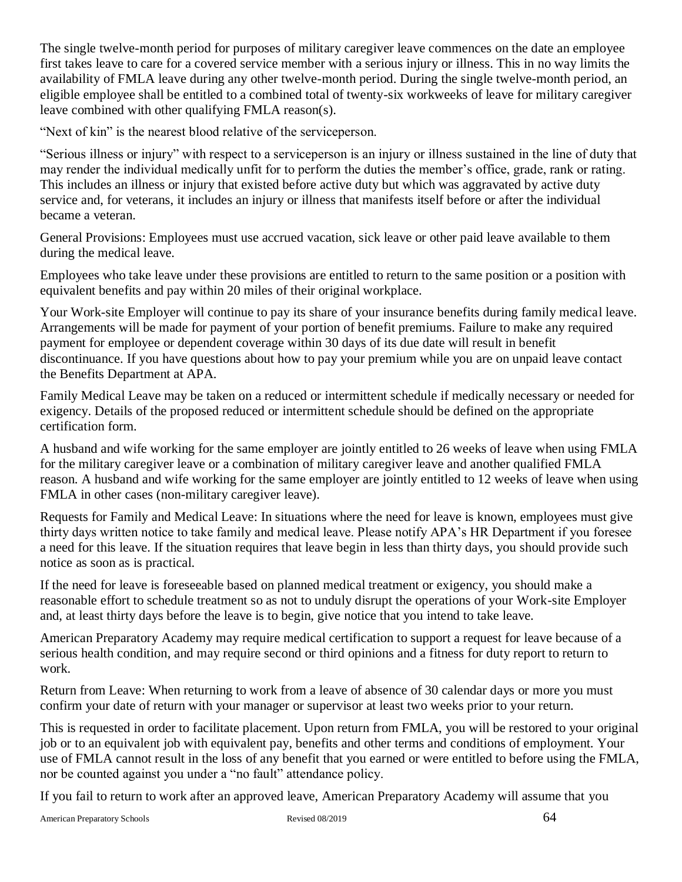The single twelve-month period for purposes of military caregiver leave commences on the date an employee first takes leave to care for a covered service member with a serious injury or illness. This in no way limits the availability of FMLA leave during any other twelve-month period. During the single twelve-month period, an eligible employee shall be entitled to a combined total of twenty-six workweeks of leave for military caregiver leave combined with other qualifying FMLA reason(s).

"Next of kin" is the nearest blood relative of the serviceperson.

"Serious illness or injury" with respect to a serviceperson is an injury or illness sustained in the line of duty that may render the individual medically unfit for to perform the duties the member's office, grade, rank or rating. This includes an illness or injury that existed before active duty but which was aggravated by active duty service and, for veterans, it includes an injury or illness that manifests itself before or after the individual became a veteran.

General Provisions: Employees must use accrued vacation, sick leave or other paid leave available to them during the medical leave.

Employees who take leave under these provisions are entitled to return to the same position or a position with equivalent benefits and pay within 20 miles of their original workplace.

Your Work-site Employer will continue to pay its share of your insurance benefits during family medical leave. Arrangements will be made for payment of your portion of benefit premiums. Failure to make any required payment for employee or dependent coverage within 30 days of its due date will result in benefit discontinuance. If you have questions about how to pay your premium while you are on unpaid leave contact the Benefits Department at APA.

Family Medical Leave may be taken on a reduced or intermittent schedule if medically necessary or needed for exigency. Details of the proposed reduced or intermittent schedule should be defined on the appropriate certification form.

A husband and wife working for the same employer are jointly entitled to 26 weeks of leave when using FMLA for the military caregiver leave or a combination of military caregiver leave and another qualified FMLA reason. A husband and wife working for the same employer are jointly entitled to 12 weeks of leave when using FMLA in other cases (non-military caregiver leave).

Requests for Family and Medical Leave: In situations where the need for leave is known, employees must give thirty days written notice to take family and medical leave. Please notify APA's HR Department if you foresee a need for this leave. If the situation requires that leave begin in less than thirty days, you should provide such notice as soon as is practical.

If the need for leave is foreseeable based on planned medical treatment or exigency, you should make a reasonable effort to schedule treatment so as not to unduly disrupt the operations of your Work-site Employer and, at least thirty days before the leave is to begin, give notice that you intend to take leave.

American Preparatory Academy may require medical certification to support a request for leave because of a serious health condition, and may require second or third opinions and a fitness for duty report to return to work.

Return from Leave: When returning to work from a leave of absence of 30 calendar days or more you must confirm your date of return with your manager or supervisor at least two weeks prior to your return.

This is requested in order to facilitate placement. Upon return from FMLA, you will be restored to your original job or to an equivalent job with equivalent pay, benefits and other terms and conditions of employment. Your use of FMLA cannot result in the loss of any benefit that you earned or were entitled to before using the FMLA, nor be counted against you under a "no fault" attendance policy.

If you fail to return to work after an approved leave, American Preparatory Academy will assume that you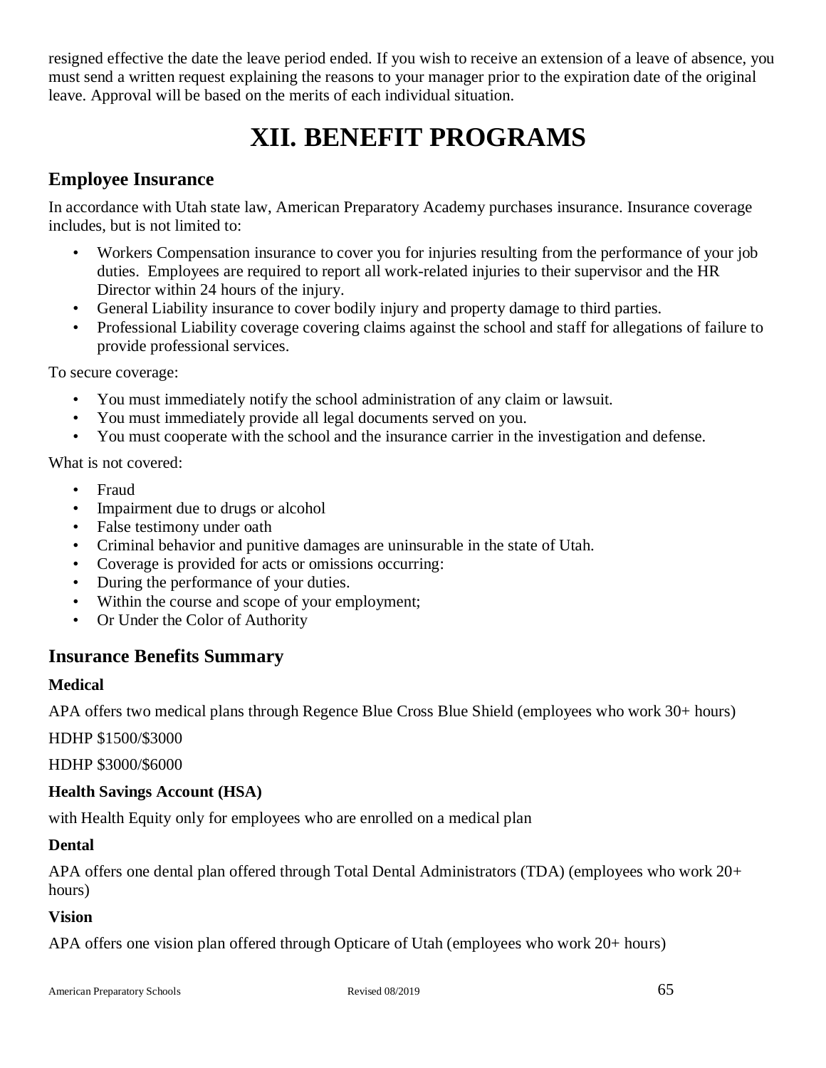resigned effective the date the leave period ended. If you wish to receive an extension of a leave of absence, you must send a written request explaining the reasons to your manager prior to the expiration date of the original leave. Approval will be based on the merits of each individual situation.

# XII. BENEFIT PROGRAMS

## Employee Insurance

In accordance with Utah state law, American Preparatory Academy purchases insurance. Insurance coverage includes, but is not limited to:

- Workers Compensation insurance to cover you for injuries resulting from the performance of your job duties. Employees are required to report all work-related injuries to their supervisor and the HR Director within 24 hours of the injury.
- General Liability insurance to cover bodily injury and property damage to third parties.
- Professional Liability coverage covering claims against the school and staff for allegations of failure to provide professional services.

To secure coverage:

- You must immediately notify the school administration of any claim or lawsuit.
- You must immediately provide all legal documents served on you.
- You must cooperate with the school and the insurance carrier in the investigation and defense.

What is not covered:

- Fraud
- Impairment due to drugs or alcohol
- False testimony under oath
- Criminal behavior and punitive damages are uninsurable in the state of Utah.
- Coverage is provided for acts or omissions occurring:
- During the performance of your duties.
- Within the course and scope of your employment;
- Or Under the Color of Authority

## Insurance Benefits Summary

### Medical

APA offers two medical plans through Regence Blue Cross Blue Shield (employees who work 30+ hours)

HDHP $1500/$3000

HDHP $3000/$6000

### Health Savings Account (HSA)

with Health Equity only for employees who are enrolled on a medical plan

### Dental

APA offers one dental plan offered through Total Dental Administrators (TDA) (employees who work 20+ hours)

### Vision

APA offers one vision plan offered through Opticare of Utah (employees who work 20+ hours)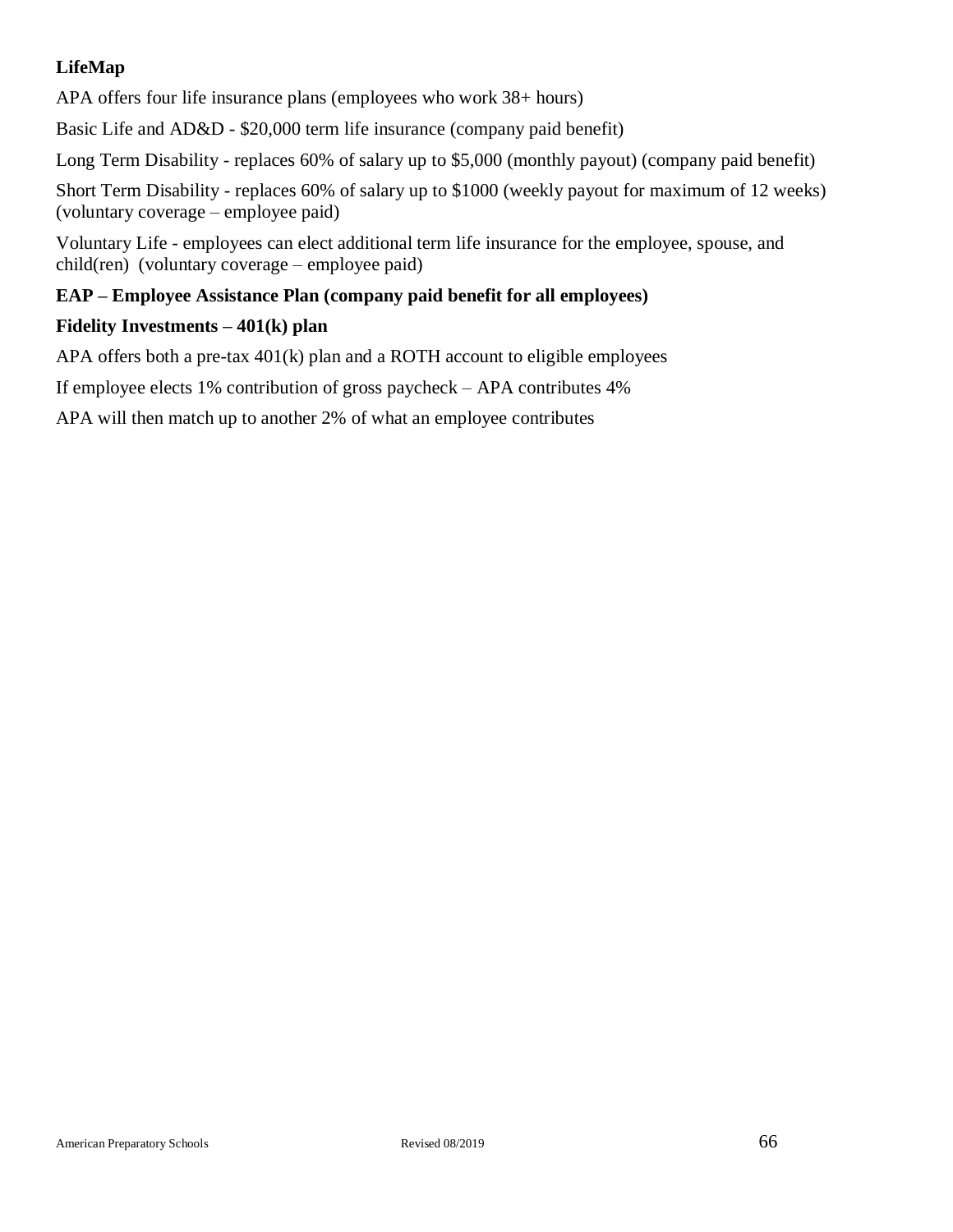**LifeMap**

APA offers four life insurance plans (employees who work 38+ hours)

Basic Life and AD&D - $20,000 term life insurance (company paid benefit)

Long Term Disability - replaces 60% of salary up to $5,000 (monthly payout) (company paid benefit)

Short Term Disability - replaces 60% of salary up to $1000 (weekly payout for maximum of 12 weeks) (voluntary coverage – employee paid)

Voluntary Life - employees can elect additional term life insurance for the employee, spouse, and child(ren) (voluntary coverage – employee paid)

**EAP – Employee Assistance Plan (company paid benefit for all employees)**

**Fidelity Investments – 401(k) plan**

APA offers both a pre-tax 401(k) plan and a ROTH account to eligible employees

If employee elects 1% contribution of gross paycheck – APA contributes 4%

APA will then match up to another 2% of what an employee contributes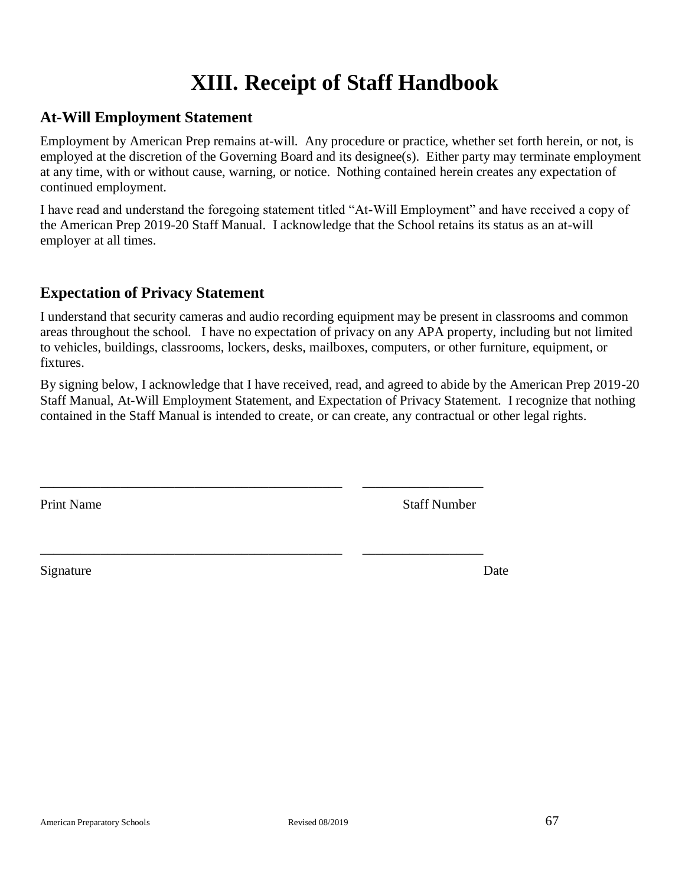# XIII. Receipt of Staff Handbook

## At-Will Employment Statement

Employment by American Prep remains at-will. Any procedure or practice, whether set forth herein, or not, is employed at the discretion of the Governing Board and its designee(s). Either party may terminate employment at any time, with or without cause, warning, or notice. Nothing contained herein creates any expectation of continued employment.

I have read and understand the foregoing statement titled "At-Will Employment" and have received a copy of the American Prep 2019-20 Staff Manual. I acknowledge that the School retains its status as an at-will employer at all times.

## Expectation of Privacy Statement

I understand that security cameras and audio recording equipment may be present in classrooms and common areas throughout the school. I have no expectation of privacy on any APA property, including but not limited to vehicles, buildings, classrooms, lockers, desks, mailboxes, computers, or other furniture, equipment, or fixtures.

By signing below, I acknowledge that I have received, read, and agreed to abide by the American Prep 2019-20 Staff Manual, At-Will Employment Statement, and Expectation of Privacy Statement. I recognize that nothing contained in the Staff Manual is intended to create, or can create, any contractual or other legal rights.

\_\_\_\_\_\_\_\_\_\_\_\_\_\_\_\_\_\_\_\_\_\_\_\_\_\_\_\_\_\_\_\_\_\_\_\_\_\_\_\_\_\_\_\_ \_\_\_\_\_\_\_\_\_\_\_\_\_\_\_\_\_\_

Print Name Staff Number

\_\_\_\_\_\_\_\_\_\_\_\_\_\_\_\_\_\_\_\_\_\_\_\_\_\_\_\_\_\_\_\_\_\_\_\_\_\_\_\_\_\_\_\_ \_\_\_\_\_\_\_\_\_\_\_\_\_\_\_\_\_\_

Signature Date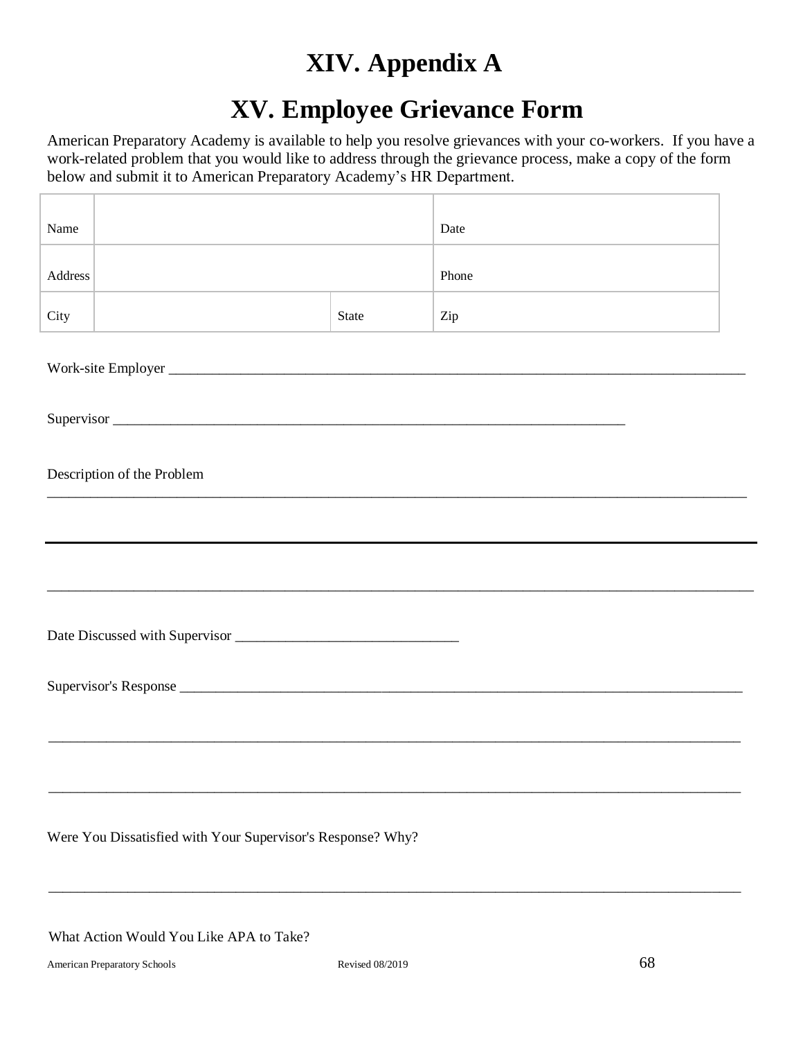# XIV. Appendix A

# XV. Employee Grievance Form

American Preparatory Academy is available to help you resolve grievances with your co-workers. If you have a work-related problem that you would like to address through the grievance process, make a copy of the form below and submit it to American Preparatory Academy's HR Department.

| Name | | | Date |
|---|---|---|---|
| Address | | | Phone |
| City | | State | Zip |

Work-site Employer ____________________________________________________________________________

Supervisor ____________________________________________________________________

Description of the Problem

____________________________________________________________________________________________

____________________________________________________________________________________________

____________________________________________________________________________________________

Date Discussed with Supervisor _____________________________

Supervisor's Response ____________________________________________________________________________

____________________________________________________________________________________________

____________________________________________________________________________________________

Were You Dissatisfied with Your Supervisor's Response? Why?

____________________________________________________________________________________________

What Action Would You Like APA to Take?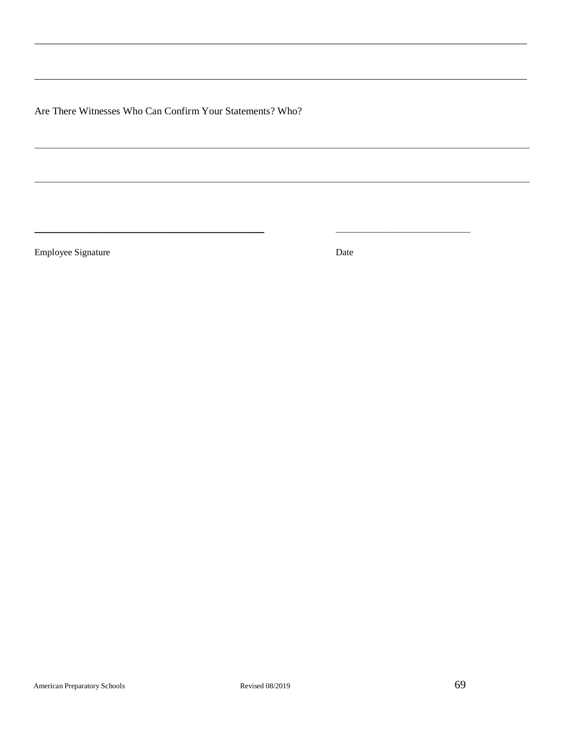\_\_\_\_\_\_\_\_\_\_\_\_\_\_\_\_\_\_\_\_\_\_\_\_\_\_\_\_\_\_\_\_\_\_\_\_\_\_\_\_\_\_\_\_\_\_\_\_\_\_\_\_\_\_\_\_\_\_\_\_\_\_\_\_\_\_\_\_\_\_\_\_\_\_\_\_\_\_\_\_

\_\_\_\_\_\_\_\_\_\_\_\_\_\_\_\_\_\_\_\_\_\_\_\_\_\_\_\_\_\_\_\_\_\_\_\_\_\_\_\_\_\_\_\_\_\_\_\_\_\_\_\_\_\_\_\_\_\_\_\_\_\_\_\_\_\_\_\_\_\_\_\_\_\_\_\_\_\_\_\_

Are There Witnesses Who Can Confirm Your Statements? Who?

\_\_\_\_\_\_\_\_\_\_\_\_\_\_\_\_\_\_\_\_\_\_\_\_\_\_\_\_\_\_\_\_\_\_\_\_\_\_\_\_\_\_\_\_\_\_\_\_\_\_\_\_\_\_\_\_\_\_\_\_\_\_\_\_\_\_\_\_\_\_\_\_\_\_\_\_\_\_\_\_

\_\_\_\_\_\_\_\_\_\_\_\_\_\_\_\_\_\_\_\_\_\_\_\_\_\_\_\_\_\_\_\_\_\_\_\_\_\_\_\_\_\_\_\_\_\_\_\_\_\_\_\_\_\_\_\_\_\_\_\_\_\_\_\_\_\_\_\_\_\_\_\_\_\_\_\_\_\_\_\_

\_\_\_\_\_\_\_\_\_\_\_\_\_\_\_\_\_\_\_\_\_\_\_\_\_\_\_\_\_\_\_\_\_\_\_\_\_\_\_ &nbsp;&nbsp;&nbsp;&nbsp;&nbsp;&nbsp;&nbsp;&nbsp;&nbsp;&nbsp; \_\_\_\_\_\_\_\_\_\_\_\_\_\_\_\_\_\_\_\_\_\_\_

Employee Signature &nbsp;&nbsp;&nbsp;&nbsp;&nbsp;&nbsp;&nbsp;&nbsp;&nbsp;&nbsp;&nbsp;&nbsp;&nbsp;&nbsp;&nbsp;&nbsp;&nbsp;&nbsp;&nbsp;&nbsp;&nbsp;&nbsp;&nbsp;&nbsp;&nbsp;&nbsp;&nbsp;&nbsp;&nbsp;&nbsp;&nbsp;&nbsp;&nbsp;&nbsp;&nbsp;&nbsp;&nbsp;&nbsp;&nbsp;&nbsp; Date